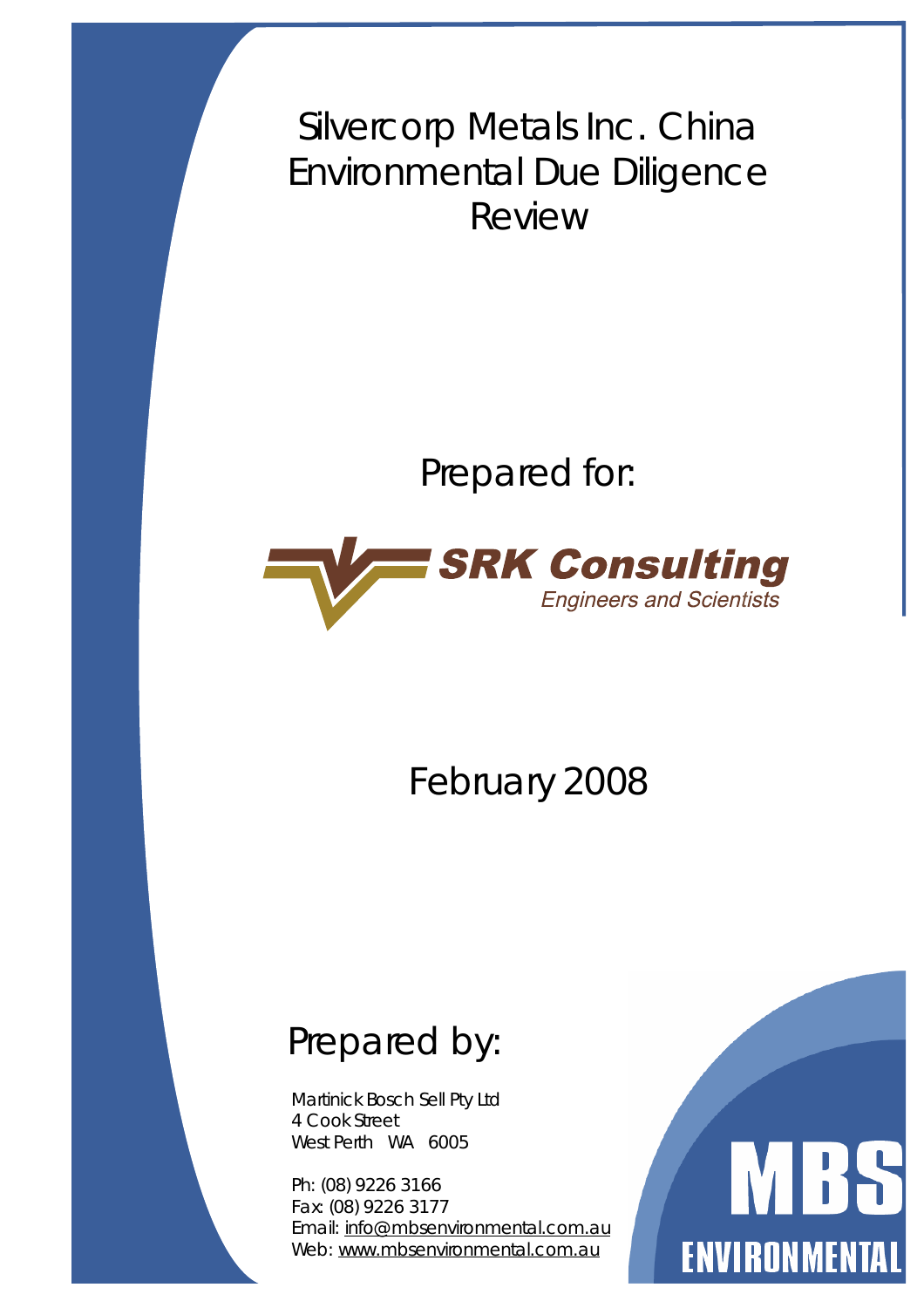# Silvercorp Metals Inc. China Environmental Due Diligence Review

Prepared for:

SRK Consulting

*Engineers and Scientists*

February 2008

## Prepared by:

Martinick Bosch Sell Pty Ltd
4 Cook Street
West Perth WA 6005

Ph: (08) 9226 3166
Fax: (08) 9226 3177
Email: info@mbsenvironmental.com.au
Web: www.mbsenvironmental.com.au

MBS ENVIRONMENTAL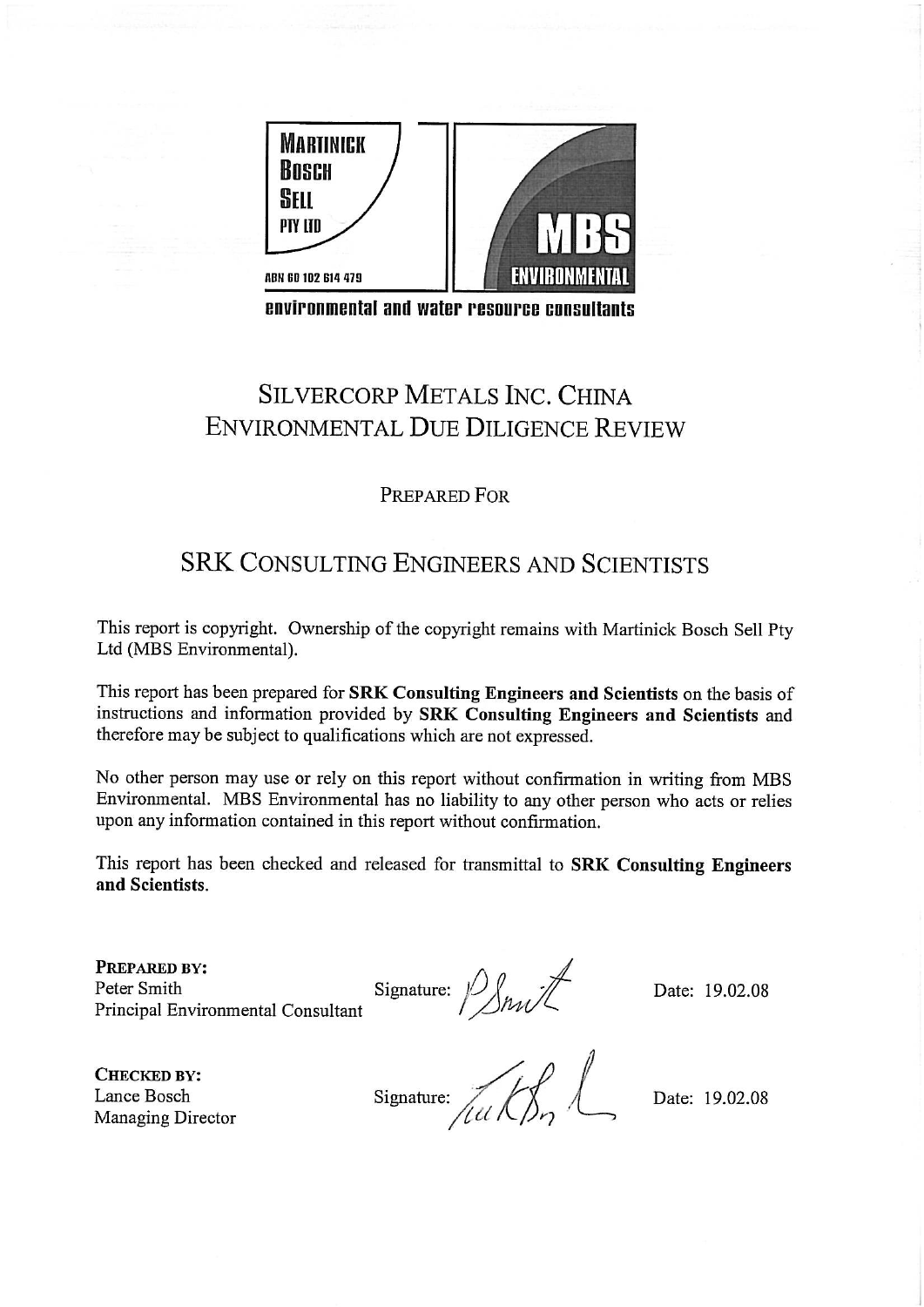MARTINICK BOSCH SELL PTY LTD

ABN 60 102 614 479

MBS ENVIRONMENTAL

environmental and water resource consultants

# SILVERCORP METALS INC. CHINA ENVIRONMENTAL DUE DILIGENCE REVIEW

PREPARED FOR

## SRK CONSULTING ENGINEERS AND SCIENTISTS

This report is copyright. Ownership of the copyright remains with Martinick Bosch Sell Pty Ltd (MBS Environmental).

This report has been prepared for **SRK Consulting Engineers and Scientists** on the basis of instructions and information provided by **SRK Consulting Engineers and Scientists** and therefore may be subject to qualifications which are not expressed.

No other person may use or rely on this report without confirmation in writing from MBS Environmental. MBS Environmental has no liability to any other person who acts or relies upon any information contained in this report without confirmation.

This report has been checked and released for transmittal to **SRK Consulting Engineers and Scientists**.

**PREPARED BY:**
Peter Smith
Principal Environmental Consultant

Signature: P Smith

Date: 19.02.08

**CHECKED BY:**
Lance Bosch
Managing Director

Signature: [signature]

Date: 19.02.08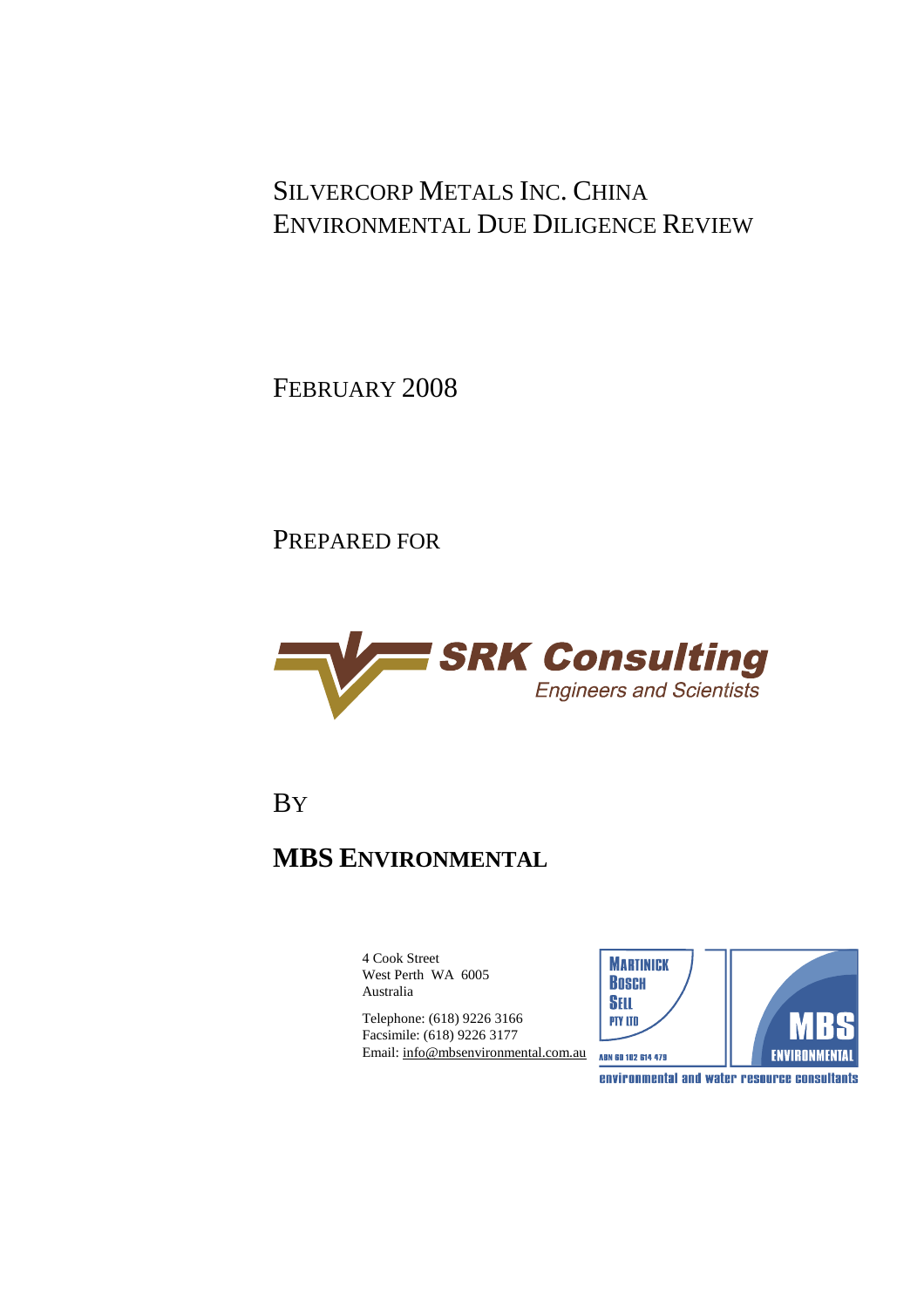# SILVERCORP METALS INC. CHINA ENVIRONMENTAL DUE DILIGENCE REVIEW

FEBRUARY 2008

PREPARED FOR

**SRK Consulting**
*Engineers and Scientists*

BY

## MBS ENVIRONMENTAL

4 Cook Street
West Perth WA 6005
Australia

Telephone: (618) 9226 3166
Facsimile: (618) 9226 3177
Email: info@mbsenvironmental.com.au

MARTINICK BOSCH SELL PTY LTD
ABN 68 102 614 479
MBS ENVIRONMENTAL
environmental and water resource consultants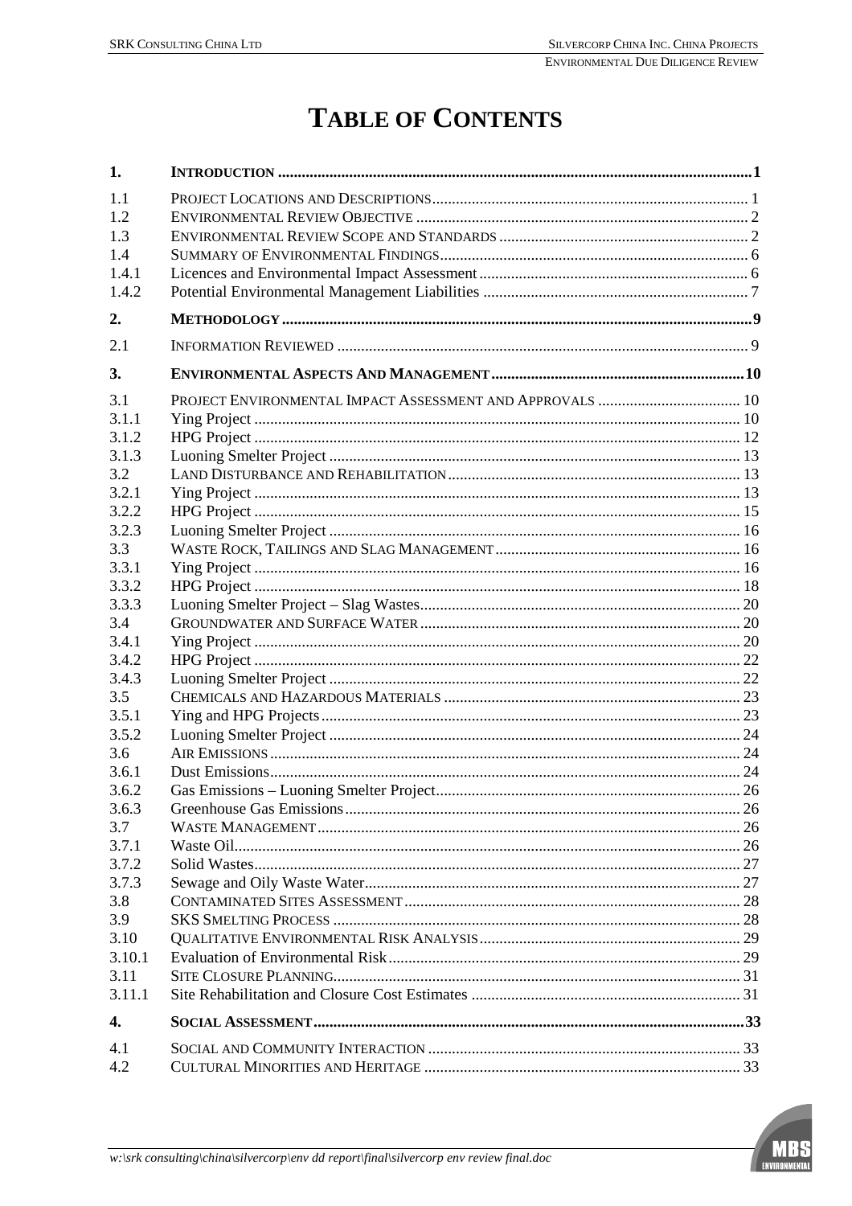# TABLE OF CONTENTS

| | | |
|---|---|---|
| **1.** | **INTRODUCTION** | **1** |
| 1.1 | PROJECT LOCATIONS AND DESCRIPTIONS | 1 |
| 1.2 | ENVIRONMENTAL REVIEW OBJECTIVE | 2 |
| 1.3 | ENVIRONMENTAL REVIEW SCOPE AND STANDARDS | 2 |
| 1.4 | SUMMARY OF ENVIRONMENTAL FINDINGS | 6 |
| 1.4.1 | Licences and Environmental Impact Assessment | 6 |
| 1.4.2 | Potential Environmental Management Liabilities | 7 |
| **2.** | **METHODOLOGY** | **9** |
| 2.1 | INFORMATION REVIEWED | 9 |
| **3.** | **ENVIRONMENTAL ASPECTS AND MANAGEMENT** | **10** |
| 3.1 | PROJECT ENVIRONMENTAL IMPACT ASSESSMENT AND APPROVALS | 10 |
| 3.1.1 | Ying Project | 10 |
| 3.1.2 | HPG Project | 12 |
| 3.1.3 | Luoning Smelter Project | 13 |
| 3.2 | LAND DISTURBANCE AND REHABILITATION | 13 |
| 3.2.1 | Ying Project | 13 |
| 3.2.2 | HPG Project | 15 |
| 3.2.3 | Luoning Smelter Project | 16 |
| 3.3 | WASTE ROCK, TAILINGS AND SLAG MANAGEMENT | 16 |
| 3.3.1 | Ying Project | 16 |
| 3.3.2 | HPG Project | 18 |
| 3.3.3 | Luoning Smelter Project – Slag Wastes | 20 |
| 3.4 | GROUNDWATER AND SURFACE WATER | 20 |
| 3.4.1 | Ying Project | 20 |
| 3.4.2 | HPG Project | 22 |
| 3.4.3 | Luoning Smelter Project | 22 |
| 3.5 | CHEMICALS AND HAZARDOUS MATERIALS | 23 |
| 3.5.1 | Ying and HPG Projects | 23 |
| 3.5.2 | Luoning Smelter Project | 24 |
| 3.6 | AIR EMISSIONS | 24 |
| 3.6.1 | Dust Emissions | 24 |
| 3.6.2 | Gas Emissions – Luoning Smelter Project | 26 |
| 3.6.3 | Greenhouse Gas Emissions | 26 |
| 3.7 | WASTE MANAGEMENT | 26 |
| 3.7.1 | Waste Oil | 26 |
| 3.7.2 | Solid Wastes | 27 |
| 3.7.3 | Sewage and Oily Waste Water | 27 |
| 3.8 | CONTAMINATED SITES ASSESSMENT | 28 |
| 3.9 | SKS SMELTING PROCESS | 28 |
| 3.10 | QUALITATIVE ENVIRONMENTAL RISK ANALYSIS | 29 |
| 3.10.1 | Evaluation of Environmental Risk | 29 |
| 3.11 | SITE CLOSURE PLANNING | 31 |
| 3.11.1 | Site Rehabilitation and Closure Cost Estimates | 31 |
| **4.** | **SOCIAL ASSESSMENT** | **33** |
| 4.1 | SOCIAL AND COMMUNITY INTERACTION | 33 |
| 4.2 | CULTURAL MINORITIES AND HERITAGE | 33 |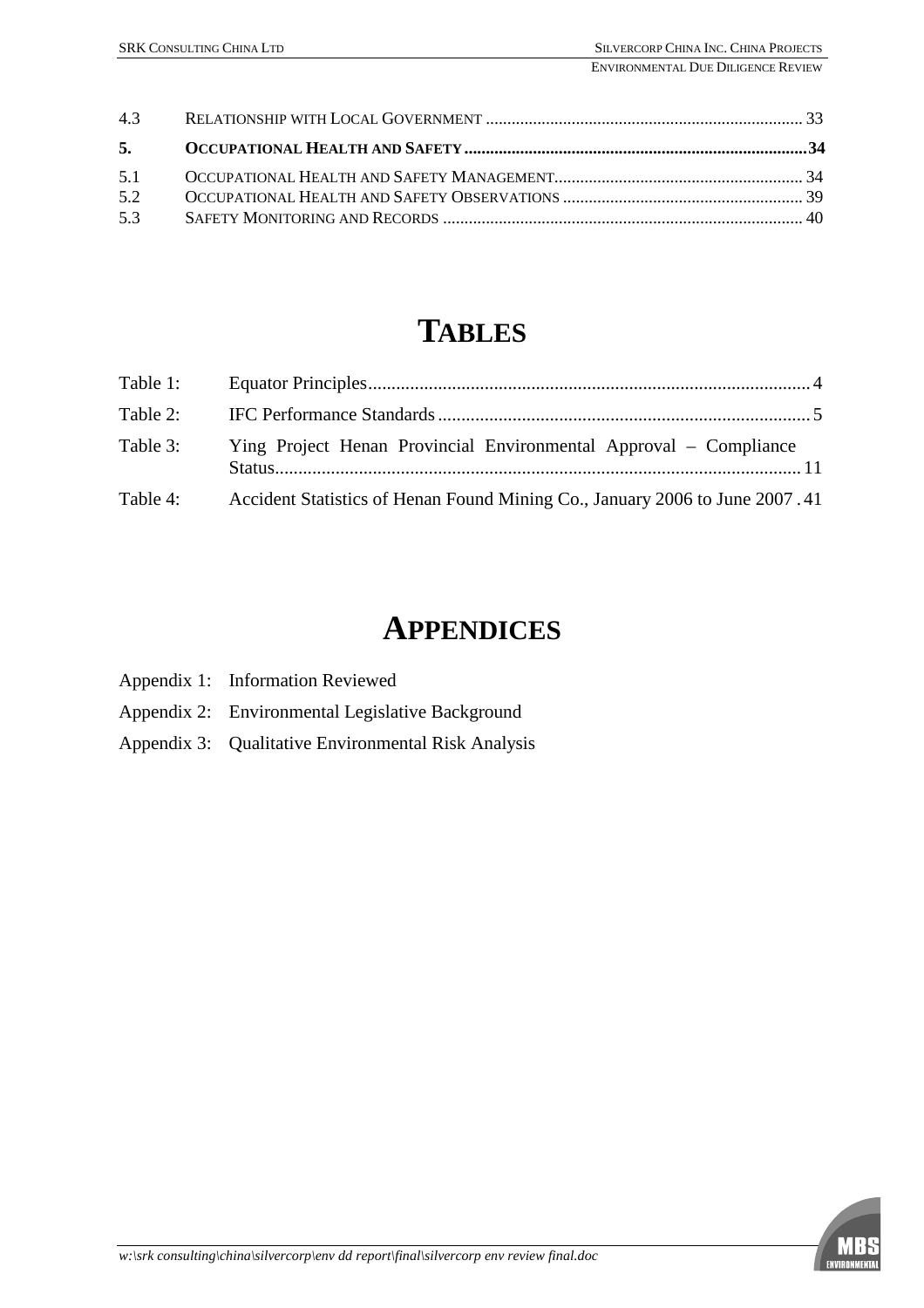4.3 RELATIONSHIP WITH LOCAL GOVERNMENT ......................................................................... 33

**5. OCCUPATIONAL HEALTH AND SAFETY ...............................................................................34**

5.1 OCCUPATIONAL HEALTH AND SAFETY MANAGEMENT......................................................... 34

5.2 OCCUPATIONAL HEALTH AND SAFETY OBSERVATIONS ....................................................... 39

5.3 SAFETY MONITORING AND RECORDS .................................................................................. 40

# TABLES

Table 1: Equator Principles................................................................................................ 4

Table 2: IFC Performance Standards ................................................................................ 5

Table 3: Ying Project Henan Provincial Environmental Approval – Compliance Status................................................................................................................. 11

Table 4: Accident Statistics of Henan Found Mining Co., January 2006 to June 2007 . 41

# APPENDICES

Appendix 1: Information Reviewed

Appendix 2: Environmental Legislative Background

Appendix 3: Qualitative Environmental Risk Analysis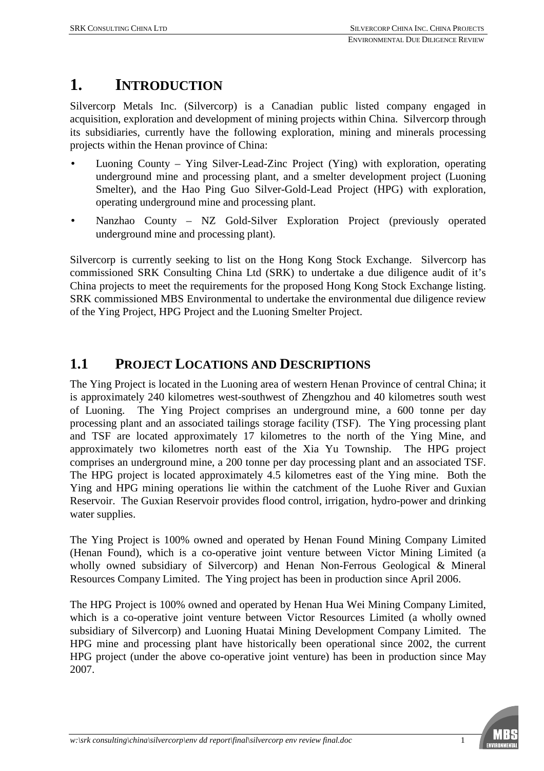# 1. INTRODUCTION

Silvercorp Metals Inc. (Silvercorp) is a Canadian public listed company engaged in acquisition, exploration and development of mining projects within China. Silvercorp through its subsidiaries, currently have the following exploration, mining and minerals processing projects within the Henan province of China:

- Luoning County – Ying Silver-Lead-Zinc Project (Ying) with exploration, operating underground mine and processing plant, and a smelter development project (Luoning Smelter), and the Hao Ping Guo Silver-Gold-Lead Project (HPG) with exploration, operating underground mine and processing plant.
- Nanzhao County – NZ Gold-Silver Exploration Project (previously operated underground mine and processing plant).

Silvercorp is currently seeking to list on the Hong Kong Stock Exchange. Silvercorp has commissioned SRK Consulting China Ltd (SRK) to undertake a due diligence audit of it's China projects to meet the requirements for the proposed Hong Kong Stock Exchange listing. SRK commissioned MBS Environmental to undertake the environmental due diligence review of the Ying Project, HPG Project and the Luoning Smelter Project.

## 1.1 PROJECT LOCATIONS AND DESCRIPTIONS

The Ying Project is located in the Luoning area of western Henan Province of central China; it is approximately 240 kilometres west-southwest of Zhengzhou and 40 kilometres south west of Luoning. The Ying Project comprises an underground mine, a 600 tonne per day processing plant and an associated tailings storage facility (TSF). The Ying processing plant and TSF are located approximately 17 kilometres to the north of the Ying Mine, and approximately two kilometres north east of the Xia Yu Township. The HPG project comprises an underground mine, a 200 tonne per day processing plant and an associated TSF. The HPG project is located approximately 4.5 kilometres east of the Ying mine. Both the Ying and HPG mining operations lie within the catchment of the Luohe River and Guxian Reservoir. The Guxian Reservoir provides flood control, irrigation, hydro-power and drinking water supplies.

The Ying Project is 100% owned and operated by Henan Found Mining Company Limited (Henan Found), which is a co-operative joint venture between Victor Mining Limited (a wholly owned subsidiary of Silvercorp) and Henan Non-Ferrous Geological & Mineral Resources Company Limited. The Ying project has been in production since April 2006.

The HPG Project is 100% owned and operated by Henan Hua Wei Mining Company Limited, which is a co-operative joint venture between Victor Resources Limited (a wholly owned subsidiary of Silvercorp) and Luoning Huatai Mining Development Company Limited. The HPG mine and processing plant have historically been operational since 2002, the current HPG project (under the above co-operative joint venture) has been in production since May 2007.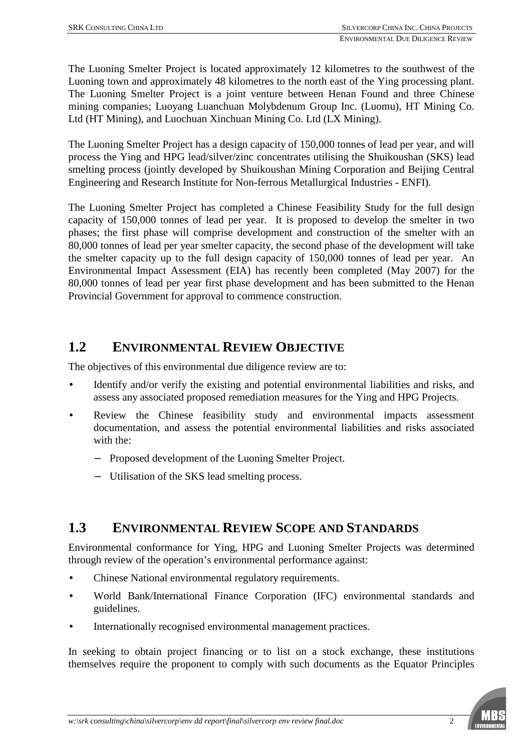The Luoning Smelter Project is located approximately 12 kilometres to the southwest of the Luoning town and approximately 48 kilometres to the north east of the Ying processing plant. The Luoning Smelter Project is a joint venture between Henan Found and three Chinese mining companies; Luoyang Luanchuan Molybdenum Group Inc. (Luomu), HT Mining Co. Ltd (HT Mining), and Luochuan Xinchuan Mining Co. Ltd (LX Mining).

The Luoning Smelter Project has a design capacity of 150,000 tonnes of lead per year, and will process the Ying and HPG lead/silver/zinc concentrates utilising the Shuikoushan (SKS) lead smelting process (jointly developed by Shuikoushan Mining Corporation and Beijing Central Engineering and Research Institute for Non-ferrous Metallurgical Industries - ENFI).

The Luoning Smelter Project has completed a Chinese Feasibility Study for the full design capacity of 150,000 tonnes of lead per year. It is proposed to develop the smelter in two phases; the first phase will comprise development and construction of the smelter with an 80,000 tonnes of lead per year smelter capacity, the second phase of the development will take the smelter capacity up to the full design capacity of 150,000 tonnes of lead per year. An Environmental Impact Assessment (EIA) has recently been completed (May 2007) for the 80,000 tonnes of lead per year first phase development and has been submitted to the Henan Provincial Government for approval to commence construction.

## 1.2 ENVIRONMENTAL REVIEW OBJECTIVE

The objectives of this environmental due diligence review are to:

- Identify and/or verify the existing and potential environmental liabilities and risks, and assess any associated proposed remediation measures for the Ying and HPG Projects.
- Review the Chinese feasibility study and environmental impacts assessment documentation, and assess the potential environmental liabilities and risks associated with the:
  - Proposed development of the Luoning Smelter Project.
  - Utilisation of the SKS lead smelting process.

## 1.3 ENVIRONMENTAL REVIEW SCOPE AND STANDARDS

Environmental conformance for Ying, HPG and Luoning Smelter Projects was determined through review of the operation's environmental performance against:

- Chinese National environmental regulatory requirements.
- World Bank/International Finance Corporation (IFC) environmental standards and guidelines.
- Internationally recognised environmental management practices.

In seeking to obtain project financing or to list on a stock exchange, these institutions themselves require the proponent to comply with such documents as the Equator Principles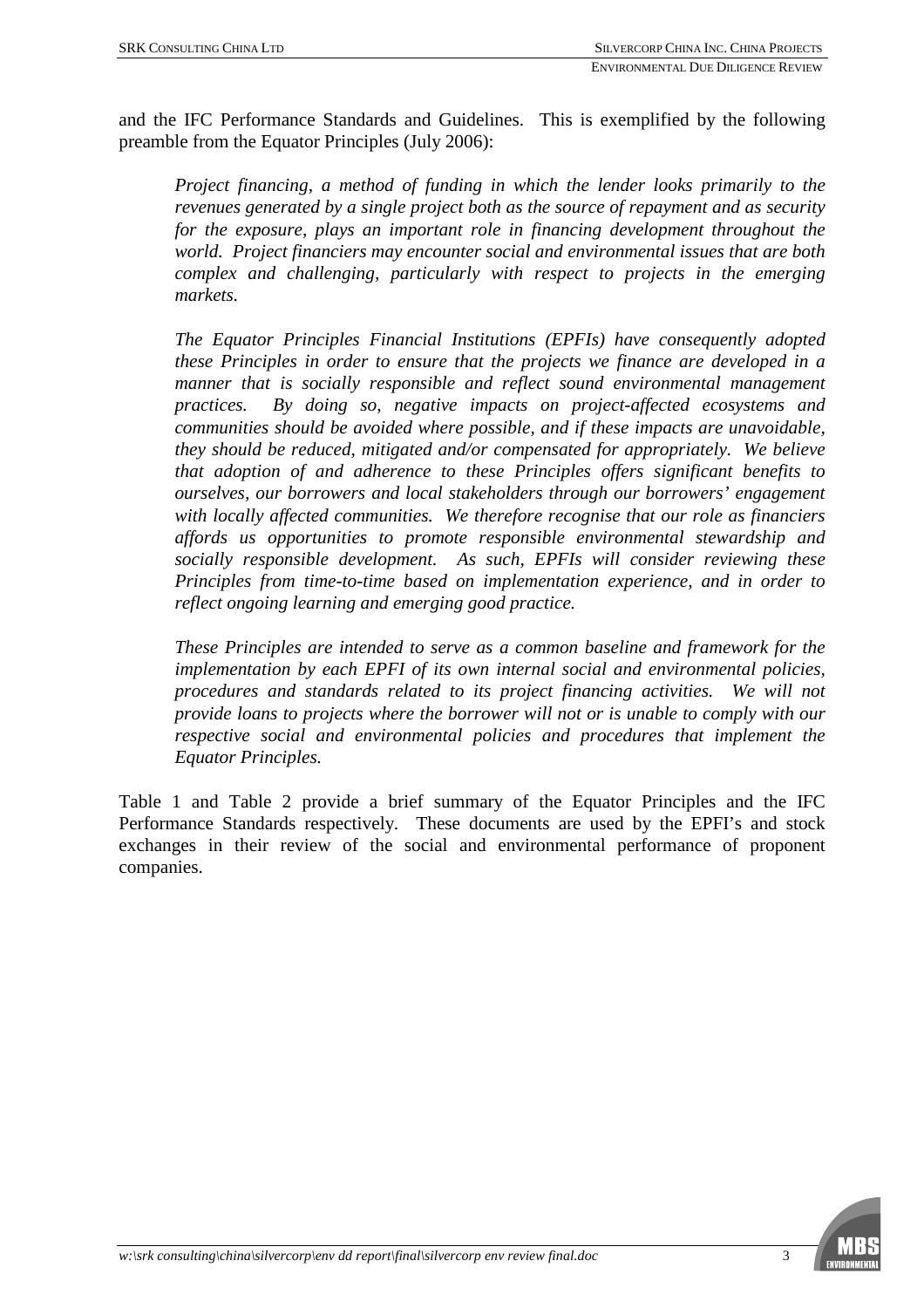and the IFC Performance Standards and Guidelines. This is exemplified by the following preamble from the Equator Principles (July 2006):

> *Project financing, a method of funding in which the lender looks primarily to the revenues generated by a single project both as the source of repayment and as security for the exposure, plays an important role in financing development throughout the world. Project financiers may encounter social and environmental issues that are both complex and challenging, particularly with respect to projects in the emerging markets.*
>
> *The Equator Principles Financial Institutions (EPFIs) have consequently adopted these Principles in order to ensure that the projects we finance are developed in a manner that is socially responsible and reflect sound environmental management practices. By doing so, negative impacts on project-affected ecosystems and communities should be avoided where possible, and if these impacts are unavoidable, they should be reduced, mitigated and/or compensated for appropriately. We believe that adoption of and adherence to these Principles offers significant benefits to ourselves, our borrowers and local stakeholders through our borrowers' engagement with locally affected communities. We therefore recognise that our role as financiers affords us opportunities to promote responsible environmental stewardship and socially responsible development. As such, EPFIs will consider reviewing these Principles from time-to-time based on implementation experience, and in order to reflect ongoing learning and emerging good practice.*
>
> *These Principles are intended to serve as a common baseline and framework for the implementation by each EPFI of its own internal social and environmental policies, procedures and standards related to its project financing activities. We will not provide loans to projects where the borrower will not or is unable to comply with our respective social and environmental policies and procedures that implement the Equator Principles.*

Table 1 and Table 2 provide a brief summary of the Equator Principles and the IFC Performance Standards respectively. These documents are used by the EPFI's and stock exchanges in their review of the social and environmental performance of proponent companies.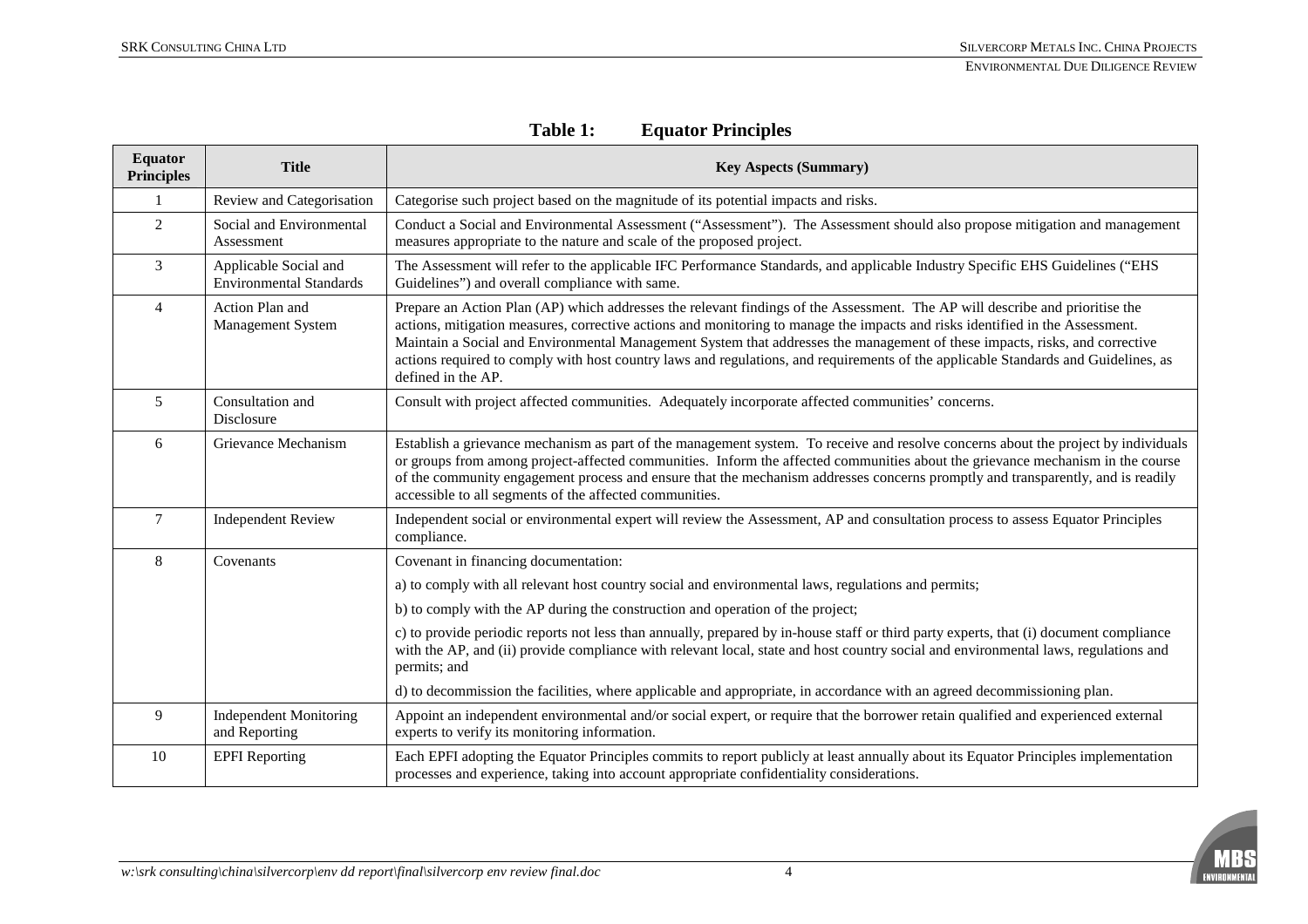**Table 1: Equator Principles**

| Equator Principles | Title | Key Aspects (Summary) |
|---|---|---|
| 1 | Review and Categorisation | Categorise such project based on the magnitude of its potential impacts and risks. |
| 2 | Social and Environmental Assessment | Conduct a Social and Environmental Assessment ("Assessment"). The Assessment should also propose mitigation and management measures appropriate to the nature and scale of the proposed project. |
| 3 | Applicable Social and Environmental Standards | The Assessment will refer to the applicable IFC Performance Standards, and applicable Industry Specific EHS Guidelines ("EHS Guidelines") and overall compliance with same. |
| 4 | Action Plan and Management System | Prepare an Action Plan (AP) which addresses the relevant findings of the Assessment. The AP will describe and prioritise the actions, mitigation measures, corrective actions and monitoring to manage the impacts and risks identified in the Assessment. Maintain a Social and Environmental Management System that addresses the management of these impacts, risks, and corrective actions required to comply with host country laws and regulations, and requirements of the applicable Standards and Guidelines, as defined in the AP. |
| 5 | Consultation and Disclosure | Consult with project affected communities. Adequately incorporate affected communities' concerns. |
| 6 | Grievance Mechanism | Establish a grievance mechanism as part of the management system. To receive and resolve concerns about the project by individuals or groups from among project-affected communities. Inform the affected communities about the grievance mechanism in the course of the community engagement process and ensure that the mechanism addresses concerns promptly and transparently, and is readily accessible to all segments of the affected communities. |
| 7 | Independent Review | Independent social or environmental expert will review the Assessment, AP and consultation process to assess Equator Principles compliance. |
| 8 | Covenants | Covenant in financing documentation: |
| | | a) to comply with all relevant host country social and environmental laws, regulations and permits; |
| | | b) to comply with the AP during the construction and operation of the project; |
| | | c) to provide periodic reports not less than annually, prepared by in-house staff or third party experts, that (i) document compliance with the AP, and (ii) provide compliance with relevant local, state and host country social and environmental laws, regulations and permits; and |
| | | d) to decommission the facilities, where applicable and appropriate, in accordance with an agreed decommissioning plan. |
| 9 | Independent Monitoring and Reporting | Appoint an independent environmental and/or social expert, or require that the borrower retain qualified and experienced external experts to verify its monitoring information. |
| 10 | EPFI Reporting | Each EPFI adopting the Equator Principles commits to report publicly at least annually about its Equator Principles implementation processes and experience, taking into account appropriate confidentiality considerations. |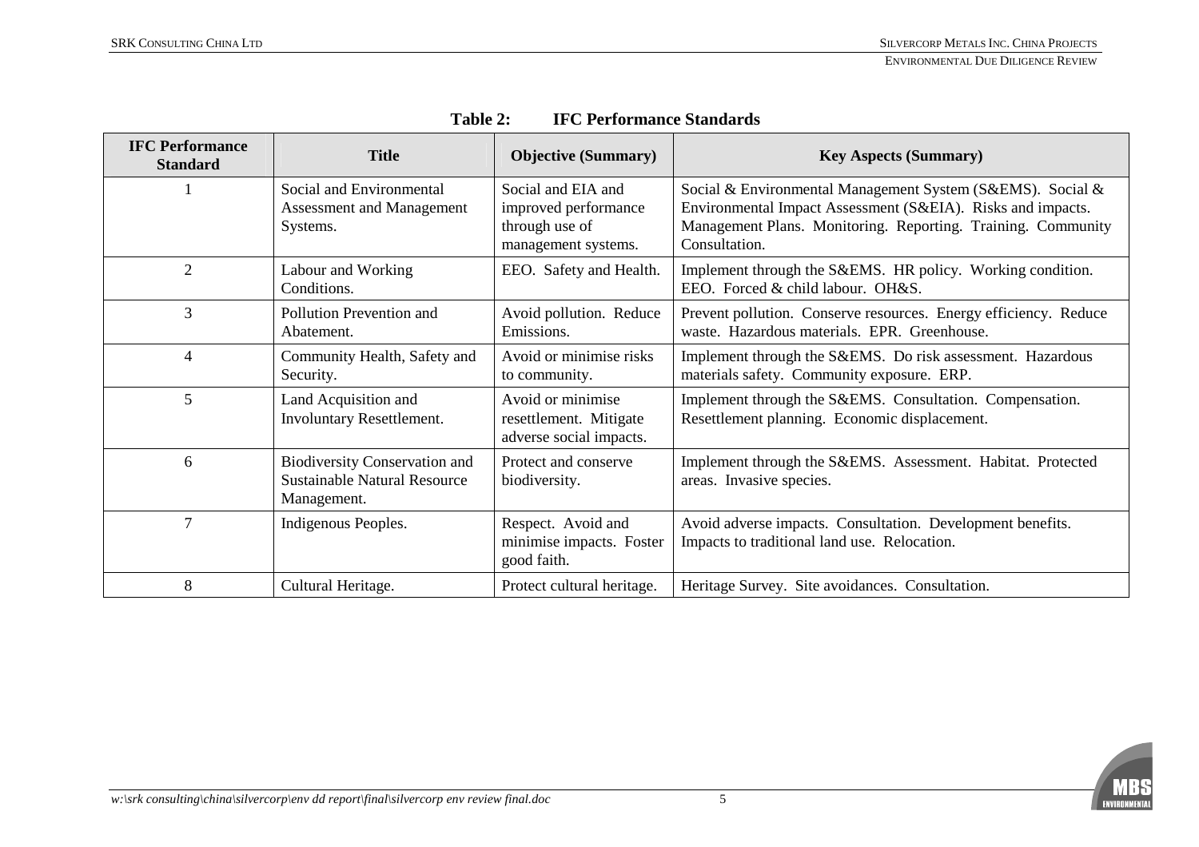**Table 2: IFC Performance Standards**

| IFC Performance Standard | Title | Objective (Summary) | Key Aspects (Summary) |
|---|---|---|---|
| 1 | Social and Environmental Assessment and Management Systems. | Social and EIA and improved performance through use of management systems. | Social & Environmental Management System (S&EMS). Social & Environmental Impact Assessment (S&EIA). Risks and impacts. Management Plans. Monitoring. Reporting. Training. Community Consultation. |
| 2 | Labour and Working Conditions. | EEO. Safety and Health. | Implement through the S&EMS. HR policy. Working condition. EEO. Forced & child labour. OH&S. |
| 3 | Pollution Prevention and Abatement. | Avoid pollution. Reduce Emissions. | Prevent pollution. Conserve resources. Energy efficiency. Reduce waste. Hazardous materials. EPR. Greenhouse. |
| 4 | Community Health, Safety and Security. | Avoid or minimise risks to community. | Implement through the S&EMS. Do risk assessment. Hazardous materials safety. Community exposure. ERP. |
| 5 | Land Acquisition and Involuntary Resettlement. | Avoid or minimise resettlement. Mitigate adverse social impacts. | Implement through the S&EMS. Consultation. Compensation. Resettlement planning. Economic displacement. |
| 6 | Biodiversity Conservation and Sustainable Natural Resource Management. | Protect and conserve biodiversity. | Implement through the S&EMS. Assessment. Habitat. Protected areas. Invasive species. |
| 7 | Indigenous Peoples. | Respect. Avoid and minimise impacts. Foster good faith. | Avoid adverse impacts. Consultation. Development benefits. Impacts to traditional land use. Relocation. |
| 8 | Cultural Heritage. | Protect cultural heritage. | Heritage Survey. Site avoidances. Consultation. |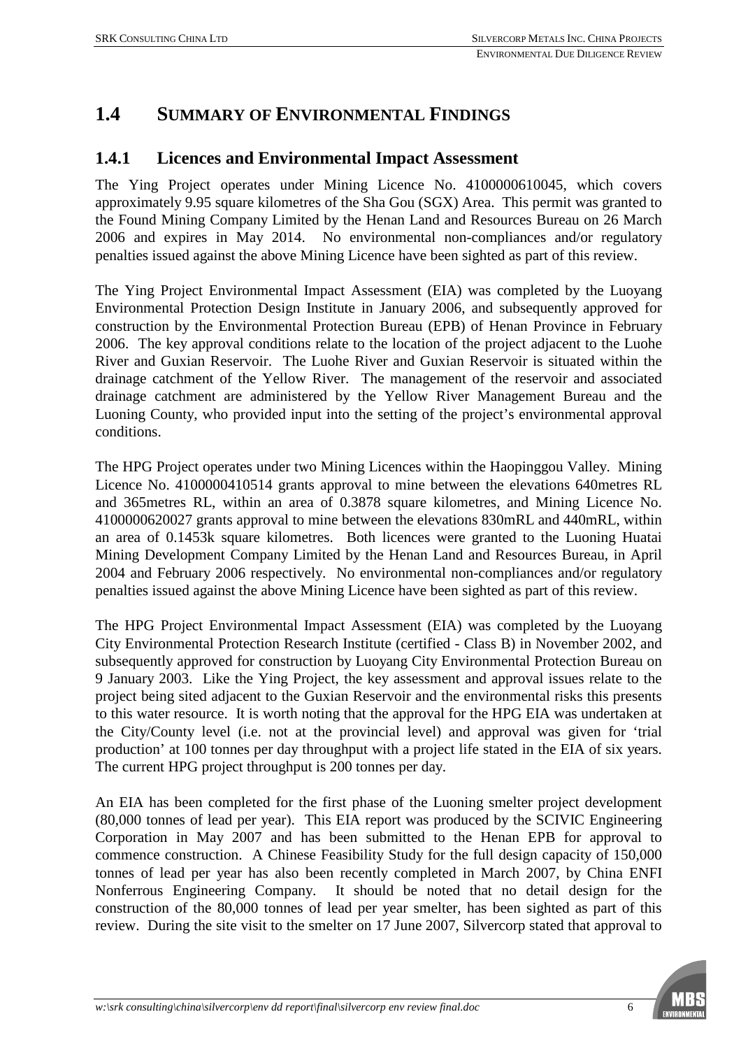## 1.4 SUMMARY OF ENVIRONMENTAL FINDINGS

### 1.4.1 Licences and Environmental Impact Assessment

The Ying Project operates under Mining Licence No. 4100000610045, which covers approximately 9.95 square kilometres of the Sha Gou (SGX) Area. This permit was granted to the Found Mining Company Limited by the Henan Land and Resources Bureau on 26 March 2006 and expires in May 2014. No environmental non-compliances and/or regulatory penalties issued against the above Mining Licence have been sighted as part of this review.

The Ying Project Environmental Impact Assessment (EIA) was completed by the Luoyang Environmental Protection Design Institute in January 2006, and subsequently approved for construction by the Environmental Protection Bureau (EPB) of Henan Province in February 2006. The key approval conditions relate to the location of the project adjacent to the Luohe River and Guxian Reservoir. The Luohe River and Guxian Reservoir is situated within the drainage catchment of the Yellow River. The management of the reservoir and associated drainage catchment are administered by the Yellow River Management Bureau and the Luoning County, who provided input into the setting of the project's environmental approval conditions.

The HPG Project operates under two Mining Licences within the Haopinggou Valley. Mining Licence No. 4100000410514 grants approval to mine between the elevations 640metres RL and 365metres RL, within an area of 0.3878 square kilometres, and Mining Licence No. 4100000620027 grants approval to mine between the elevations 830mRL and 440mRL, within an area of 0.1453k square kilometres. Both licences were granted to the Luoning Huatai Mining Development Company Limited by the Henan Land and Resources Bureau, in April 2004 and February 2006 respectively. No environmental non-compliances and/or regulatory penalties issued against the above Mining Licence have been sighted as part of this review.

The HPG Project Environmental Impact Assessment (EIA) was completed by the Luoyang City Environmental Protection Research Institute (certified - Class B) in November 2002, and subsequently approved for construction by Luoyang City Environmental Protection Bureau on 9 January 2003. Like the Ying Project, the key assessment and approval issues relate to the project being sited adjacent to the Guxian Reservoir and the environmental risks this presents to this water resource. It is worth noting that the approval for the HPG EIA was undertaken at the City/County level (i.e. not at the provincial level) and approval was given for 'trial production' at 100 tonnes per day throughput with a project life stated in the EIA of six years. The current HPG project throughput is 200 tonnes per day.

An EIA has been completed for the first phase of the Luoning smelter project development (80,000 tonnes of lead per year). This EIA report was produced by the SCIVIC Engineering Corporation in May 2007 and has been submitted to the Henan EPB for approval to commence construction. A Chinese Feasibility Study for the full design capacity of 150,000 tonnes of lead per year has also been recently completed in March 2007, by China ENFI Nonferrous Engineering Company. It should be noted that no detail design for the construction of the 80,000 tonnes of lead per year smelter, has been sighted as part of this review. During the site visit to the smelter on 17 June 2007, Silvercorp stated that approval to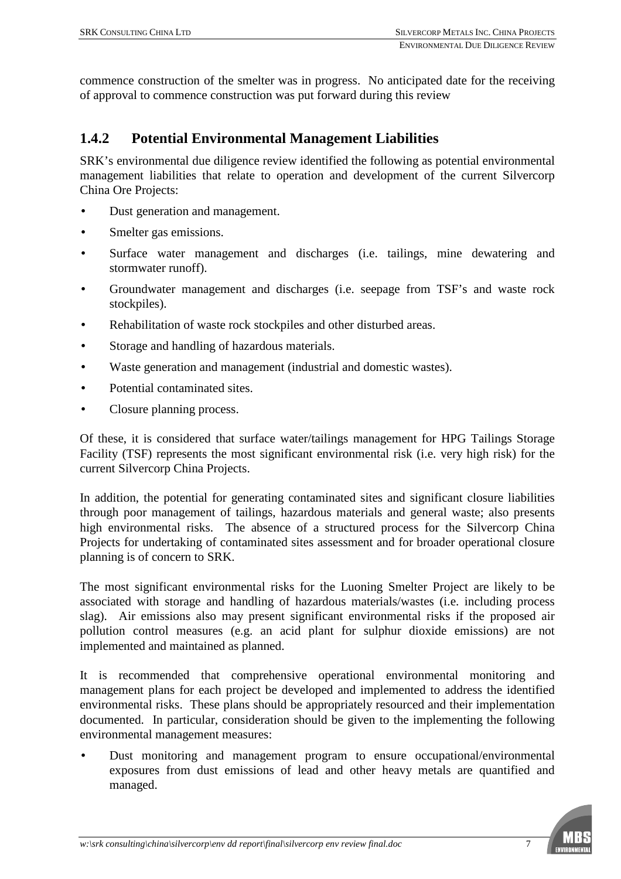commence construction of the smelter was in progress. No anticipated date for the receiving of approval to commence construction was put forward during this review

### 1.4.2 Potential Environmental Management Liabilities

SRK's environmental due diligence review identified the following as potential environmental management liabilities that relate to operation and development of the current Silvercorp China Ore Projects:

- Dust generation and management.
- Smelter gas emissions.
- Surface water management and discharges (i.e. tailings, mine dewatering and stormwater runoff).
- Groundwater management and discharges (i.e. seepage from TSF's and waste rock stockpiles).
- Rehabilitation of waste rock stockpiles and other disturbed areas.
- Storage and handling of hazardous materials.
- Waste generation and management (industrial and domestic wastes).
- Potential contaminated sites.
- Closure planning process.

Of these, it is considered that surface water/tailings management for HPG Tailings Storage Facility (TSF) represents the most significant environmental risk (i.e. very high risk) for the current Silvercorp China Projects.

In addition, the potential for generating contaminated sites and significant closure liabilities through poor management of tailings, hazardous materials and general waste; also presents high environmental risks. The absence of a structured process for the Silvercorp China Projects for undertaking of contaminated sites assessment and for broader operational closure planning is of concern to SRK.

The most significant environmental risks for the Luoning Smelter Project are likely to be associated with storage and handling of hazardous materials/wastes (i.e. including process slag). Air emissions also may present significant environmental risks if the proposed air pollution control measures (e.g. an acid plant for sulphur dioxide emissions) are not implemented and maintained as planned.

It is recommended that comprehensive operational environmental monitoring and management plans for each project be developed and implemented to address the identified environmental risks. These plans should be appropriately resourced and their implementation documented. In particular, consideration should be given to the implementing the following environmental management measures:

- Dust monitoring and management program to ensure occupational/environmental exposures from dust emissions of lead and other heavy metals are quantified and managed.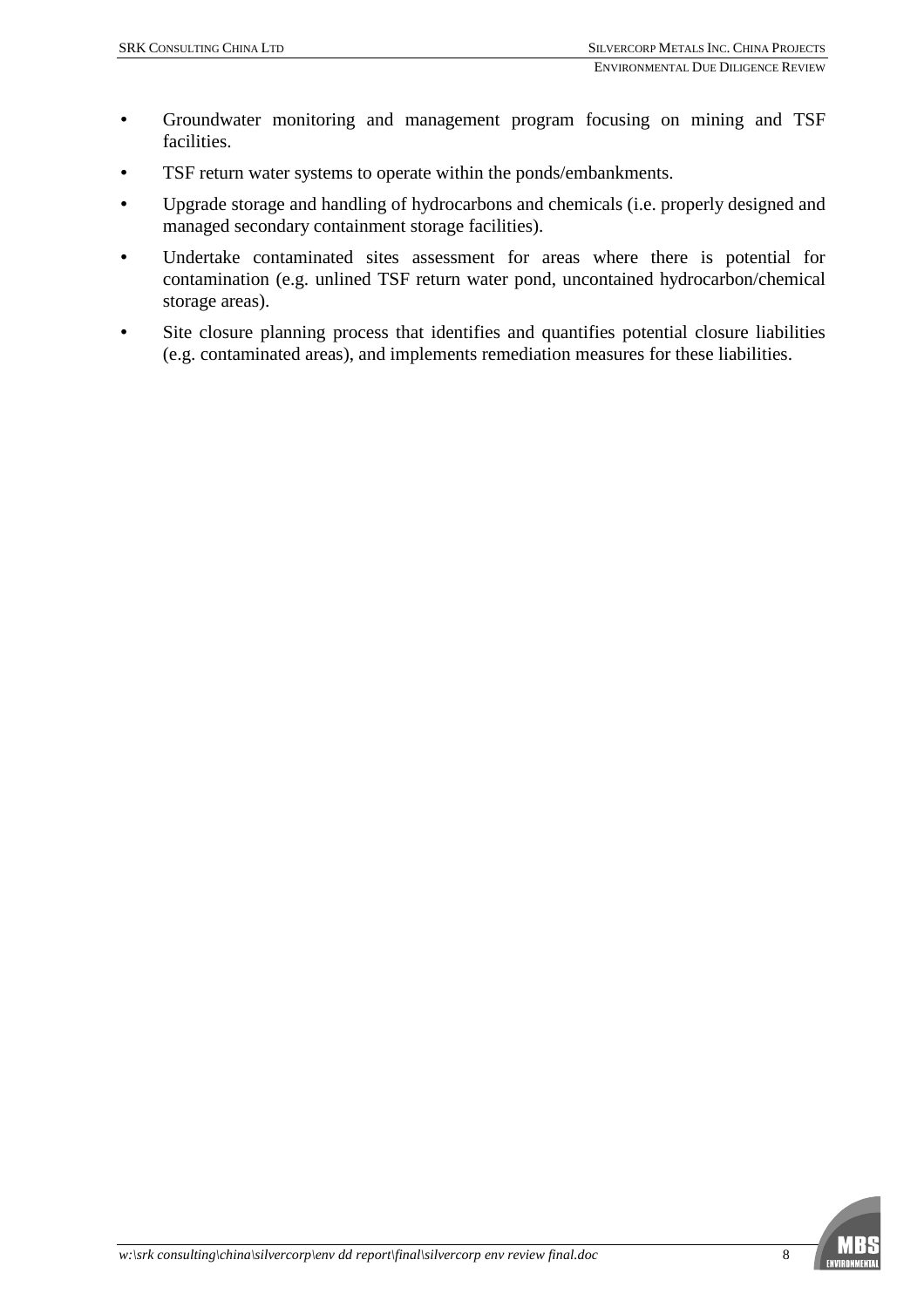- Groundwater monitoring and management program focusing on mining and TSF facilities.
- TSF return water systems to operate within the ponds/embankments.
- Upgrade storage and handling of hydrocarbons and chemicals (i.e. properly designed and managed secondary containment storage facilities).
- Undertake contaminated sites assessment for areas where there is potential for contamination (e.g. unlined TSF return water pond, uncontained hydrocarbon/chemical storage areas).
- Site closure planning process that identifies and quantifies potential closure liabilities (e.g. contaminated areas), and implements remediation measures for these liabilities.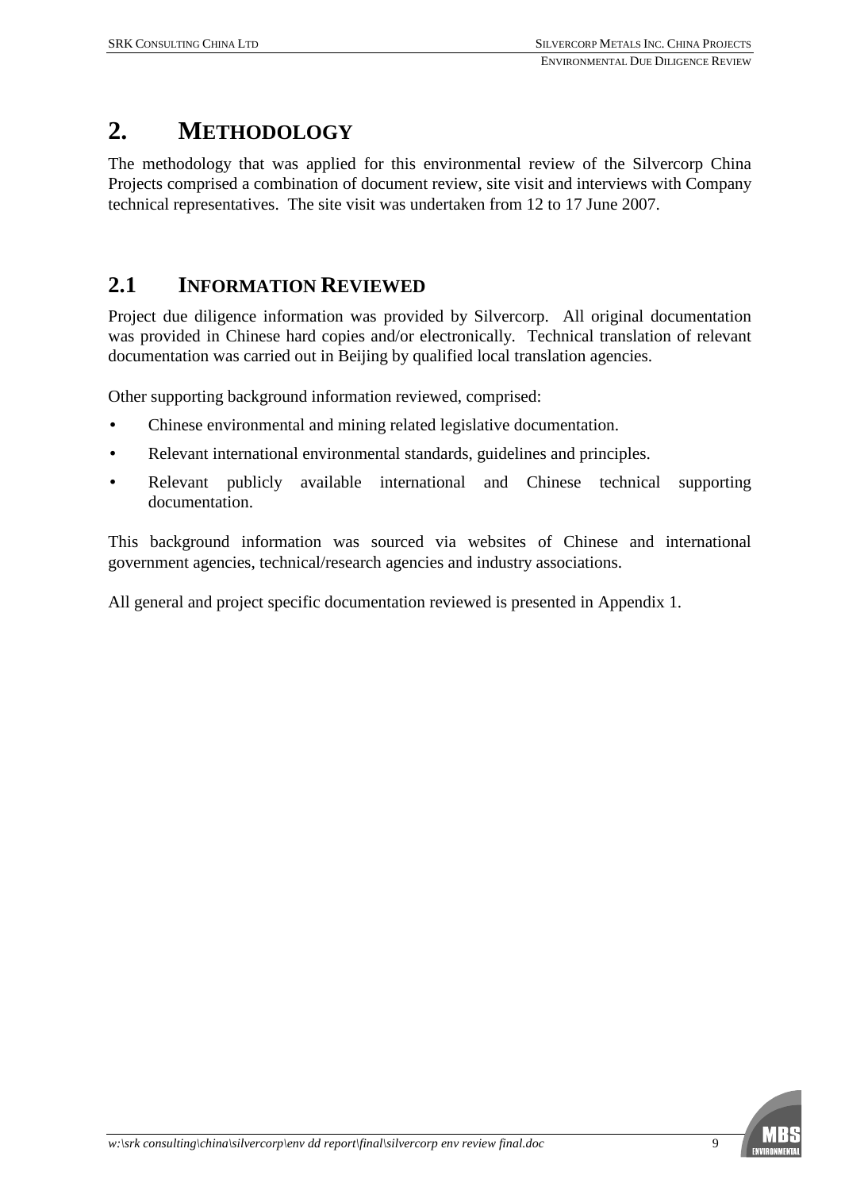# 2. METHODOLOGY

The methodology that was applied for this environmental review of the Silvercorp China Projects comprised a combination of document review, site visit and interviews with Company technical representatives. The site visit was undertaken from 12 to 17 June 2007.

## 2.1 INFORMATION REVIEWED

Project due diligence information was provided by Silvercorp. All original documentation was provided in Chinese hard copies and/or electronically. Technical translation of relevant documentation was carried out in Beijing by qualified local translation agencies.

Other supporting background information reviewed, comprised:

- Chinese environmental and mining related legislative documentation.
- Relevant international environmental standards, guidelines and principles.
- Relevant publicly available international and Chinese technical supporting documentation.

This background information was sourced via websites of Chinese and international government agencies, technical/research agencies and industry associations.

All general and project specific documentation reviewed is presented in Appendix 1.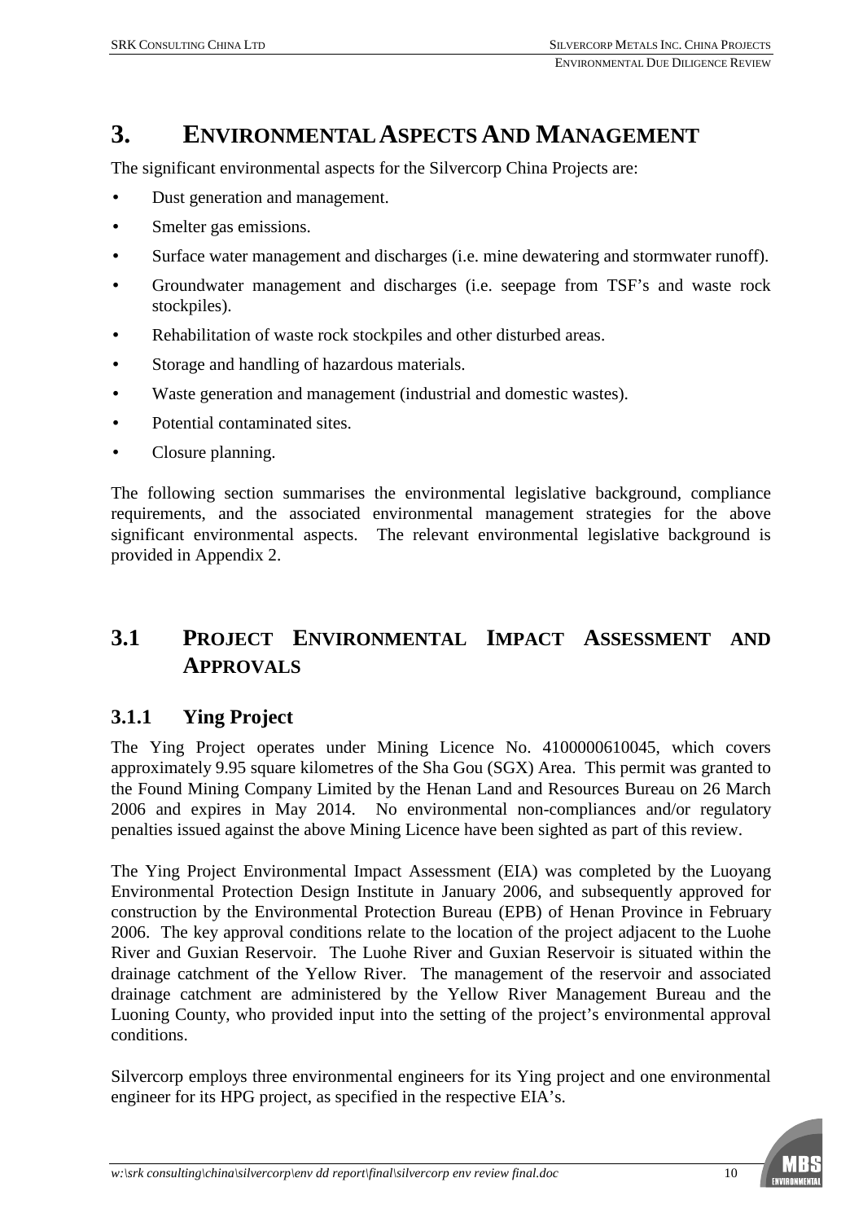# 3. ENVIRONMENTAL ASPECTS AND MANAGEMENT

The significant environmental aspects for the Silvercorp China Projects are:

- Dust generation and management.
- Smelter gas emissions.
- Surface water management and discharges (i.e. mine dewatering and stormwater runoff).
- Groundwater management and discharges (i.e. seepage from TSF's and waste rock stockpiles).
- Rehabilitation of waste rock stockpiles and other disturbed areas.
- Storage and handling of hazardous materials.
- Waste generation and management (industrial and domestic wastes).
- Potential contaminated sites.
- Closure planning.

The following section summarises the environmental legislative background, compliance requirements, and the associated environmental management strategies for the above significant environmental aspects. The relevant environmental legislative background is provided in Appendix 2.

## 3.1 PROJECT ENVIRONMENTAL IMPACT ASSESSMENT AND APPROVALS

### 3.1.1 Ying Project

The Ying Project operates under Mining Licence No. 4100000610045, which covers approximately 9.95 square kilometres of the Sha Gou (SGX) Area. This permit was granted to the Found Mining Company Limited by the Henan Land and Resources Bureau on 26 March 2006 and expires in May 2014. No environmental non-compliances and/or regulatory penalties issued against the above Mining Licence have been sighted as part of this review.

The Ying Project Environmental Impact Assessment (EIA) was completed by the Luoyang Environmental Protection Design Institute in January 2006, and subsequently approved for construction by the Environmental Protection Bureau (EPB) of Henan Province in February 2006. The key approval conditions relate to the location of the project adjacent to the Luohe River and Guxian Reservoir. The Luohe River and Guxian Reservoir is situated within the drainage catchment of the Yellow River. The management of the reservoir and associated drainage catchment are administered by the Yellow River Management Bureau and the Luoning County, who provided input into the setting of the project's environmental approval conditions.

Silvercorp employs three environmental engineers for its Ying project and one environmental engineer for its HPG project, as specified in the respective EIA's.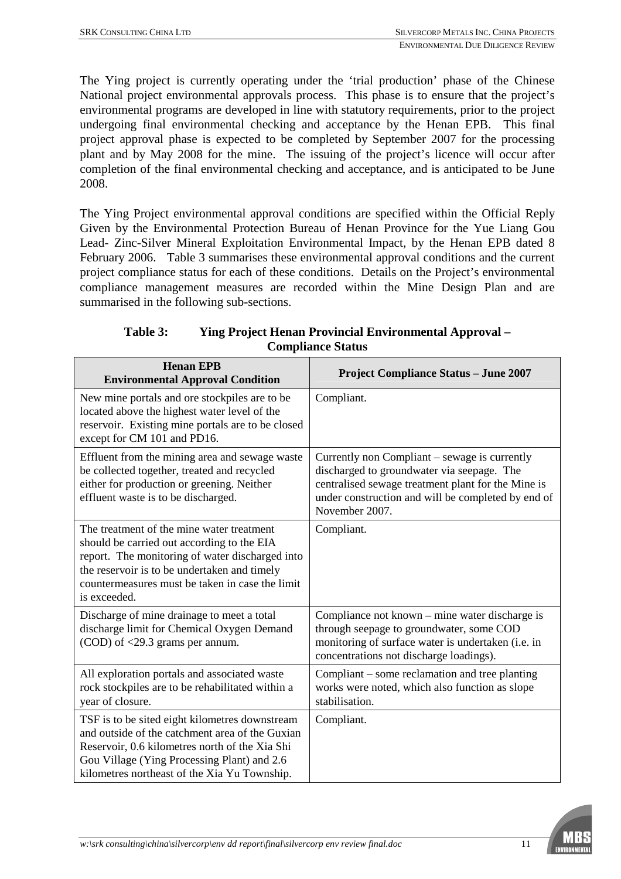The Ying project is currently operating under the 'trial production' phase of the Chinese National project environmental approvals process. This phase is to ensure that the project's environmental programs are developed in line with statutory requirements, prior to the project undergoing final environmental checking and acceptance by the Henan EPB. This final project approval phase is expected to be completed by September 2007 for the processing plant and by May 2008 for the mine. The issuing of the project's licence will occur after completion of the final environmental checking and acceptance, and is anticipated to be June 2008.

The Ying Project environmental approval conditions are specified within the Official Reply Given by the Environmental Protection Bureau of Henan Province for the Yue Liang Gou Lead- Zinc-Silver Mineral Exploitation Environmental Impact, by the Henan EPB dated 8 February 2006. Table 3 summarises these environmental approval conditions and the current project compliance status for each of these conditions. Details on the Project's environmental compliance management measures are recorded within the Mine Design Plan and are summarised in the following sub-sections.

**Table 3: Ying Project Henan Provincial Environmental Approval – Compliance Status**

| Henan EPB Environmental Approval Condition | Project Compliance Status – June 2007 |
|---|---|
| New mine portals and ore stockpiles are to be located above the highest water level of the reservoir. Existing mine portals are to be closed except for CM 101 and PD16. | Compliant. |
| Effluent from the mining area and sewage waste be collected together, treated and recycled either for production or greening. Neither effluent waste is to be discharged. | Currently non Compliant – sewage is currently discharged to groundwater via seepage. The centralised sewage treatment plant for the Mine is under construction and will be completed by end of November 2007. |
| The treatment of the mine water treatment should be carried out according to the EIA report. The monitoring of water discharged into the reservoir is to be undertaken and timely countermeasures must be taken in case the limit is exceeded. | Compliant. |
| Discharge of mine drainage to meet a total discharge limit for Chemical Oxygen Demand (COD) of <29.3 grams per annum. | Compliance not known – mine water discharge is through seepage to groundwater, some COD monitoring of surface water is undertaken (i.e. in concentrations not discharge loadings). |
| All exploration portals and associated waste rock stockpiles are to be rehabilitated within a year of closure. | Compliant – some reclamation and tree planting works were noted, which also function as slope stabilisation. |
| TSF is to be sited eight kilometres downstream and outside of the catchment area of the Guxian Reservoir, 0.6 kilometres north of the Xia Shi Gou Village (Ying Processing Plant) and 2.6 kilometres northeast of the Xia Yu Township. | Compliant. |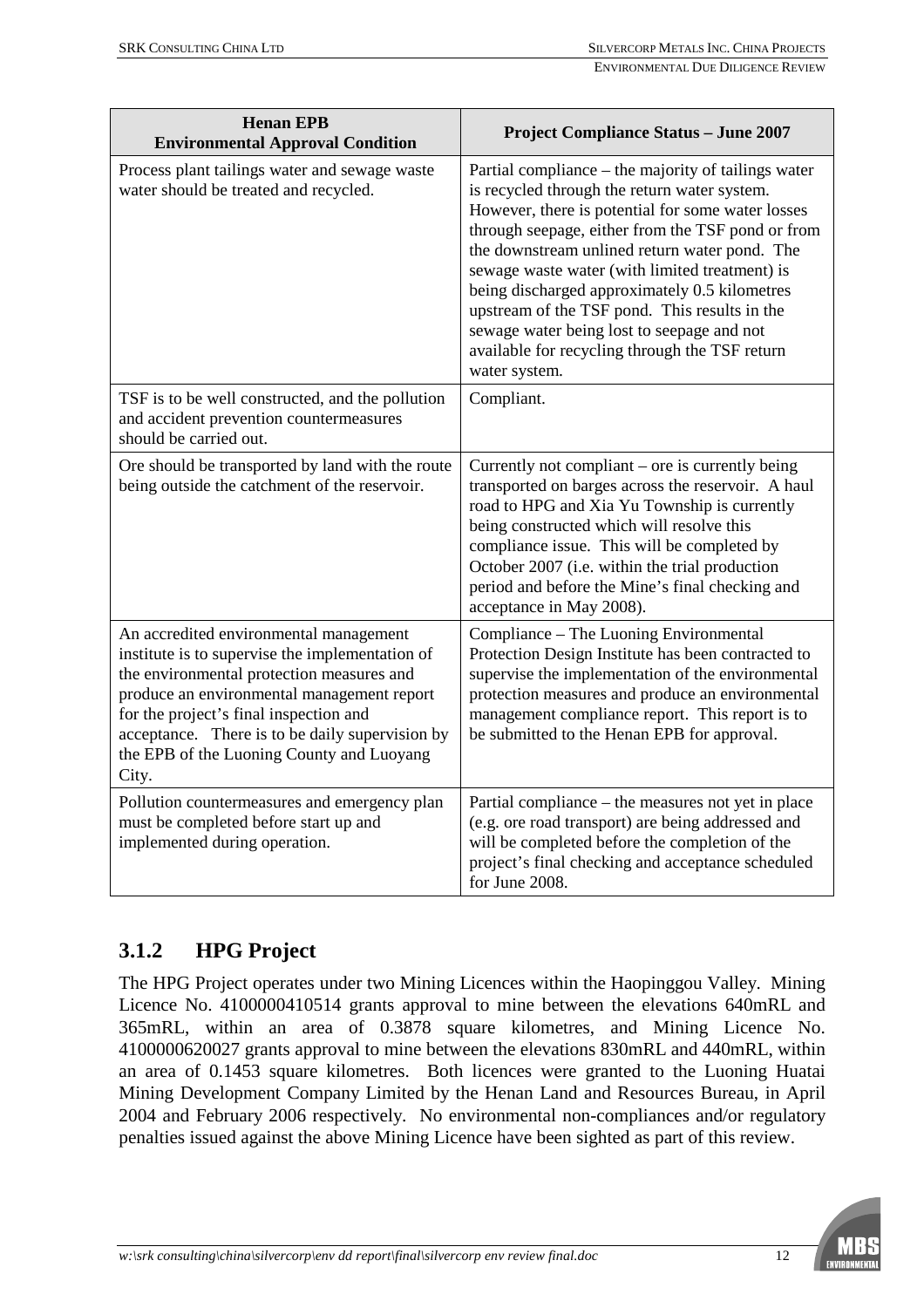| Henan EPB Environmental Approval Condition | Project Compliance Status – June 2007 |
| --- | --- |
| Process plant tailings water and sewage waste water should be treated and recycled. | Partial compliance – the majority of tailings water is recycled through the return water system. However, there is potential for some water losses through seepage, either from the TSF pond or from the downstream unlined return water pond. The sewage waste water (with limited treatment) is being discharged approximately 0.5 kilometres upstream of the TSF pond. This results in the sewage water being lost to seepage and not available for recycling through the TSF return water system. |
| TSF is to be well constructed, and the pollution and accident prevention countermeasures should be carried out. | Compliant. |
| Ore should be transported by land with the route being outside the catchment of the reservoir. | Currently not compliant – ore is currently being transported on barges across the reservoir. A haul road to HPG and Xia Yu Township is currently being constructed which will resolve this compliance issue. This will be completed by October 2007 (i.e. within the trial production period and before the Mine's final checking and acceptance in May 2008). |
| An accredited environmental management institute is to supervise the implementation of the environmental protection measures and produce an environmental management report for the project's final inspection and acceptance. There is to be daily supervision by the EPB of the Luoning County and Luoyang City. | Compliance – The Luoning Environmental Protection Design Institute has been contracted to supervise the implementation of the environmental protection measures and produce an environmental management compliance report. This report is to be submitted to the Henan EPB for approval. |
| Pollution countermeasures and emergency plan must be completed before start up and implemented during operation. | Partial compliance – the measures not yet in place (e.g. ore road transport) are being addressed and will be completed before the completion of the project's final checking and acceptance scheduled for June 2008. |

### 3.1.2 HPG Project

The HPG Project operates under two Mining Licences within the Haopinggou Valley. Mining Licence No. 4100000410514 grants approval to mine between the elevations 640mRL and 365mRL, within an area of 0.3878 square kilometres, and Mining Licence No. 4100000620027 grants approval to mine between the elevations 830mRL and 440mRL, within an area of 0.1453 square kilometres. Both licences were granted to the Luoning Huatai Mining Development Company Limited by the Henan Land and Resources Bureau, in April 2004 and February 2006 respectively. No environmental non-compliances and/or regulatory penalties issued against the above Mining Licence have been sighted as part of this review.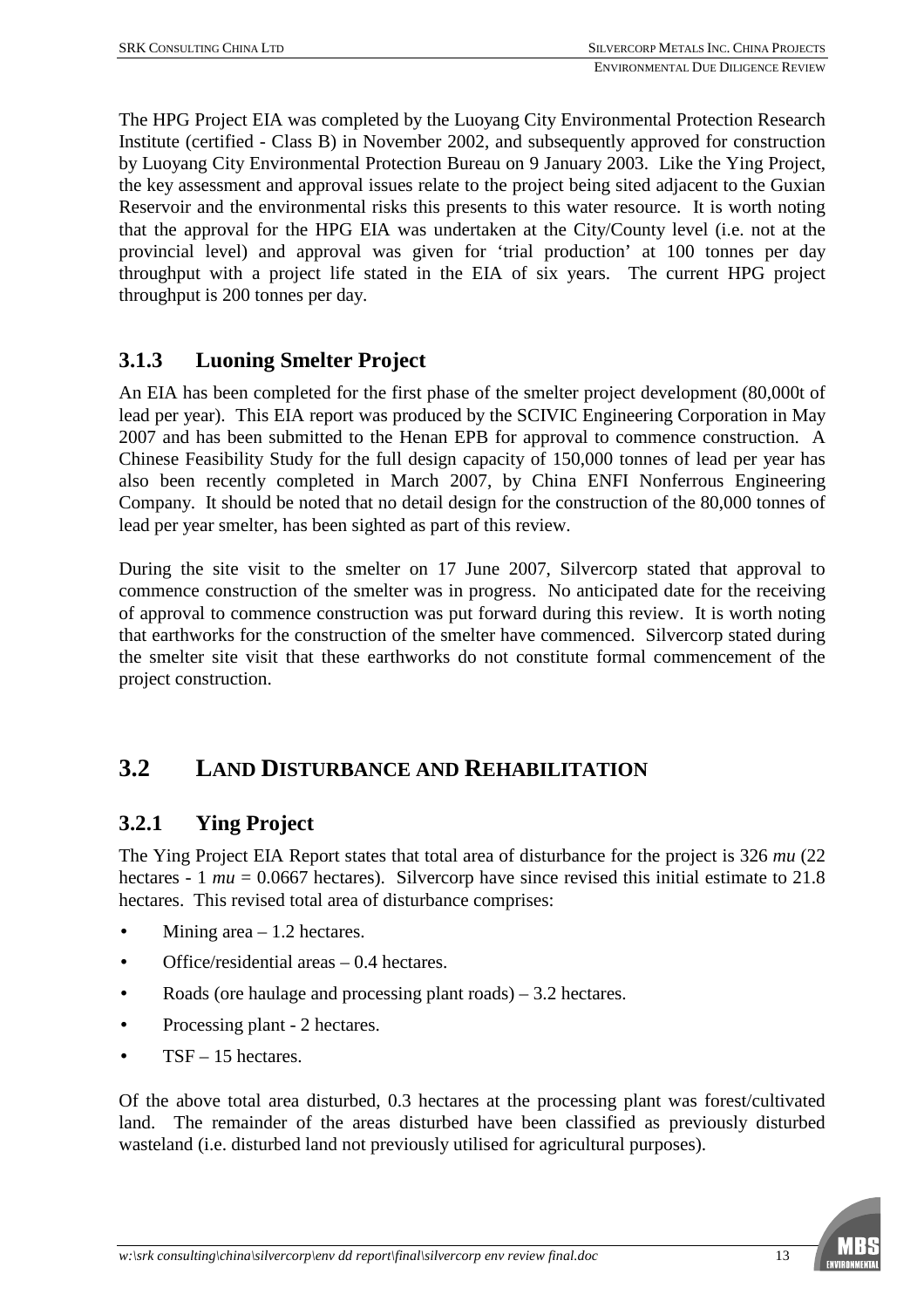The HPG Project EIA was completed by the Luoyang City Environmental Protection Research Institute (certified - Class B) in November 2002, and subsequently approved for construction by Luoyang City Environmental Protection Bureau on 9 January 2003. Like the Ying Project, the key assessment and approval issues relate to the project being sited adjacent to the Guxian Reservoir and the environmental risks this presents to this water resource. It is worth noting that the approval for the HPG EIA was undertaken at the City/County level (i.e. not at the provincial level) and approval was given for 'trial production' at 100 tonnes per day throughput with a project life stated in the EIA of six years. The current HPG project throughput is 200 tonnes per day.

### 3.1.3 Luoning Smelter Project

An EIA has been completed for the first phase of the smelter project development (80,000t of lead per year). This EIA report was produced by the SCIVIC Engineering Corporation in May 2007 and has been submitted to the Henan EPB for approval to commence construction. A Chinese Feasibility Study for the full design capacity of 150,000 tonnes of lead per year has also been recently completed in March 2007, by China ENFI Nonferrous Engineering Company. It should be noted that no detail design for the construction of the 80,000 tonnes of lead per year smelter, has been sighted as part of this review.

During the site visit to the smelter on 17 June 2007, Silvercorp stated that approval to commence construction of the smelter was in progress. No anticipated date for the receiving of approval to commence construction was put forward during this review. It is worth noting that earthworks for the construction of the smelter have commenced. Silvercorp stated during the smelter site visit that these earthworks do not constitute formal commencement of the project construction.

## 3.2 LAND DISTURBANCE AND REHABILITATION

### 3.2.1 Ying Project

The Ying Project EIA Report states that total area of disturbance for the project is 326 *mu* (22 hectares - 1 *mu* = 0.0667 hectares). Silvercorp have since revised this initial estimate to 21.8 hectares. This revised total area of disturbance comprises:

- Mining area – 1.2 hectares.
- Office/residential areas – 0.4 hectares.
- Roads (ore haulage and processing plant roads) – 3.2 hectares.
- Processing plant - 2 hectares.
- TSF – 15 hectares.

Of the above total area disturbed, 0.3 hectares at the processing plant was forest/cultivated land. The remainder of the areas disturbed have been classified as previously disturbed wasteland (i.e. disturbed land not previously utilised for agricultural purposes).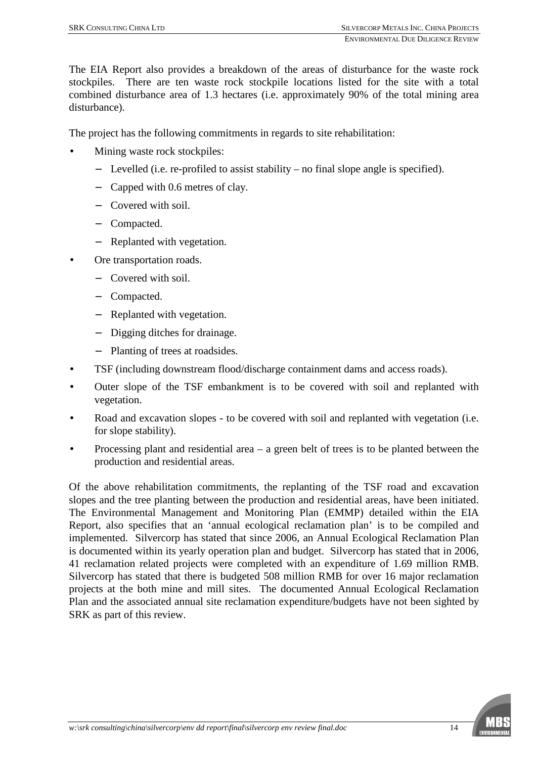The EIA Report also provides a breakdown of the areas of disturbance for the waste rock stockpiles. There are ten waste rock stockpile locations listed for the site with a total combined disturbance area of 1.3 hectares (i.e. approximately 90% of the total mining area disturbance).

The project has the following commitments in regards to site rehabilitation:

- Mining waste rock stockpiles:
  - Levelled (i.e. re-profiled to assist stability – no final slope angle is specified).
  - Capped with 0.6 metres of clay.
  - Covered with soil.
  - Compacted.
  - Replanted with vegetation.
- Ore transportation roads.
  - Covered with soil.
  - Compacted.
  - Replanted with vegetation.
  - Digging ditches for drainage.
  - Planting of trees at roadsides.
- TSF (including downstream flood/discharge containment dams and access roads).
- Outer slope of the TSF embankment is to be covered with soil and replanted with vegetation.
- Road and excavation slopes - to be covered with soil and replanted with vegetation (i.e. for slope stability).
- Processing plant and residential area – a green belt of trees is to be planted between the production and residential areas.

Of the above rehabilitation commitments, the replanting of the TSF road and excavation slopes and the tree planting between the production and residential areas, have been initiated. The Environmental Management and Monitoring Plan (EMMP) detailed within the EIA Report, also specifies that an 'annual ecological reclamation plan' is to be compiled and implemented. Silvercorp has stated that since 2006, an Annual Ecological Reclamation Plan is documented within its yearly operation plan and budget. Silvercorp has stated that in 2006, 41 reclamation related projects were completed with an expenditure of 1.69 million RMB. Silvercorp has stated that there is budgeted 508 million RMB for over 16 major reclamation projects at the both mine and mill sites. The documented Annual Ecological Reclamation Plan and the associated annual site reclamation expenditure/budgets have not been sighted by SRK as part of this review.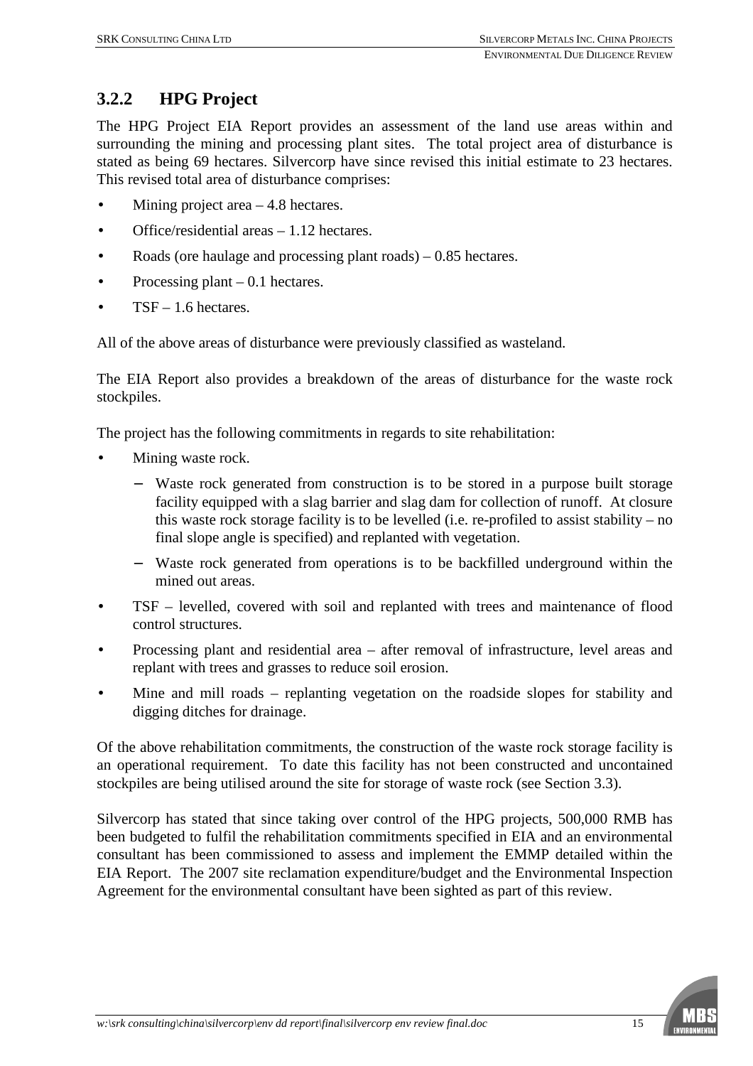### 3.2.2 HPG Project

The HPG Project EIA Report provides an assessment of the land use areas within and surrounding the mining and processing plant sites. The total project area of disturbance is stated as being 69 hectares. Silvercorp have since revised this initial estimate to 23 hectares. This revised total area of disturbance comprises:

- Mining project area – 4.8 hectares.
- Office/residential areas – 1.12 hectares.
- Roads (ore haulage and processing plant roads) – 0.85 hectares.
- Processing plant – 0.1 hectares.
- TSF – 1.6 hectares.

All of the above areas of disturbance were previously classified as wasteland.

The EIA Report also provides a breakdown of the areas of disturbance for the waste rock stockpiles.

The project has the following commitments in regards to site rehabilitation:

- Mining waste rock.
  - Waste rock generated from construction is to be stored in a purpose built storage facility equipped with a slag barrier and slag dam for collection of runoff. At closure this waste rock storage facility is to be levelled (i.e. re-profiled to assist stability – no final slope angle is specified) and replanted with vegetation.
  - Waste rock generated from operations is to be backfilled underground within the mined out areas.
- TSF – levelled, covered with soil and replanted with trees and maintenance of flood control structures.
- Processing plant and residential area – after removal of infrastructure, level areas and replant with trees and grasses to reduce soil erosion.
- Mine and mill roads – replanting vegetation on the roadside slopes for stability and digging ditches for drainage.

Of the above rehabilitation commitments, the construction of the waste rock storage facility is an operational requirement. To date this facility has not been constructed and uncontained stockpiles are being utilised around the site for storage of waste rock (see Section 3.3).

Silvercorp has stated that since taking over control of the HPG projects, 500,000 RMB has been budgeted to fulfil the rehabilitation commitments specified in EIA and an environmental consultant has been commissioned to assess and implement the EMMP detailed within the EIA Report. The 2007 site reclamation expenditure/budget and the Environmental Inspection Agreement for the environmental consultant have been sighted as part of this review.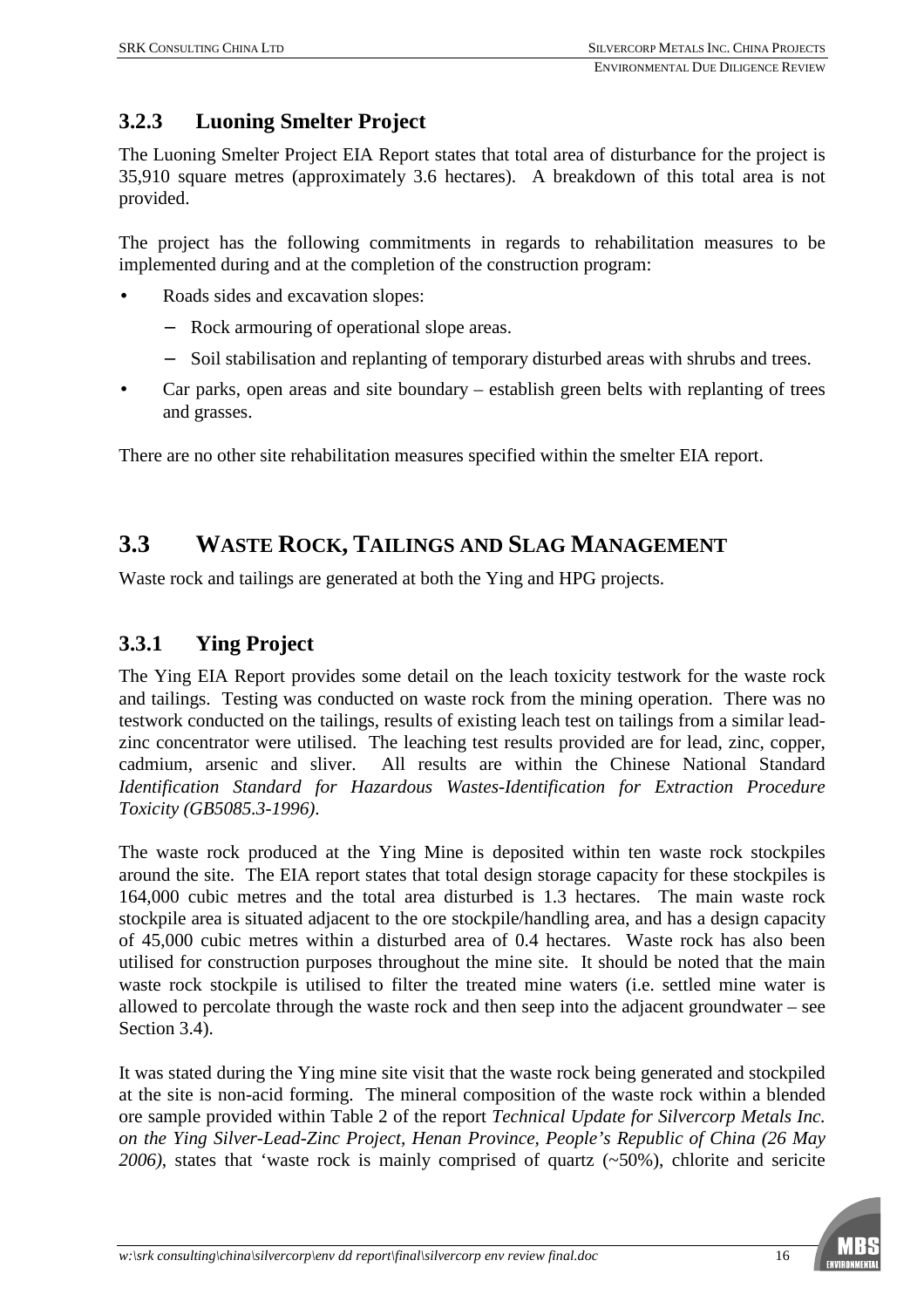### 3.2.3 Luoning Smelter Project

The Luoning Smelter Project EIA Report states that total area of disturbance for the project is 35,910 square metres (approximately 3.6 hectares). A breakdown of this total area is not provided.

The project has the following commitments in regards to rehabilitation measures to be implemented during and at the completion of the construction program:

- Roads sides and excavation slopes:
  - Rock armouring of operational slope areas.
  - Soil stabilisation and replanting of temporary disturbed areas with shrubs and trees.
- Car parks, open areas and site boundary – establish green belts with replanting of trees and grasses.

There are no other site rehabilitation measures specified within the smelter EIA report.

## 3.3 Waste Rock, Tailings and Slag Management

Waste rock and tailings are generated at both the Ying and HPG projects.

### 3.3.1 Ying Project

The Ying EIA Report provides some detail on the leach toxicity testwork for the waste rock and tailings. Testing was conducted on waste rock from the mining operation. There was no testwork conducted on the tailings, results of existing leach test on tailings from a similar lead-zinc concentrator were utilised. The leaching test results provided are for lead, zinc, copper, cadmium, arsenic and sliver. All results are within the Chinese National Standard *Identification Standard for Hazardous Wastes-Identification for Extraction Procedure Toxicity (GB5085.3-1996)*.

The waste rock produced at the Ying Mine is deposited within ten waste rock stockpiles around the site. The EIA report states that total design storage capacity for these stockpiles is 164,000 cubic metres and the total area disturbed is 1.3 hectares. The main waste rock stockpile area is situated adjacent to the ore stockpile/handling area, and has a design capacity of 45,000 cubic metres within a disturbed area of 0.4 hectares. Waste rock has also been utilised for construction purposes throughout the mine site. It should be noted that the main waste rock stockpile is utilised to filter the treated mine waters (i.e. settled mine water is allowed to percolate through the waste rock and then seep into the adjacent groundwater – see Section 3.4).

It was stated during the Ying mine site visit that the waste rock being generated and stockpiled at the site is non-acid forming. The mineral composition of the waste rock within a blended ore sample provided within Table 2 of the report *Technical Update for Silvercorp Metals Inc. on the Ying Silver-Lead-Zinc Project, Henan Province, People's Republic of China (26 May 2006)*, states that 'waste rock is mainly comprised of quartz (~50%), chlorite and sericite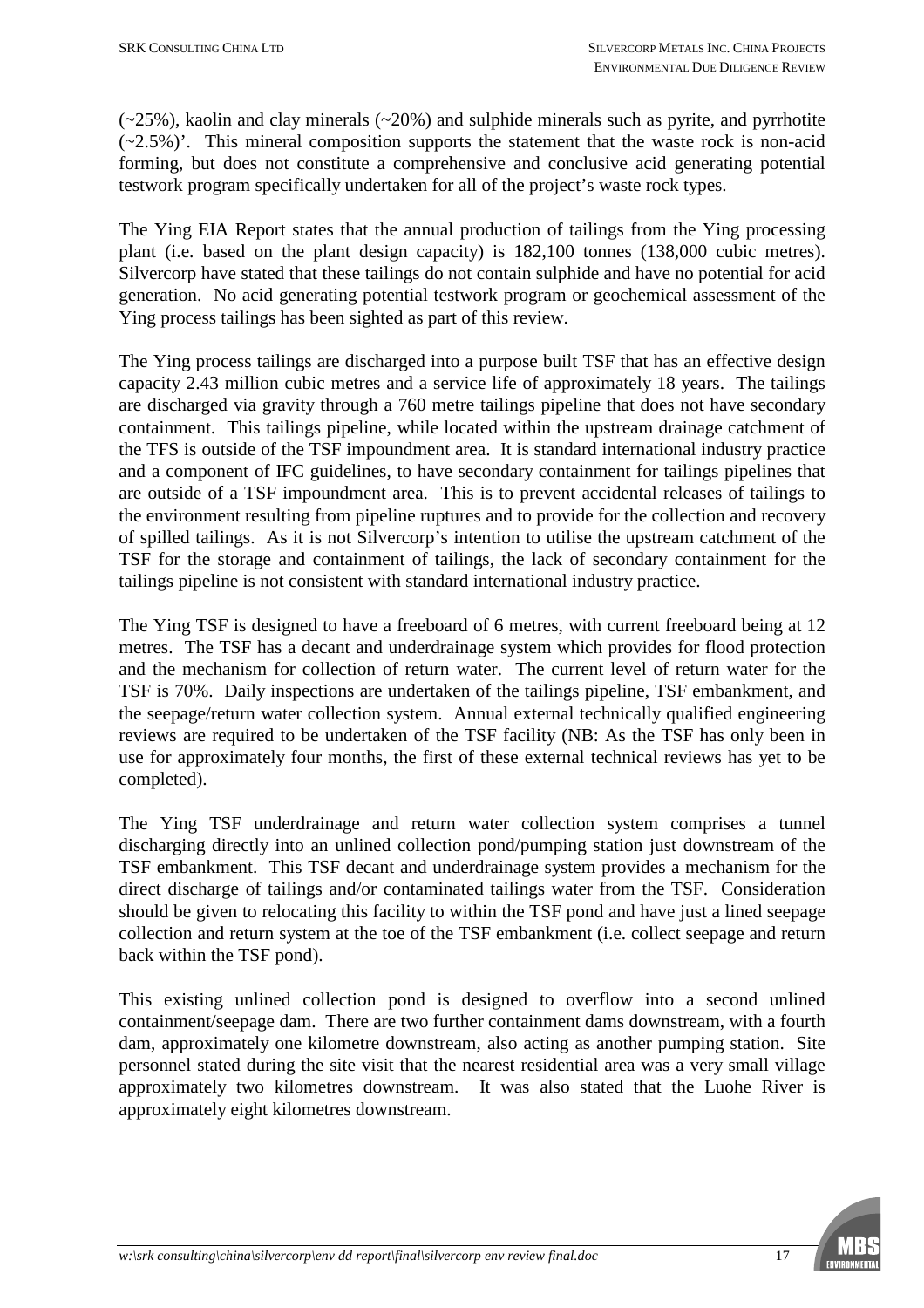(~25%), kaolin and clay minerals (~20%) and sulphide minerals such as pyrite, and pyrrhotite (~2.5%)'. This mineral composition supports the statement that the waste rock is non-acid forming, but does not constitute a comprehensive and conclusive acid generating potential testwork program specifically undertaken for all of the project's waste rock types.

The Ying EIA Report states that the annual production of tailings from the Ying processing plant (i.e. based on the plant design capacity) is 182,100 tonnes (138,000 cubic metres). Silvercorp have stated that these tailings do not contain sulphide and have no potential for acid generation. No acid generating potential testwork program or geochemical assessment of the Ying process tailings has been sighted as part of this review.

The Ying process tailings are discharged into a purpose built TSF that has an effective design capacity 2.43 million cubic metres and a service life of approximately 18 years. The tailings are discharged via gravity through a 760 metre tailings pipeline that does not have secondary containment. This tailings pipeline, while located within the upstream drainage catchment of the TFS is outside of the TSF impoundment area. It is standard international industry practice and a component of IFC guidelines, to have secondary containment for tailings pipelines that are outside of a TSF impoundment area. This is to prevent accidental releases of tailings to the environment resulting from pipeline ruptures and to provide for the collection and recovery of spilled tailings. As it is not Silvercorp's intention to utilise the upstream catchment of the TSF for the storage and containment of tailings, the lack of secondary containment for the tailings pipeline is not consistent with standard international industry practice.

The Ying TSF is designed to have a freeboard of 6 metres, with current freeboard being at 12 metres. The TSF has a decant and underdrainage system which provides for flood protection and the mechanism for collection of return water. The current level of return water for the TSF is 70%. Daily inspections are undertaken of the tailings pipeline, TSF embankment, and the seepage/return water collection system. Annual external technically qualified engineering reviews are required to be undertaken of the TSF facility (NB: As the TSF has only been in use for approximately four months, the first of these external technical reviews has yet to be completed).

The Ying TSF underdrainage and return water collection system comprises a tunnel discharging directly into an unlined collection pond/pumping station just downstream of the TSF embankment. This TSF decant and underdrainage system provides a mechanism for the direct discharge of tailings and/or contaminated tailings water from the TSF. Consideration should be given to relocating this facility to within the TSF pond and have just a lined seepage collection and return system at the toe of the TSF embankment (i.e. collect seepage and return back within the TSF pond).

This existing unlined collection pond is designed to overflow into a second unlined containment/seepage dam. There are two further containment dams downstream, with a fourth dam, approximately one kilometre downstream, also acting as another pumping station. Site personnel stated during the site visit that the nearest residential area was a very small village approximately two kilometres downstream. It was also stated that the Luohe River is approximately eight kilometres downstream.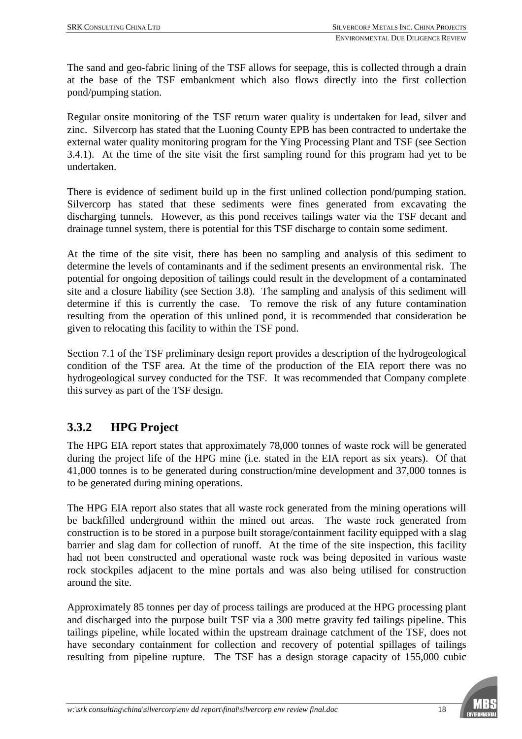The sand and geo-fabric lining of the TSF allows for seepage, this is collected through a drain at the base of the TSF embankment which also flows directly into the first collection pond/pumping station.

Regular onsite monitoring of the TSF return water quality is undertaken for lead, silver and zinc. Silvercorp has stated that the Luoning County EPB has been contracted to undertake the external water quality monitoring program for the Ying Processing Plant and TSF (see Section 3.4.1). At the time of the site visit the first sampling round for this program had yet to be undertaken.

There is evidence of sediment build up in the first unlined collection pond/pumping station. Silvercorp has stated that these sediments were fines generated from excavating the discharging tunnels. However, as this pond receives tailings water via the TSF decant and drainage tunnel system, there is potential for this TSF discharge to contain some sediment.

At the time of the site visit, there has been no sampling and analysis of this sediment to determine the levels of contaminants and if the sediment presents an environmental risk. The potential for ongoing deposition of tailings could result in the development of a contaminated site and a closure liability (see Section 3.8). The sampling and analysis of this sediment will determine if this is currently the case. To remove the risk of any future contamination resulting from the operation of this unlined pond, it is recommended that consideration be given to relocating this facility to within the TSF pond.

Section 7.1 of the TSF preliminary design report provides a description of the hydrogeological condition of the TSF area. At the time of the production of the EIA report there was no hydrogeological survey conducted for the TSF. It was recommended that Company complete this survey as part of the TSF design.

### 3.3.2 HPG Project

The HPG EIA report states that approximately 78,000 tonnes of waste rock will be generated during the project life of the HPG mine (i.e. stated in the EIA report as six years). Of that 41,000 tonnes is to be generated during construction/mine development and 37,000 tonnes is to be generated during mining operations.

The HPG EIA report also states that all waste rock generated from the mining operations will be backfilled underground within the mined out areas. The waste rock generated from construction is to be stored in a purpose built storage/containment facility equipped with a slag barrier and slag dam for collection of runoff. At the time of the site inspection, this facility had not been constructed and operational waste rock was being deposited in various waste rock stockpiles adjacent to the mine portals and was also being utilised for construction around the site.

Approximately 85 tonnes per day of process tailings are produced at the HPG processing plant and discharged into the purpose built TSF via a 300 metre gravity fed tailings pipeline. This tailings pipeline, while located within the upstream drainage catchment of the TSF, does not have secondary containment for collection and recovery of potential spillages of tailings resulting from pipeline rupture. The TSF has a design storage capacity of 155,000 cubic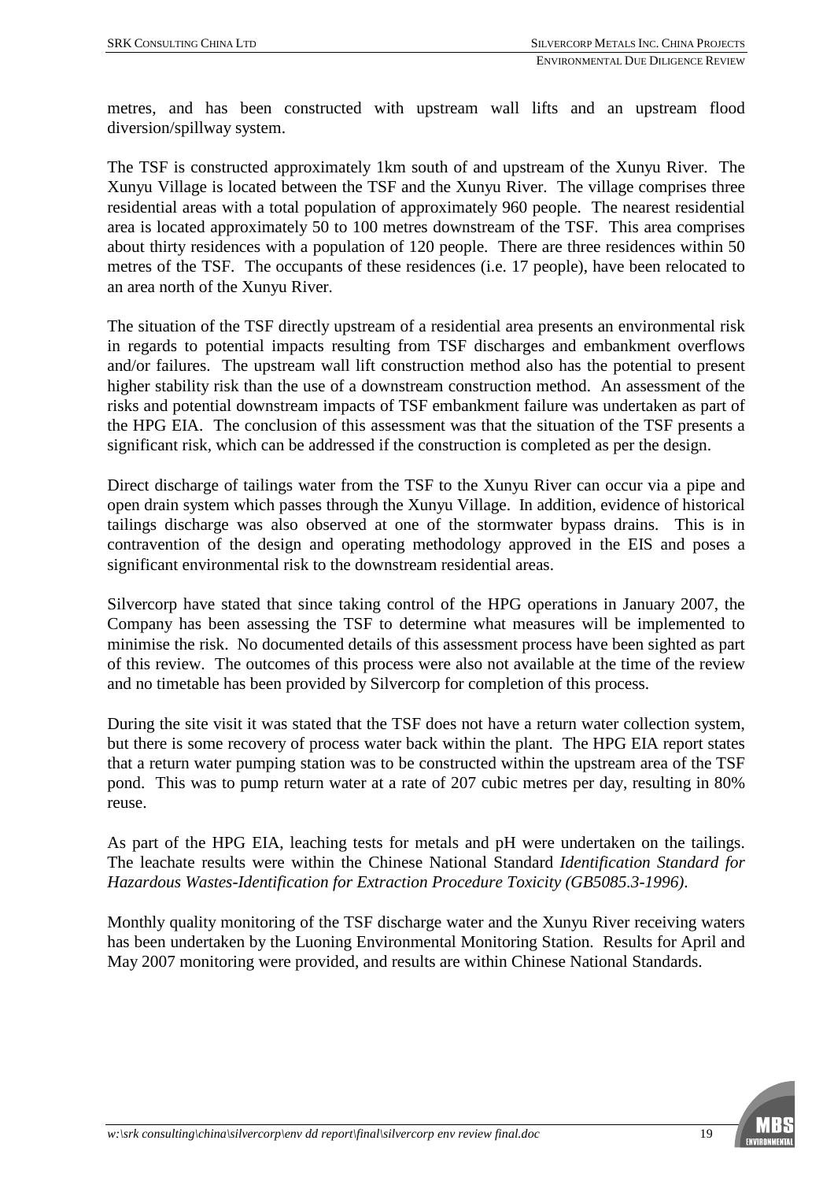metres, and has been constructed with upstream wall lifts and an upstream flood diversion/spillway system.

The TSF is constructed approximately 1km south of and upstream of the Xunyu River. The Xunyu Village is located between the TSF and the Xunyu River. The village comprises three residential areas with a total population of approximately 960 people. The nearest residential area is located approximately 50 to 100 metres downstream of the TSF. This area comprises about thirty residences with a population of 120 people. There are three residences within 50 metres of the TSF. The occupants of these residences (i.e. 17 people), have been relocated to an area north of the Xunyu River.

The situation of the TSF directly upstream of a residential area presents an environmental risk in regards to potential impacts resulting from TSF discharges and embankment overflows and/or failures. The upstream wall lift construction method also has the potential to present higher stability risk than the use of a downstream construction method. An assessment of the risks and potential downstream impacts of TSF embankment failure was undertaken as part of the HPG EIA. The conclusion of this assessment was that the situation of the TSF presents a significant risk, which can be addressed if the construction is completed as per the design.

Direct discharge of tailings water from the TSF to the Xunyu River can occur via a pipe and open drain system which passes through the Xunyu Village. In addition, evidence of historical tailings discharge was also observed at one of the stormwater bypass drains. This is in contravention of the design and operating methodology approved in the EIS and poses a significant environmental risk to the downstream residential areas.

Silvercorp have stated that since taking control of the HPG operations in January 2007, the Company has been assessing the TSF to determine what measures will be implemented to minimise the risk. No documented details of this assessment process have been sighted as part of this review. The outcomes of this process were also not available at the time of the review and no timetable has been provided by Silvercorp for completion of this process.

During the site visit it was stated that the TSF does not have a return water collection system, but there is some recovery of process water back within the plant. The HPG EIA report states that a return water pumping station was to be constructed within the upstream area of the TSF pond. This was to pump return water at a rate of 207 cubic metres per day, resulting in 80% reuse.

As part of the HPG EIA, leaching tests for metals and pH were undertaken on the tailings. The leachate results were within the Chinese National Standard *Identification Standard for Hazardous Wastes-Identification for Extraction Procedure Toxicity (GB5085.3-1996)*.

Monthly quality monitoring of the TSF discharge water and the Xunyu River receiving waters has been undertaken by the Luoning Environmental Monitoring Station. Results for April and May 2007 monitoring were provided, and results are within Chinese National Standards.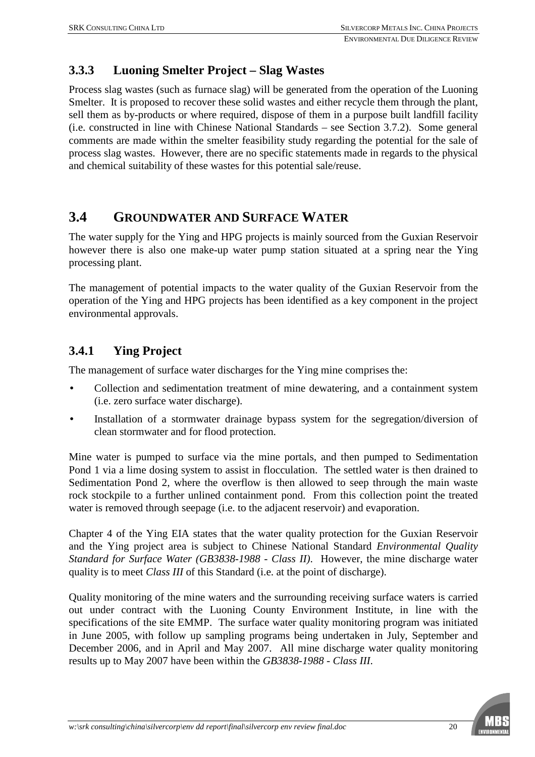### 3.3.3 Luoning Smelter Project – Slag Wastes

Process slag wastes (such as furnace slag) will be generated from the operation of the Luoning Smelter. It is proposed to recover these solid wastes and either recycle them through the plant, sell them as by-products or where required, dispose of them in a purpose built landfill facility (i.e. constructed in line with Chinese National Standards – see Section 3.7.2). Some general comments are made within the smelter feasibility study regarding the potential for the sale of process slag wastes. However, there are no specific statements made in regards to the physical and chemical suitability of these wastes for this potential sale/reuse.

## 3.4 GROUNDWATER AND SURFACE WATER

The water supply for the Ying and HPG projects is mainly sourced from the Guxian Reservoir however there is also one make-up water pump station situated at a spring near the Ying processing plant.

The management of potential impacts to the water quality of the Guxian Reservoir from the operation of the Ying and HPG projects has been identified as a key component in the project environmental approvals.

### 3.4.1 Ying Project

The management of surface water discharges for the Ying mine comprises the:

- Collection and sedimentation treatment of mine dewatering, and a containment system (i.e. zero surface water discharge).
- Installation of a stormwater drainage bypass system for the segregation/diversion of clean stormwater and for flood protection.

Mine water is pumped to surface via the mine portals, and then pumped to Sedimentation Pond 1 via a lime dosing system to assist in flocculation. The settled water is then drained to Sedimentation Pond 2, where the overflow is then allowed to seep through the main waste rock stockpile to a further unlined containment pond. From this collection point the treated water is removed through seepage (i.e. to the adjacent reservoir) and evaporation.

Chapter 4 of the Ying EIA states that the water quality protection for the Guxian Reservoir and the Ying project area is subject to Chinese National Standard *Environmental Quality Standard for Surface Water (GB3838-1988 - Class II)*. However, the mine discharge water quality is to meet *Class III* of this Standard (i.e. at the point of discharge).

Quality monitoring of the mine waters and the surrounding receiving surface waters is carried out under contract with the Luoning County Environment Institute, in line with the specifications of the site EMMP. The surface water quality monitoring program was initiated in June 2005, with follow up sampling programs being undertaken in July, September and December 2006, and in April and May 2007. All mine discharge water quality monitoring results up to May 2007 have been within the *GB3838-1988 - Class III*.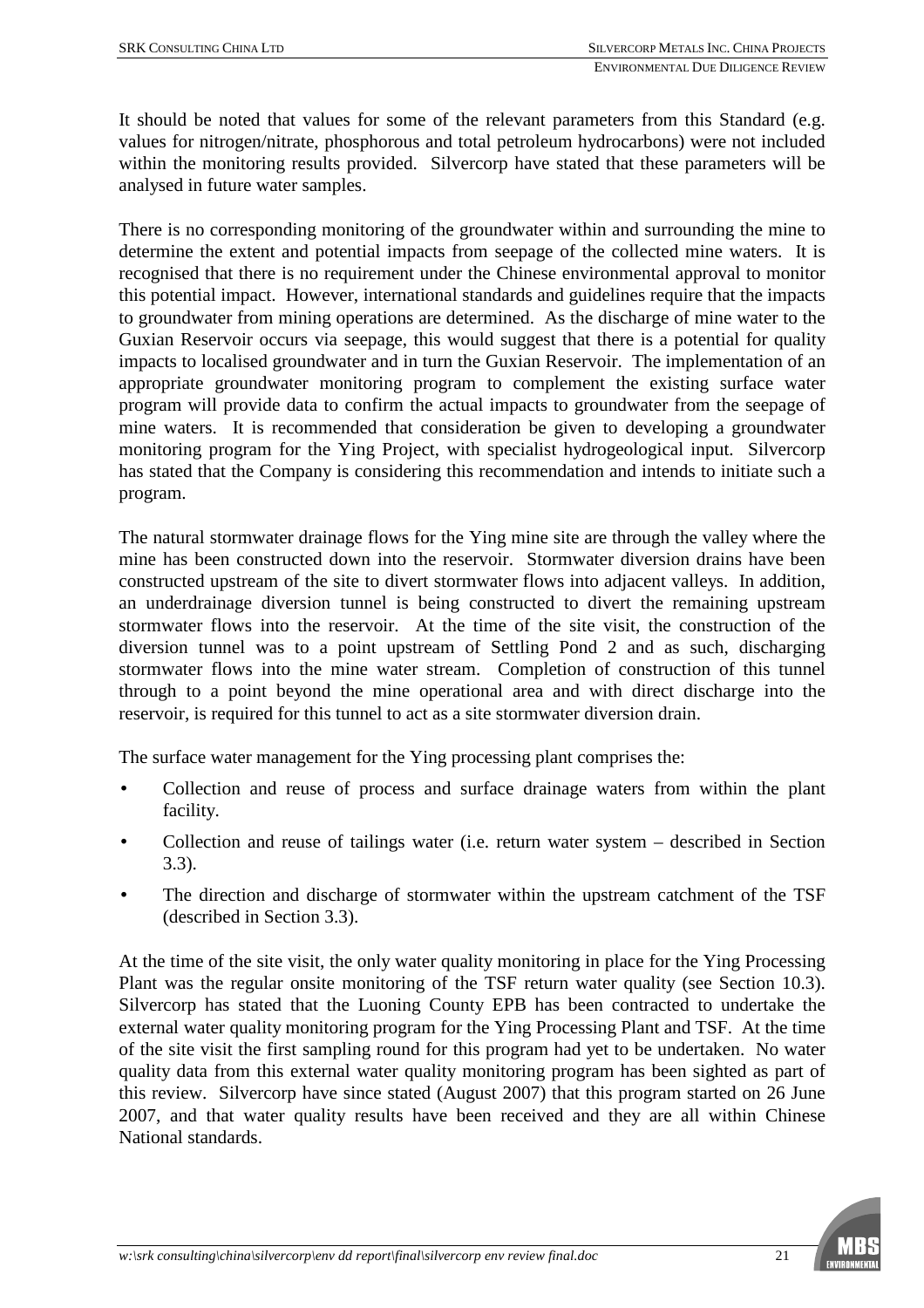It should be noted that values for some of the relevant parameters from this Standard (e.g. values for nitrogen/nitrate, phosphorous and total petroleum hydrocarbons) were not included within the monitoring results provided. Silvercorp have stated that these parameters will be analysed in future water samples.

There is no corresponding monitoring of the groundwater within and surrounding the mine to determine the extent and potential impacts from seepage of the collected mine waters. It is recognised that there is no requirement under the Chinese environmental approval to monitor this potential impact. However, international standards and guidelines require that the impacts to groundwater from mining operations are determined. As the discharge of mine water to the Guxian Reservoir occurs via seepage, this would suggest that there is a potential for quality impacts to localised groundwater and in turn the Guxian Reservoir. The implementation of an appropriate groundwater monitoring program to complement the existing surface water program will provide data to confirm the actual impacts to groundwater from the seepage of mine waters. It is recommended that consideration be given to developing a groundwater monitoring program for the Ying Project, with specialist hydrogeological input. Silvercorp has stated that the Company is considering this recommendation and intends to initiate such a program.

The natural stormwater drainage flows for the Ying mine site are through the valley where the mine has been constructed down into the reservoir. Stormwater diversion drains have been constructed upstream of the site to divert stormwater flows into adjacent valleys. In addition, an underdrainage diversion tunnel is being constructed to divert the remaining upstream stormwater flows into the reservoir. At the time of the site visit, the construction of the diversion tunnel was to a point upstream of Settling Pond 2 and as such, discharging stormwater flows into the mine water stream. Completion of construction of this tunnel through to a point beyond the mine operational area and with direct discharge into the reservoir, is required for this tunnel to act as a site stormwater diversion drain.

The surface water management for the Ying processing plant comprises the:

- Collection and reuse of process and surface drainage waters from within the plant facility.
- Collection and reuse of tailings water (i.e. return water system – described in Section 3.3).
- The direction and discharge of stormwater within the upstream catchment of the TSF (described in Section 3.3).

At the time of the site visit, the only water quality monitoring in place for the Ying Processing Plant was the regular onsite monitoring of the TSF return water quality (see Section 10.3). Silvercorp has stated that the Luoning County EPB has been contracted to undertake the external water quality monitoring program for the Ying Processing Plant and TSF. At the time of the site visit the first sampling round for this program had yet to be undertaken. No water quality data from this external water quality monitoring program has been sighted as part of this review. Silvercorp have since stated (August 2007) that this program started on 26 June 2007, and that water quality results have been received and they are all within Chinese National standards.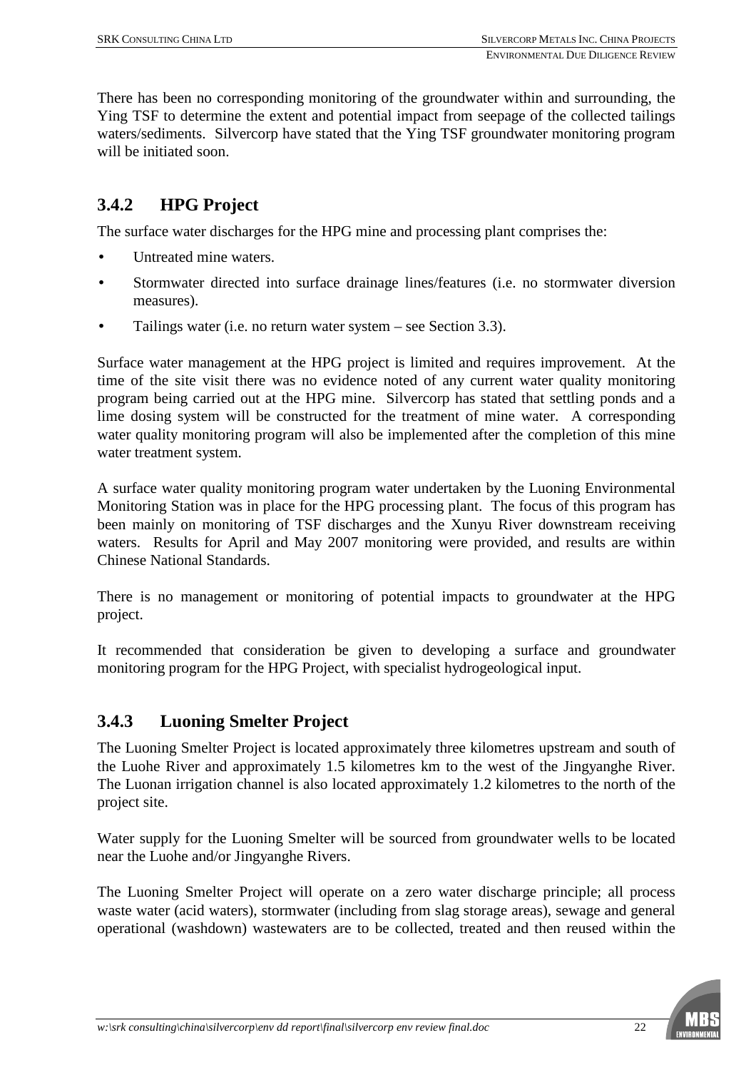There has been no corresponding monitoring of the groundwater within and surrounding, the Ying TSF to determine the extent and potential impact from seepage of the collected tailings waters/sediments. Silvercorp have stated that the Ying TSF groundwater monitoring program will be initiated soon.

### 3.4.2 HPG Project

The surface water discharges for the HPG mine and processing plant comprises the:

- Untreated mine waters.
- Stormwater directed into surface drainage lines/features (i.e. no stormwater diversion measures).
- Tailings water (i.e. no return water system – see Section 3.3).

Surface water management at the HPG project is limited and requires improvement. At the time of the site visit there was no evidence noted of any current water quality monitoring program being carried out at the HPG mine. Silvercorp has stated that settling ponds and a lime dosing system will be constructed for the treatment of mine water. A corresponding water quality monitoring program will also be implemented after the completion of this mine water treatment system.

A surface water quality monitoring program water undertaken by the Luoning Environmental Monitoring Station was in place for the HPG processing plant. The focus of this program has been mainly on monitoring of TSF discharges and the Xunyu River downstream receiving waters. Results for April and May 2007 monitoring were provided, and results are within Chinese National Standards.

There is no management or monitoring of potential impacts to groundwater at the HPG project.

It recommended that consideration be given to developing a surface and groundwater monitoring program for the HPG Project, with specialist hydrogeological input.

### 3.4.3 Luoning Smelter Project

The Luoning Smelter Project is located approximately three kilometres upstream and south of the Luohe River and approximately 1.5 kilometres km to the west of the Jingyanghe River. The Luonan irrigation channel is also located approximately 1.2 kilometres to the north of the project site.

Water supply for the Luoning Smelter will be sourced from groundwater wells to be located near the Luohe and/or Jingyanghe Rivers.

The Luoning Smelter Project will operate on a zero water discharge principle; all process waste water (acid waters), stormwater (including from slag storage areas), sewage and general operational (washdown) wastewaters are to be collected, treated and then reused within the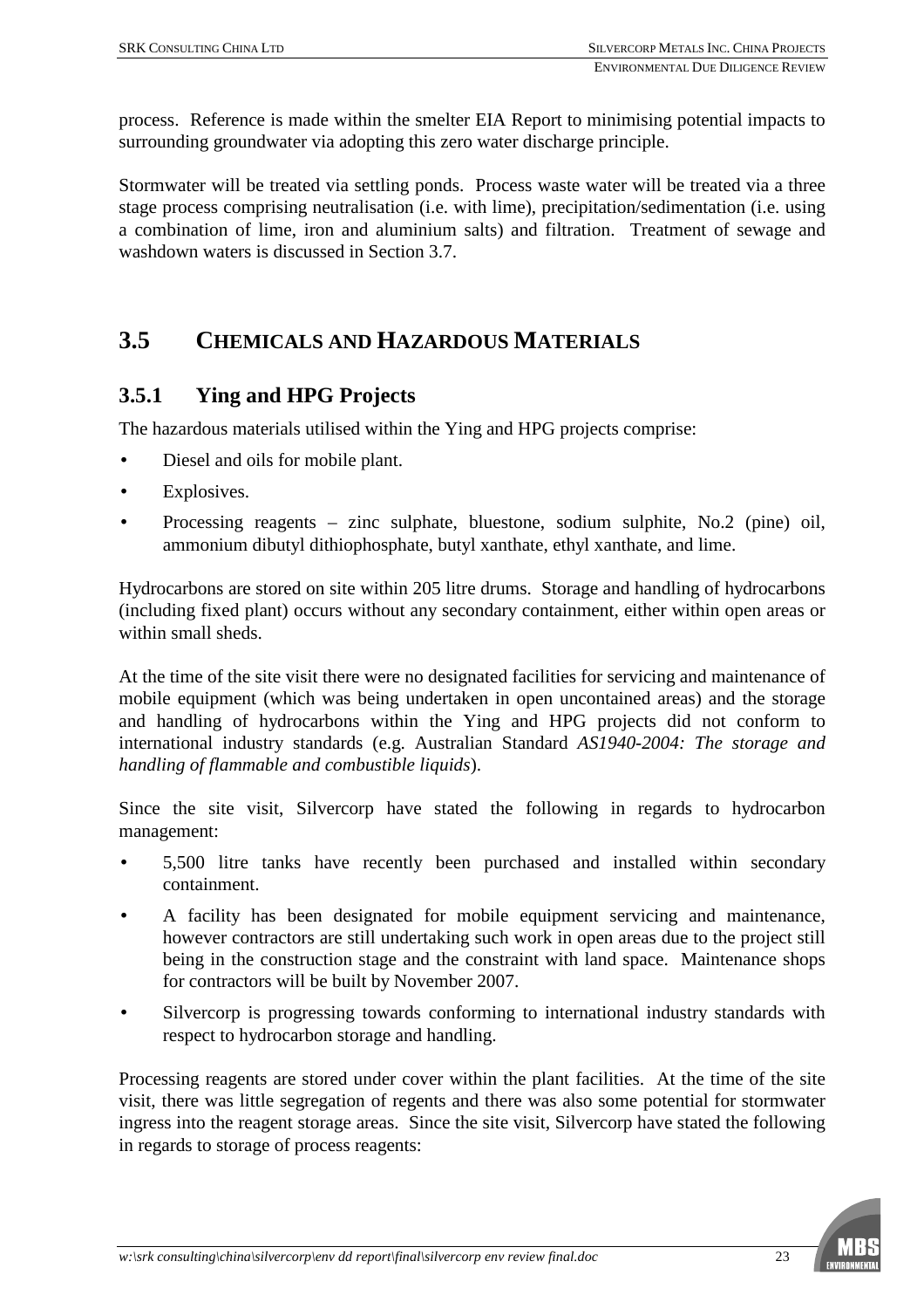process. Reference is made within the smelter EIA Report to minimising potential impacts to surrounding groundwater via adopting this zero water discharge principle.

Stormwater will be treated via settling ponds. Process waste water will be treated via a three stage process comprising neutralisation (i.e. with lime), precipitation/sedimentation (i.e. using a combination of lime, iron and aluminium salts) and filtration. Treatment of sewage and washdown waters is discussed in Section 3.7.

## 3.5 CHEMICALS AND HAZARDOUS MATERIALS

### 3.5.1 Ying and HPG Projects

The hazardous materials utilised within the Ying and HPG projects comprise:

- Diesel and oils for mobile plant.
- Explosives.
- Processing reagents – zinc sulphate, bluestone, sodium sulphite, No.2 (pine) oil, ammonium dibutyl dithiophosphate, butyl xanthate, ethyl xanthate, and lime.

Hydrocarbons are stored on site within 205 litre drums. Storage and handling of hydrocarbons (including fixed plant) occurs without any secondary containment, either within open areas or within small sheds.

At the time of the site visit there were no designated facilities for servicing and maintenance of mobile equipment (which was being undertaken in open uncontained areas) and the storage and handling of hydrocarbons within the Ying and HPG projects did not conform to international industry standards (e.g. Australian Standard *AS1940-2004: The storage and handling of flammable and combustible liquids*).

Since the site visit, Silvercorp have stated the following in regards to hydrocarbon management:

- 5,500 litre tanks have recently been purchased and installed within secondary containment.
- A facility has been designated for mobile equipment servicing and maintenance, however contractors are still undertaking such work in open areas due to the project still being in the construction stage and the constraint with land space. Maintenance shops for contractors will be built by November 2007.
- Silvercorp is progressing towards conforming to international industry standards with respect to hydrocarbon storage and handling.

Processing reagents are stored under cover within the plant facilities. At the time of the site visit, there was little segregation of regents and there was also some potential for stormwater ingress into the reagent storage areas. Since the site visit, Silvercorp have stated the following in regards to storage of process reagents: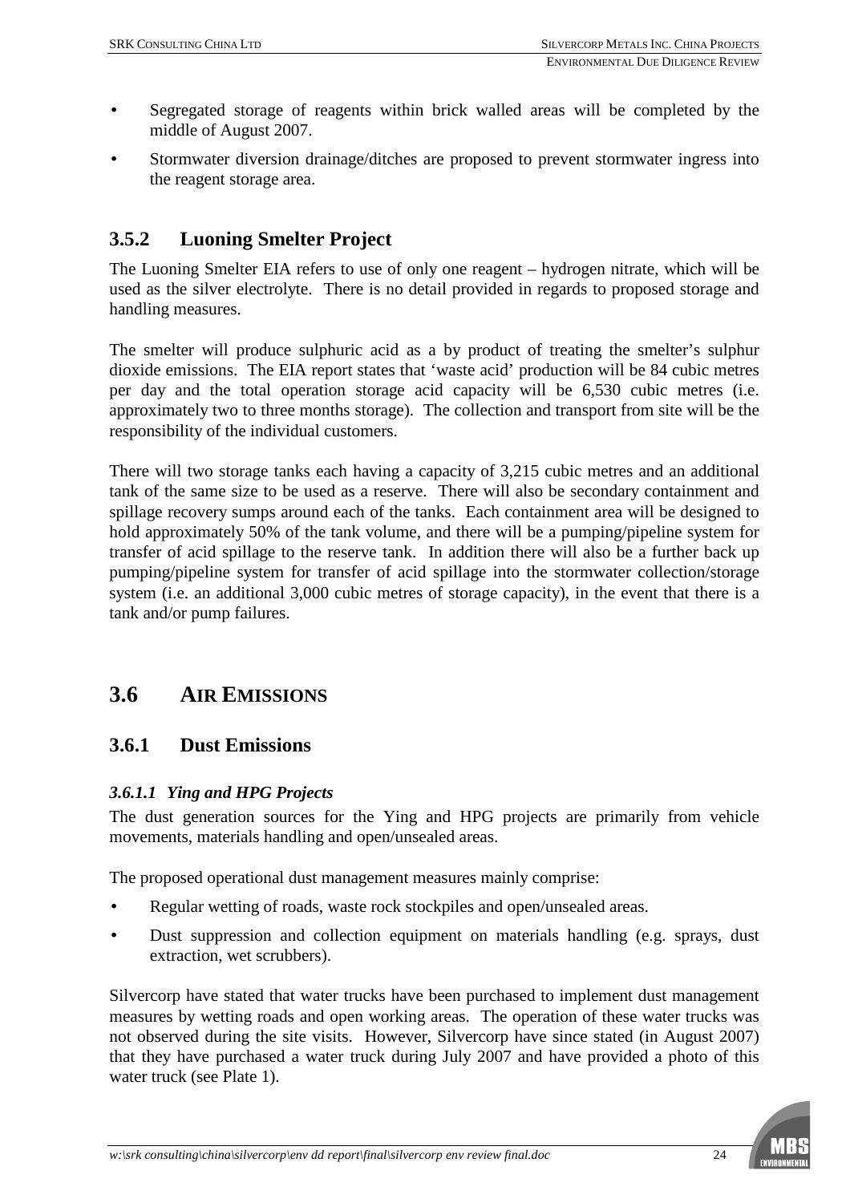- Segregated storage of reagents within brick walled areas will be completed by the middle of August 2007.
- Stormwater diversion drainage/ditches are proposed to prevent stormwater ingress into the reagent storage area.

### 3.5.2 Luoning Smelter Project

The Luoning Smelter EIA refers to use of only one reagent – hydrogen nitrate, which will be used as the silver electrolyte. There is no detail provided in regards to proposed storage and handling measures.

The smelter will produce sulphuric acid as a by product of treating the smelter's sulphur dioxide emissions. The EIA report states that 'waste acid' production will be 84 cubic metres per day and the total operation storage acid capacity will be 6,530 cubic metres (i.e. approximately two to three months storage). The collection and transport from site will be the responsibility of the individual customers.

There will two storage tanks each having a capacity of 3,215 cubic metres and an additional tank of the same size to be used as a reserve. There will also be secondary containment and spillage recovery sumps around each of the tanks. Each containment area will be designed to hold approximately 50% of the tank volume, and there will be a pumping/pipeline system for transfer of acid spillage to the reserve tank. In addition there will also be a further back up pumping/pipeline system for transfer of acid spillage into the stormwater collection/storage system (i.e. an additional 3,000 cubic metres of storage capacity), in the event that there is a tank and/or pump failures.

## 3.6 AIR EMISSIONS

### 3.6.1 Dust Emissions

#### *3.6.1.1 Ying and HPG Projects*

The dust generation sources for the Ying and HPG projects are primarily from vehicle movements, materials handling and open/unsealed areas.

The proposed operational dust management measures mainly comprise:

- Regular wetting of roads, waste rock stockpiles and open/unsealed areas.
- Dust suppression and collection equipment on materials handling (e.g. sprays, dust extraction, wet scrubbers).

Silvercorp have stated that water trucks have been purchased to implement dust management measures by wetting roads and open working areas. The operation of these water trucks was not observed during the site visits. However, Silvercorp have since stated (in August 2007) that they have purchased a water truck during July 2007 and have provided a photo of this water truck (see Plate 1).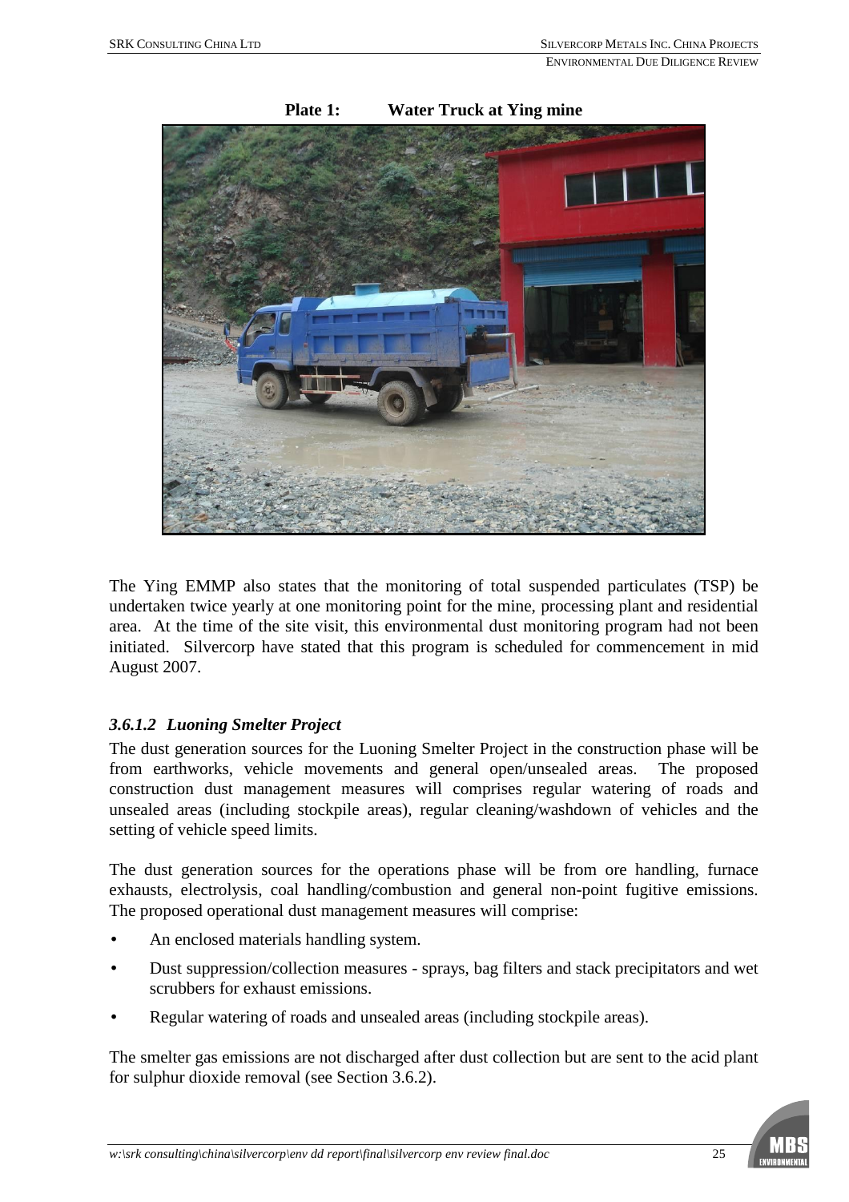**Plate 1: Water Truck at Ying mine**

The Ying EMMP also states that the monitoring of total suspended particulates (TSP) be undertaken twice yearly at one monitoring point for the mine, processing plant and residential area. At the time of the site visit, this environmental dust monitoring program had not been initiated. Silvercorp have stated that this program is scheduled for commencement in mid August 2007.

#### *3.6.1.2 Luoning Smelter Project*

The dust generation sources for the Luoning Smelter Project in the construction phase will be from earthworks, vehicle movements and general open/unsealed areas. The proposed construction dust management measures will comprises regular watering of roads and unsealed areas (including stockpile areas), regular cleaning/washdown of vehicles and the setting of vehicle speed limits.

The dust generation sources for the operations phase will be from ore handling, furnace exhausts, electrolysis, coal handling/combustion and general non-point fugitive emissions. The proposed operational dust management measures will comprise:

- An enclosed materials handling system.
- Dust suppression/collection measures - sprays, bag filters and stack precipitators and wet scrubbers for exhaust emissions.
- Regular watering of roads and unsealed areas (including stockpile areas).

The smelter gas emissions are not discharged after dust collection but are sent to the acid plant for sulphur dioxide removal (see Section 3.6.2).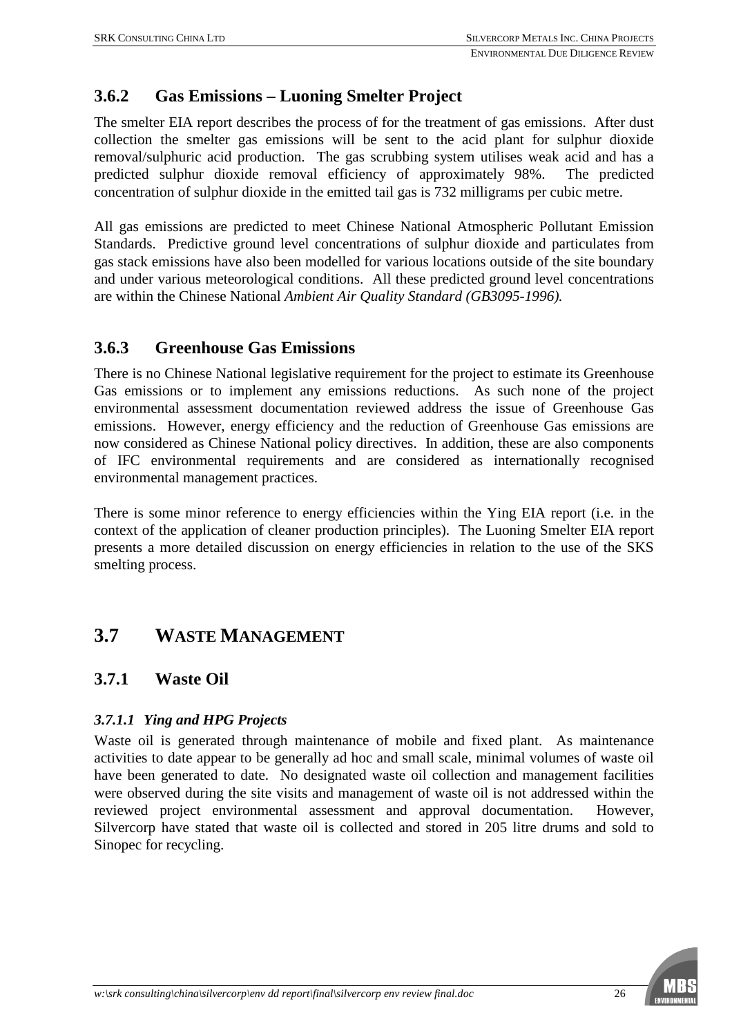### 3.6.2 Gas Emissions – Luoning Smelter Project

The smelter EIA report describes the process of for the treatment of gas emissions. After dust collection the smelter gas emissions will be sent to the acid plant for sulphur dioxide removal/sulphuric acid production. The gas scrubbing system utilises weak acid and has a predicted sulphur dioxide removal efficiency of approximately 98%. The predicted concentration of sulphur dioxide in the emitted tail gas is 732 milligrams per cubic metre.

All gas emissions are predicted to meet Chinese National Atmospheric Pollutant Emission Standards. Predictive ground level concentrations of sulphur dioxide and particulates from gas stack emissions have also been modelled for various locations outside of the site boundary and under various meteorological conditions. All these predicted ground level concentrations are within the Chinese National *Ambient Air Quality Standard (GB3095-1996).*

### 3.6.3 Greenhouse Gas Emissions

There is no Chinese National legislative requirement for the project to estimate its Greenhouse Gas emissions or to implement any emissions reductions. As such none of the project environmental assessment documentation reviewed address the issue of Greenhouse Gas emissions. However, energy efficiency and the reduction of Greenhouse Gas emissions are now considered as Chinese National policy directives. In addition, these are also components of IFC environmental requirements and are considered as internationally recognised environmental management practices.

There is some minor reference to energy efficiencies within the Ying EIA report (i.e. in the context of the application of cleaner production principles). The Luoning Smelter EIA report presents a more detailed discussion on energy efficiencies in relation to the use of the SKS smelting process.

## 3.7 WASTE MANAGEMENT

### 3.7.1 Waste Oil

#### *3.7.1.1 Ying and HPG Projects*

Waste oil is generated through maintenance of mobile and fixed plant. As maintenance activities to date appear to be generally ad hoc and small scale, minimal volumes of waste oil have been generated to date. No designated waste oil collection and management facilities were observed during the site visits and management of waste oil is not addressed within the reviewed project environmental assessment and approval documentation. However, Silvercorp have stated that waste oil is collected and stored in 205 litre drums and sold to Sinopec for recycling.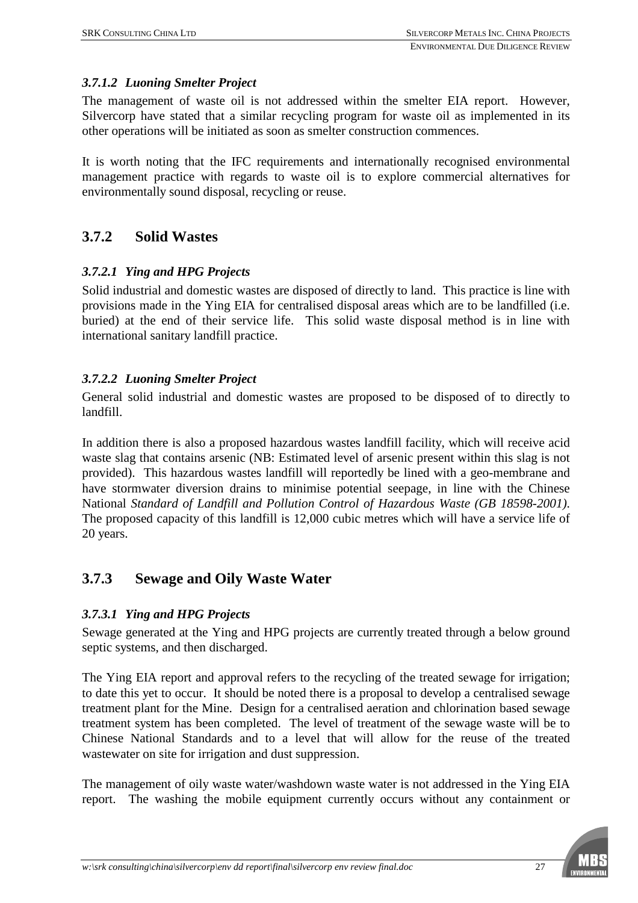#### *3.7.1.2 Luoning Smelter Project*

The management of waste oil is not addressed within the smelter EIA report. However, Silvercorp have stated that a similar recycling program for waste oil as implemented in its other operations will be initiated as soon as smelter construction commences.

It is worth noting that the IFC requirements and internationally recognised environmental management practice with regards to waste oil is to explore commercial alternatives for environmentally sound disposal, recycling or reuse.

### 3.7.2 Solid Wastes

#### *3.7.2.1 Ying and HPG Projects*

Solid industrial and domestic wastes are disposed of directly to land. This practice is line with provisions made in the Ying EIA for centralised disposal areas which are to be landfilled (i.e. buried) at the end of their service life. This solid waste disposal method is in line with international sanitary landfill practice.

#### *3.7.2.2 Luoning Smelter Project*

General solid industrial and domestic wastes are proposed to be disposed of to directly to landfill.

In addition there is also a proposed hazardous wastes landfill facility, which will receive acid waste slag that contains arsenic (NB: Estimated level of arsenic present within this slag is not provided). This hazardous wastes landfill will reportedly be lined with a geo-membrane and have stormwater diversion drains to minimise potential seepage, in line with the Chinese National *Standard of Landfill and Pollution Control of Hazardous Waste (GB 18598-2001).* The proposed capacity of this landfill is 12,000 cubic metres which will have a service life of 20 years.

### 3.7.3 Sewage and Oily Waste Water

#### *3.7.3.1 Ying and HPG Projects*

Sewage generated at the Ying and HPG projects are currently treated through a below ground septic systems, and then discharged.

The Ying EIA report and approval refers to the recycling of the treated sewage for irrigation; to date this yet to occur. It should be noted there is a proposal to develop a centralised sewage treatment plant for the Mine. Design for a centralised aeration and chlorination based sewage treatment system has been completed. The level of treatment of the sewage waste will be to Chinese National Standards and to a level that will allow for the reuse of the treated wastewater on site for irrigation and dust suppression.

The management of oily waste water/washdown waste water is not addressed in the Ying EIA report. The washing the mobile equipment currently occurs without any containment or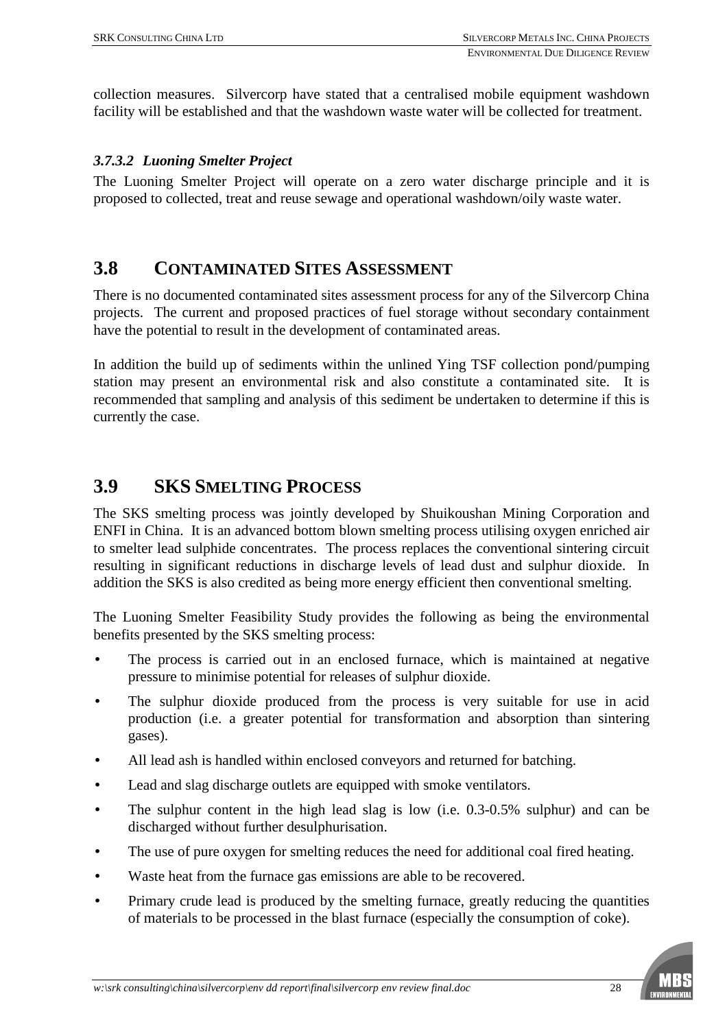collection measures. Silvercorp have stated that a centralised mobile equipment washdown facility will be established and that the washdown waste water will be collected for treatment.

#### *3.7.3.2 Luoning Smelter Project*

The Luoning Smelter Project will operate on a zero water discharge principle and it is proposed to collected, treat and reuse sewage and operational washdown/oily waste water.

## 3.8 CONTAMINATED SITES ASSESSMENT

There is no documented contaminated sites assessment process for any of the Silvercorp China projects. The current and proposed practices of fuel storage without secondary containment have the potential to result in the development of contaminated areas.

In addition the build up of sediments within the unlined Ying TSF collection pond/pumping station may present an environmental risk and also constitute a contaminated site. It is recommended that sampling and analysis of this sediment be undertaken to determine if this is currently the case.

## 3.9 SKS SMELTING PROCESS

The SKS smelting process was jointly developed by Shuikoushan Mining Corporation and ENFI in China. It is an advanced bottom blown smelting process utilising oxygen enriched air to smelter lead sulphide concentrates. The process replaces the conventional sintering circuit resulting in significant reductions in discharge levels of lead dust and sulphur dioxide. In addition the SKS is also credited as being more energy efficient then conventional smelting.

The Luoning Smelter Feasibility Study provides the following as being the environmental benefits presented by the SKS smelting process:

- The process is carried out in an enclosed furnace, which is maintained at negative pressure to minimise potential for releases of sulphur dioxide.
- The sulphur dioxide produced from the process is very suitable for use in acid production (i.e. a greater potential for transformation and absorption than sintering gases).
- All lead ash is handled within enclosed conveyors and returned for batching.
- Lead and slag discharge outlets are equipped with smoke ventilators.
- The sulphur content in the high lead slag is low (i.e. 0.3-0.5% sulphur) and can be discharged without further desulphurisation.
- The use of pure oxygen for smelting reduces the need for additional coal fired heating.
- Waste heat from the furnace gas emissions are able to be recovered.
- Primary crude lead is produced by the smelting furnace, greatly reducing the quantities of materials to be processed in the blast furnace (especially the consumption of coke).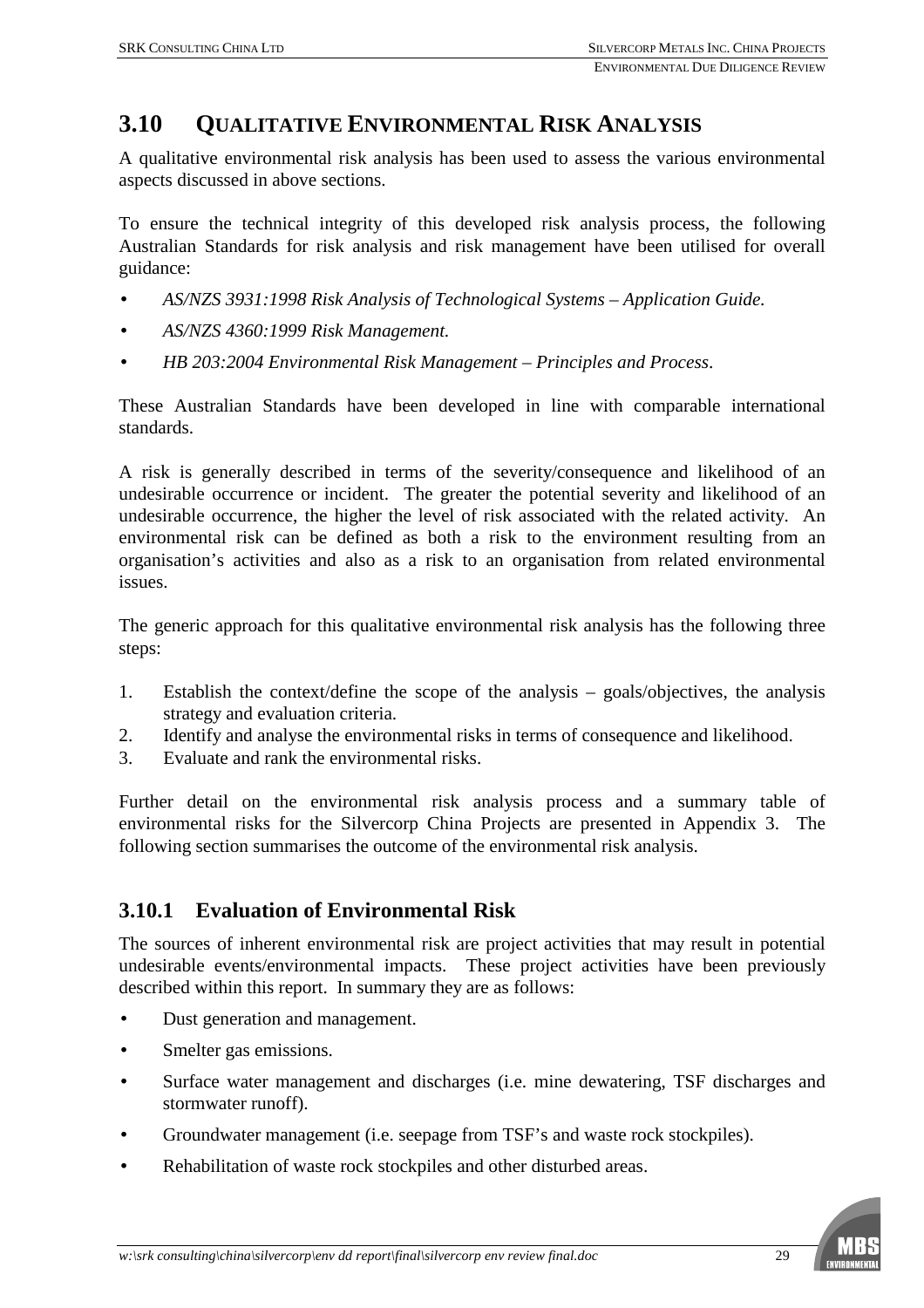## 3.10 QUALITATIVE ENVIRONMENTAL RISK ANALYSIS

A qualitative environmental risk analysis has been used to assess the various environmental aspects discussed in above sections.

To ensure the technical integrity of this developed risk analysis process, the following Australian Standards for risk analysis and risk management have been utilised for overall guidance:

- *AS/NZS 3931:1998 Risk Analysis of Technological Systems – Application Guide.*
- *AS/NZS 4360:1999 Risk Management.*
- *HB 203:2004 Environmental Risk Management – Principles and Process.*

These Australian Standards have been developed in line with comparable international standards.

A risk is generally described in terms of the severity/consequence and likelihood of an undesirable occurrence or incident. The greater the potential severity and likelihood of an undesirable occurrence, the higher the level of risk associated with the related activity. An environmental risk can be defined as both a risk to the environment resulting from an organisation's activities and also as a risk to an organisation from related environmental issues.

The generic approach for this qualitative environmental risk analysis has the following three steps:

1. Establish the context/define the scope of the analysis – goals/objectives, the analysis strategy and evaluation criteria.
2. Identify and analyse the environmental risks in terms of consequence and likelihood.
3. Evaluate and rank the environmental risks.

Further detail on the environmental risk analysis process and a summary table of environmental risks for the Silvercorp China Projects are presented in Appendix 3. The following section summarises the outcome of the environmental risk analysis.

### 3.10.1 Evaluation of Environmental Risk

The sources of inherent environmental risk are project activities that may result in potential undesirable events/environmental impacts. These project activities have been previously described within this report. In summary they are as follows:

- Dust generation and management.
- Smelter gas emissions.
- Surface water management and discharges (i.e. mine dewatering, TSF discharges and stormwater runoff).
- Groundwater management (i.e. seepage from TSF's and waste rock stockpiles).
- Rehabilitation of waste rock stockpiles and other disturbed areas.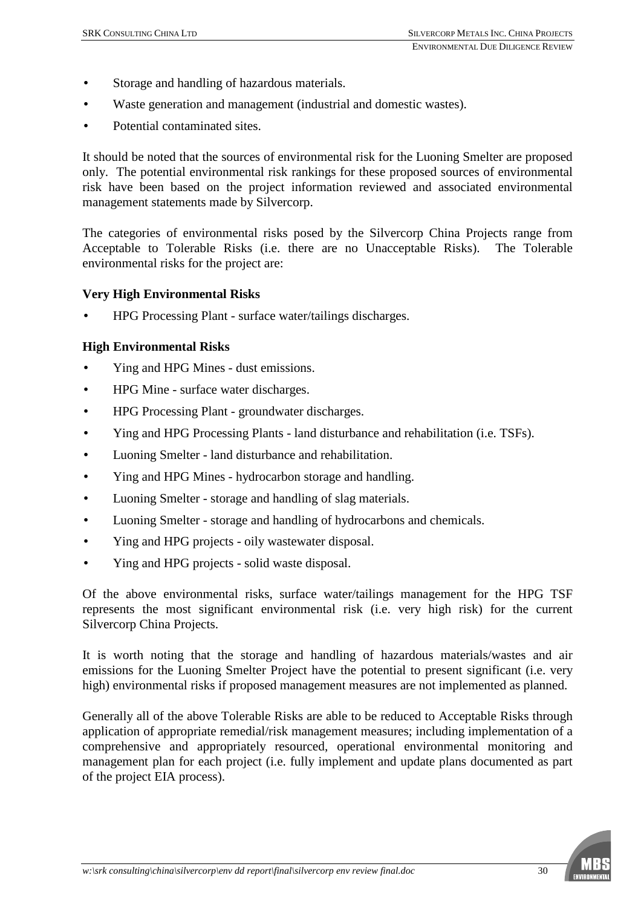- Storage and handling of hazardous materials.
- Waste generation and management (industrial and domestic wastes).
- Potential contaminated sites.

It should be noted that the sources of environmental risk for the Luoning Smelter are proposed only. The potential environmental risk rankings for these proposed sources of environmental risk have been based on the project information reviewed and associated environmental management statements made by Silvercorp.

The categories of environmental risks posed by the Silvercorp China Projects range from Acceptable to Tolerable Risks (i.e. there are no Unacceptable Risks). The Tolerable environmental risks for the project are:

**Very High Environmental Risks**

- HPG Processing Plant - surface water/tailings discharges.

**High Environmental Risks**

- Ying and HPG Mines - dust emissions.
- HPG Mine - surface water discharges.
- HPG Processing Plant - groundwater discharges.
- Ying and HPG Processing Plants - land disturbance and rehabilitation (i.e. TSFs).
- Luoning Smelter - land disturbance and rehabilitation.
- Ying and HPG Mines - hydrocarbon storage and handling.
- Luoning Smelter - storage and handling of slag materials.
- Luoning Smelter - storage and handling of hydrocarbons and chemicals.
- Ying and HPG projects - oily wastewater disposal.
- Ying and HPG projects - solid waste disposal.

Of the above environmental risks, surface water/tailings management for the HPG TSF represents the most significant environmental risk (i.e. very high risk) for the current Silvercorp China Projects.

It is worth noting that the storage and handling of hazardous materials/wastes and air emissions for the Luoning Smelter Project have the potential to present significant (i.e. very high) environmental risks if proposed management measures are not implemented as planned.

Generally all of the above Tolerable Risks are able to be reduced to Acceptable Risks through application of appropriate remedial/risk management measures; including implementation of a comprehensive and appropriately resourced, operational environmental monitoring and management plan for each project (i.e. fully implement and update plans documented as part of the project EIA process).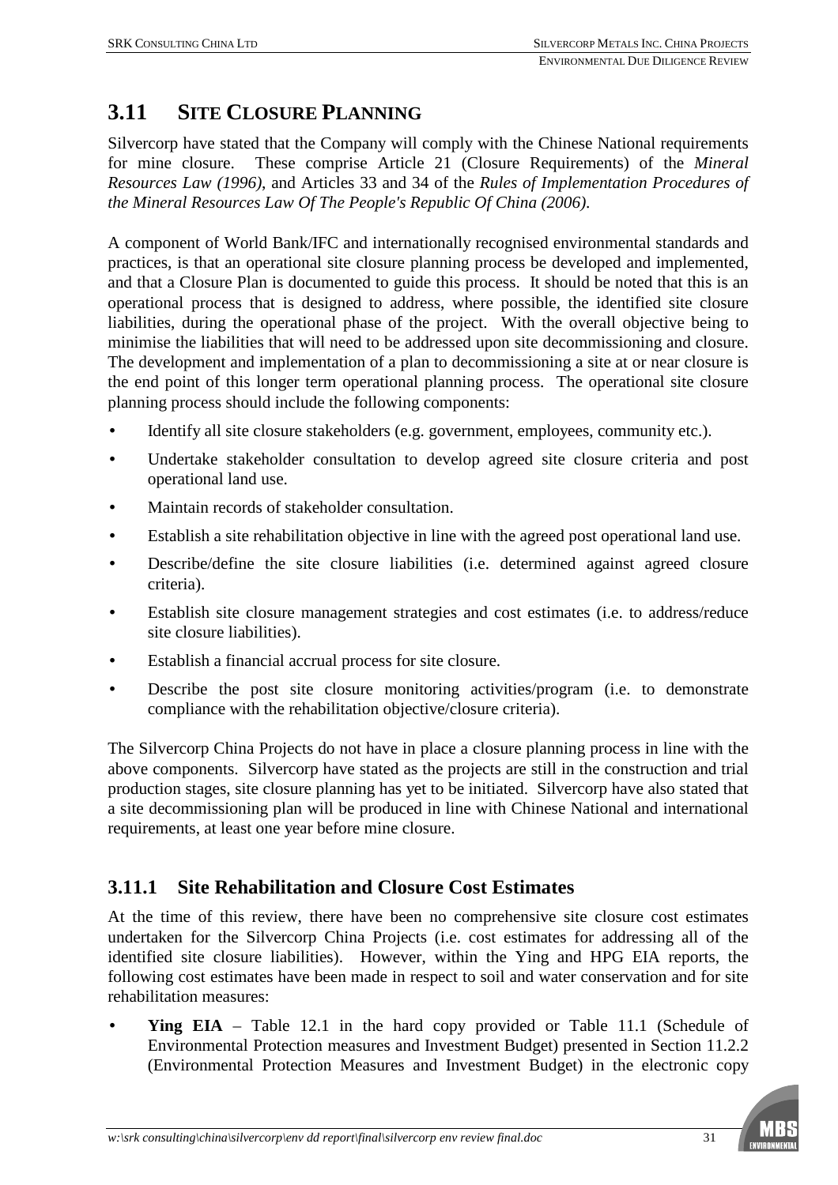## 3.11 SITE CLOSURE PLANNING

Silvercorp have stated that the Company will comply with the Chinese National requirements for mine closure. These comprise Article 21 (Closure Requirements) of the *Mineral Resources Law (1996)*, and Articles 33 and 34 of the *Rules of Implementation Procedures of the Mineral Resources Law Of The People's Republic Of China (2006)*.

A component of World Bank/IFC and internationally recognised environmental standards and practices, is that an operational site closure planning process be developed and implemented, and that a Closure Plan is documented to guide this process. It should be noted that this is an operational process that is designed to address, where possible, the identified site closure liabilities, during the operational phase of the project. With the overall objective being to minimise the liabilities that will need to be addressed upon site decommissioning and closure. The development and implementation of a plan to decommissioning a site at or near closure is the end point of this longer term operational planning process. The operational site closure planning process should include the following components:

- Identify all site closure stakeholders (e.g. government, employees, community etc.).
- Undertake stakeholder consultation to develop agreed site closure criteria and post operational land use.
- Maintain records of stakeholder consultation.
- Establish a site rehabilitation objective in line with the agreed post operational land use.
- Describe/define the site closure liabilities (i.e. determined against agreed closure criteria).
- Establish site closure management strategies and cost estimates (i.e. to address/reduce site closure liabilities).
- Establish a financial accrual process for site closure.
- Describe the post site closure monitoring activities/program (i.e. to demonstrate compliance with the rehabilitation objective/closure criteria).

The Silvercorp China Projects do not have in place a closure planning process in line with the above components. Silvercorp have stated as the projects are still in the construction and trial production stages, site closure planning has yet to be initiated. Silvercorp have also stated that a site decommissioning plan will be produced in line with Chinese National and international requirements, at least one year before mine closure.

### 3.11.1 Site Rehabilitation and Closure Cost Estimates

At the time of this review, there have been no comprehensive site closure cost estimates undertaken for the Silvercorp China Projects (i.e. cost estimates for addressing all of the identified site closure liabilities). However, within the Ying and HPG EIA reports, the following cost estimates have been made in respect to soil and water conservation and for site rehabilitation measures:

- **Ying EIA** – Table 12.1 in the hard copy provided or Table 11.1 (Schedule of Environmental Protection measures and Investment Budget) presented in Section 11.2.2 (Environmental Protection Measures and Investment Budget) in the electronic copy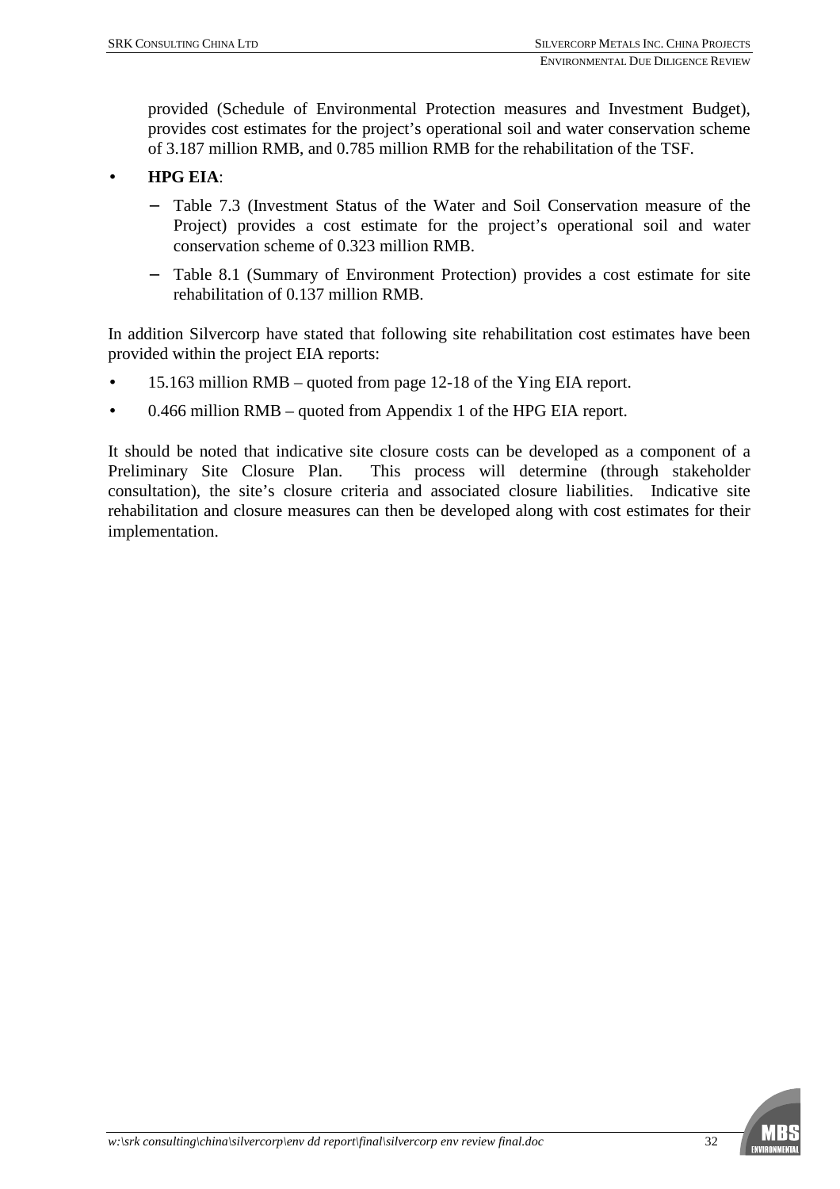provided (Schedule of Environmental Protection measures and Investment Budget), provides cost estimates for the project's operational soil and water conservation scheme of 3.187 million RMB, and 0.785 million RMB for the rehabilitation of the TSF.

- **HPG EIA**:
  - Table 7.3 (Investment Status of the Water and Soil Conservation measure of the Project) provides a cost estimate for the project's operational soil and water conservation scheme of 0.323 million RMB.
  - Table 8.1 (Summary of Environment Protection) provides a cost estimate for site rehabilitation of 0.137 million RMB.

In addition Silvercorp have stated that following site rehabilitation cost estimates have been provided within the project EIA reports:

- 15.163 million RMB – quoted from page 12-18 of the Ying EIA report.
- 0.466 million RMB – quoted from Appendix 1 of the HPG EIA report.

It should be noted that indicative site closure costs can be developed as a component of a Preliminary Site Closure Plan. This process will determine (through stakeholder consultation), the site's closure criteria and associated closure liabilities. Indicative site rehabilitation and closure measures can then be developed along with cost estimates for their implementation.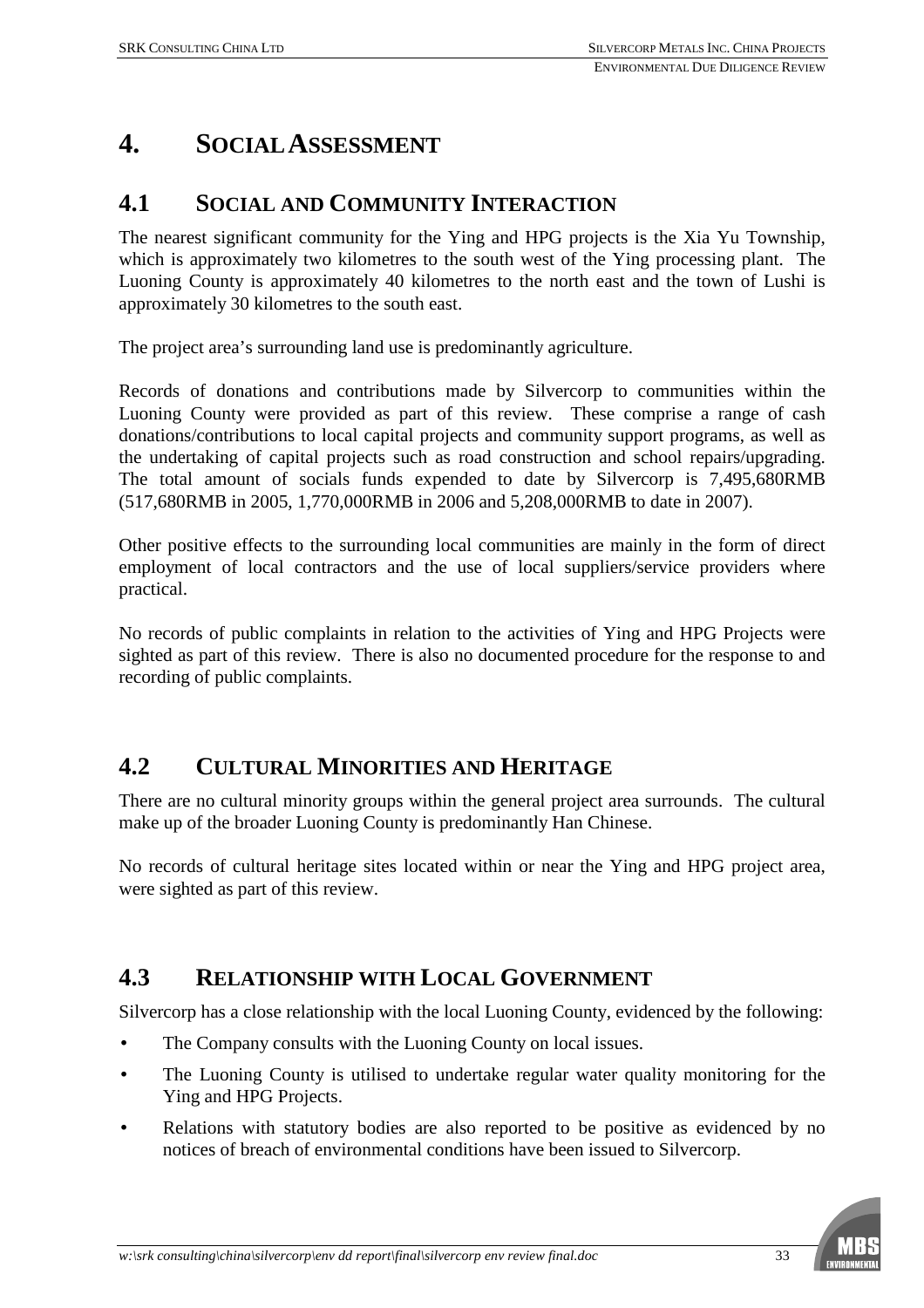# 4. SOCIAL ASSESSMENT

## 4.1 SOCIAL AND COMMUNITY INTERACTION

The nearest significant community for the Ying and HPG projects is the Xia Yu Township, which is approximately two kilometres to the south west of the Ying processing plant. The Luoning County is approximately 40 kilometres to the north east and the town of Lushi is approximately 30 kilometres to the south east.

The project area's surrounding land use is predominantly agriculture.

Records of donations and contributions made by Silvercorp to communities within the Luoning County were provided as part of this review. These comprise a range of cash donations/contributions to local capital projects and community support programs, as well as the undertaking of capital projects such as road construction and school repairs/upgrading. The total amount of socials funds expended to date by Silvercorp is 7,495,680RMB (517,680RMB in 2005, 1,770,000RMB in 2006 and 5,208,000RMB to date in 2007).

Other positive effects to the surrounding local communities are mainly in the form of direct employment of local contractors and the use of local suppliers/service providers where practical.

No records of public complaints in relation to the activities of Ying and HPG Projects were sighted as part of this review. There is also no documented procedure for the response to and recording of public complaints.

## 4.2 CULTURAL MINORITIES AND HERITAGE

There are no cultural minority groups within the general project area surrounds. The cultural make up of the broader Luoning County is predominantly Han Chinese.

No records of cultural heritage sites located within or near the Ying and HPG project area, were sighted as part of this review.

## 4.3 RELATIONSHIP WITH LOCAL GOVERNMENT

Silvercorp has a close relationship with the local Luoning County, evidenced by the following:

- The Company consults with the Luoning County on local issues.
- The Luoning County is utilised to undertake regular water quality monitoring for the Ying and HPG Projects.
- Relations with statutory bodies are also reported to be positive as evidenced by no notices of breach of environmental conditions have been issued to Silvercorp.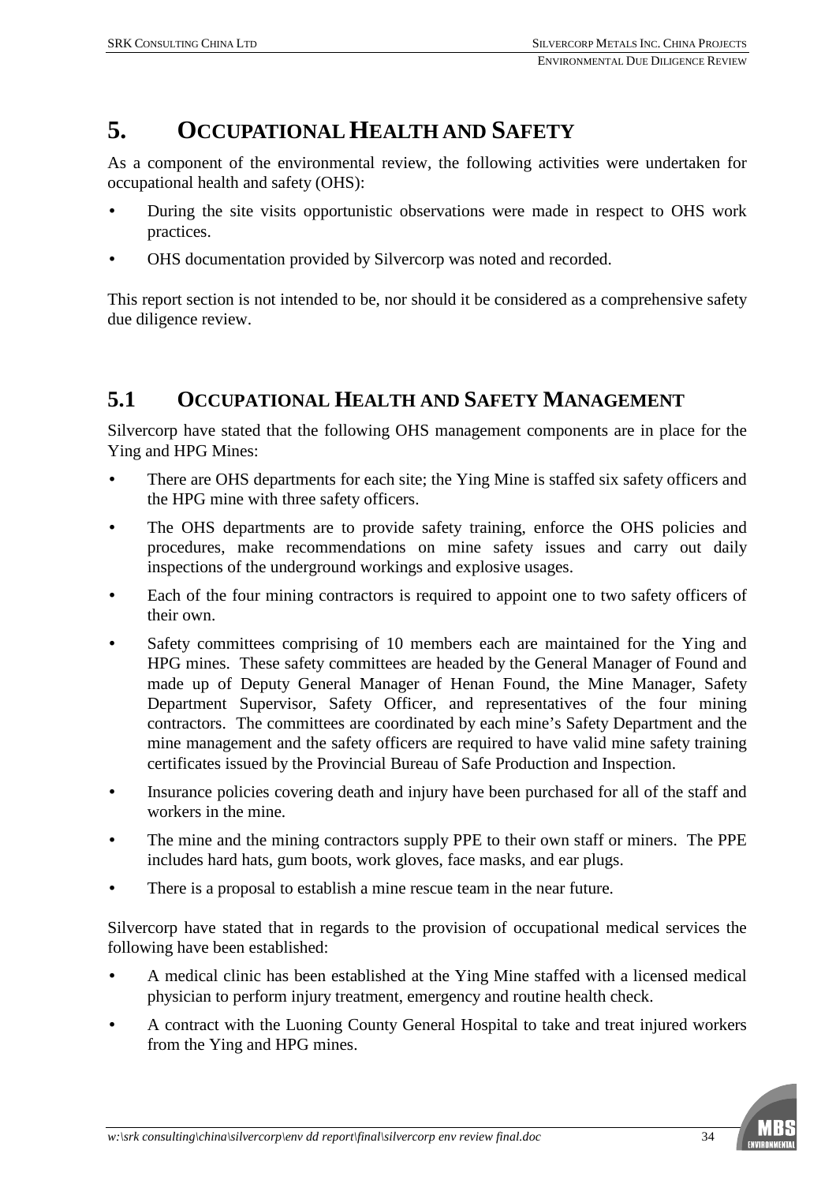# 5. OCCUPATIONAL HEALTH AND SAFETY

As a component of the environmental review, the following activities were undertaken for occupational health and safety (OHS):

- During the site visits opportunistic observations were made in respect to OHS work practices.
- OHS documentation provided by Silvercorp was noted and recorded.

This report section is not intended to be, nor should it be considered as a comprehensive safety due diligence review.

## 5.1 OCCUPATIONAL HEALTH AND SAFETY MANAGEMENT

Silvercorp have stated that the following OHS management components are in place for the Ying and HPG Mines:

- There are OHS departments for each site; the Ying Mine is staffed six safety officers and the HPG mine with three safety officers.
- The OHS departments are to provide safety training, enforce the OHS policies and procedures, make recommendations on mine safety issues and carry out daily inspections of the underground workings and explosive usages.
- Each of the four mining contractors is required to appoint one to two safety officers of their own.
- Safety committees comprising of 10 members each are maintained for the Ying and HPG mines. These safety committees are headed by the General Manager of Found and made up of Deputy General Manager of Henan Found, the Mine Manager, Safety Department Supervisor, Safety Officer, and representatives of the four mining contractors. The committees are coordinated by each mine's Safety Department and the mine management and the safety officers are required to have valid mine safety training certificates issued by the Provincial Bureau of Safe Production and Inspection.
- Insurance policies covering death and injury have been purchased for all of the staff and workers in the mine.
- The mine and the mining contractors supply PPE to their own staff or miners. The PPE includes hard hats, gum boots, work gloves, face masks, and ear plugs.
- There is a proposal to establish a mine rescue team in the near future.

Silvercorp have stated that in regards to the provision of occupational medical services the following have been established:

- A medical clinic has been established at the Ying Mine staffed with a licensed medical physician to perform injury treatment, emergency and routine health check.
- A contract with the Luoning County General Hospital to take and treat injured workers from the Ying and HPG mines.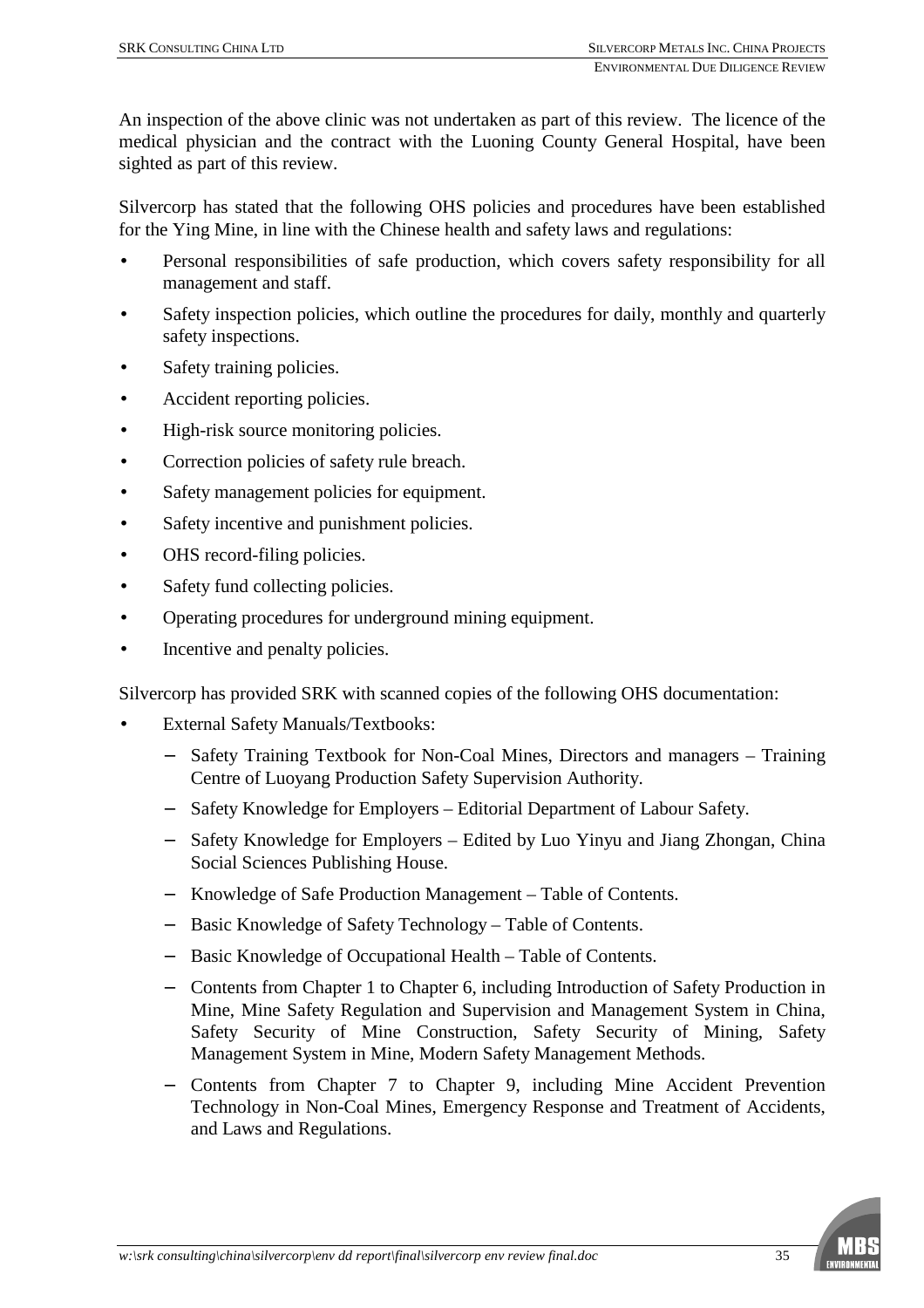An inspection of the above clinic was not undertaken as part of this review. The licence of the medical physician and the contract with the Luoning County General Hospital, have been sighted as part of this review.

Silvercorp has stated that the following OHS policies and procedures have been established for the Ying Mine, in line with the Chinese health and safety laws and regulations:

- Personal responsibilities of safe production, which covers safety responsibility for all management and staff.
- Safety inspection policies, which outline the procedures for daily, monthly and quarterly safety inspections.
- Safety training policies.
- Accident reporting policies.
- High-risk source monitoring policies.
- Correction policies of safety rule breach.
- Safety management policies for equipment.
- Safety incentive and punishment policies.
- OHS record-filing policies.
- Safety fund collecting policies.
- Operating procedures for underground mining equipment.
- Incentive and penalty policies.

Silvercorp has provided SRK with scanned copies of the following OHS documentation:

- External Safety Manuals/Textbooks:
  - Safety Training Textbook for Non-Coal Mines, Directors and managers – Training Centre of Luoyang Production Safety Supervision Authority.
  - Safety Knowledge for Employers – Editorial Department of Labour Safety.
  - Safety Knowledge for Employers – Edited by Luo Yinyu and Jiang Zhongan, China Social Sciences Publishing House.
  - Knowledge of Safe Production Management – Table of Contents.
  - Basic Knowledge of Safety Technology – Table of Contents.
  - Basic Knowledge of Occupational Health – Table of Contents.
  - Contents from Chapter 1 to Chapter 6, including Introduction of Safety Production in Mine, Mine Safety Regulation and Supervision and Management System in China, Safety Security of Mine Construction, Safety Security of Mining, Safety Management System in Mine, Modern Safety Management Methods.
  - Contents from Chapter 7 to Chapter 9, including Mine Accident Prevention Technology in Non-Coal Mines, Emergency Response and Treatment of Accidents, and Laws and Regulations.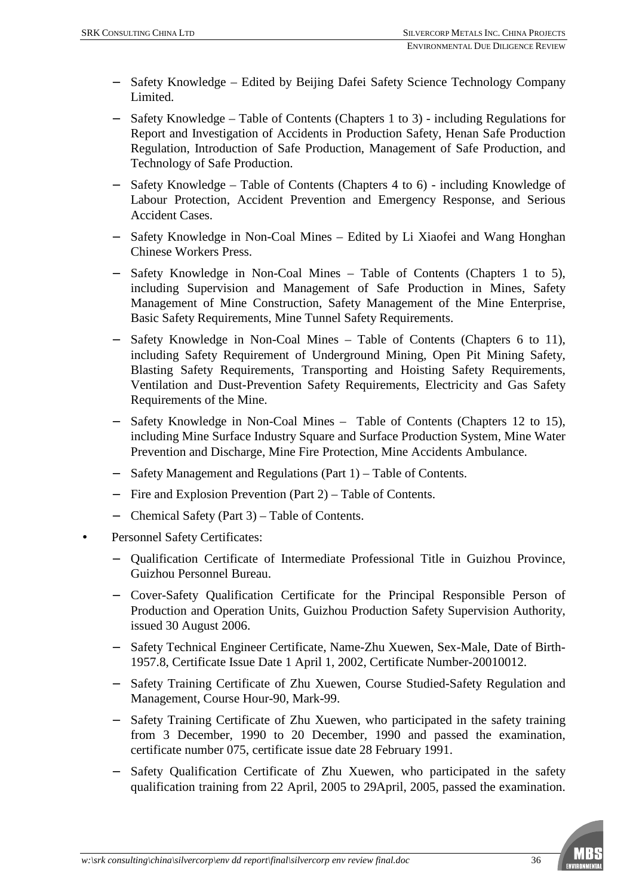- Safety Knowledge – Edited by Beijing Dafei Safety Science Technology Company Limited.
  - Safety Knowledge – Table of Contents (Chapters 1 to 3) - including Regulations for Report and Investigation of Accidents in Production Safety, Henan Safe Production Regulation, Introduction of Safe Production, Management of Safe Production, and Technology of Safe Production.
  - Safety Knowledge – Table of Contents (Chapters 4 to 6) - including Knowledge of Labour Protection, Accident Prevention and Emergency Response, and Serious Accident Cases.
  - Safety Knowledge in Non-Coal Mines – Edited by Li Xiaofei and Wang Honghan Chinese Workers Press.
  - Safety Knowledge in Non-Coal Mines – Table of Contents (Chapters 1 to 5), including Supervision and Management of Safe Production in Mines, Safety Management of Mine Construction, Safety Management of the Mine Enterprise, Basic Safety Requirements, Mine Tunnel Safety Requirements.
  - Safety Knowledge in Non-Coal Mines – Table of Contents (Chapters 6 to 11), including Safety Requirement of Underground Mining, Open Pit Mining Safety, Blasting Safety Requirements, Transporting and Hoisting Safety Requirements, Ventilation and Dust-Prevention Safety Requirements, Electricity and Gas Safety Requirements of the Mine.
  - Safety Knowledge in Non-Coal Mines – Table of Contents (Chapters 12 to 15), including Mine Surface Industry Square and Surface Production System, Mine Water Prevention and Discharge, Mine Fire Protection, Mine Accidents Ambulance.
  - Safety Management and Regulations (Part 1) – Table of Contents.
  - Fire and Explosion Prevention (Part 2) – Table of Contents.
  - Chemical Safety (Part 3) – Table of Contents.
- Personnel Safety Certificates:
  - Qualification Certificate of Intermediate Professional Title in Guizhou Province, Guizhou Personnel Bureau.
  - Cover-Safety Qualification Certificate for the Principal Responsible Person of Production and Operation Units, Guizhou Production Safety Supervision Authority, issued 30 August 2006.
  - Safety Technical Engineer Certificate, Name-Zhu Xuewen, Sex-Male, Date of Birth-1957.8, Certificate Issue Date 1 April 1, 2002, Certificate Number-20010012.
  - Safety Training Certificate of Zhu Xuewen, Course Studied-Safety Regulation and Management, Course Hour-90, Mark-99.
  - Safety Training Certificate of Zhu Xuewen, who participated in the safety training from 3 December, 1990 to 20 December, 1990 and passed the examination, certificate number 075, certificate issue date 28 February 1991.
  - Safety Qualification Certificate of Zhu Xuewen, who participated in the safety qualification training from 22 April, 2005 to 29April, 2005, passed the examination.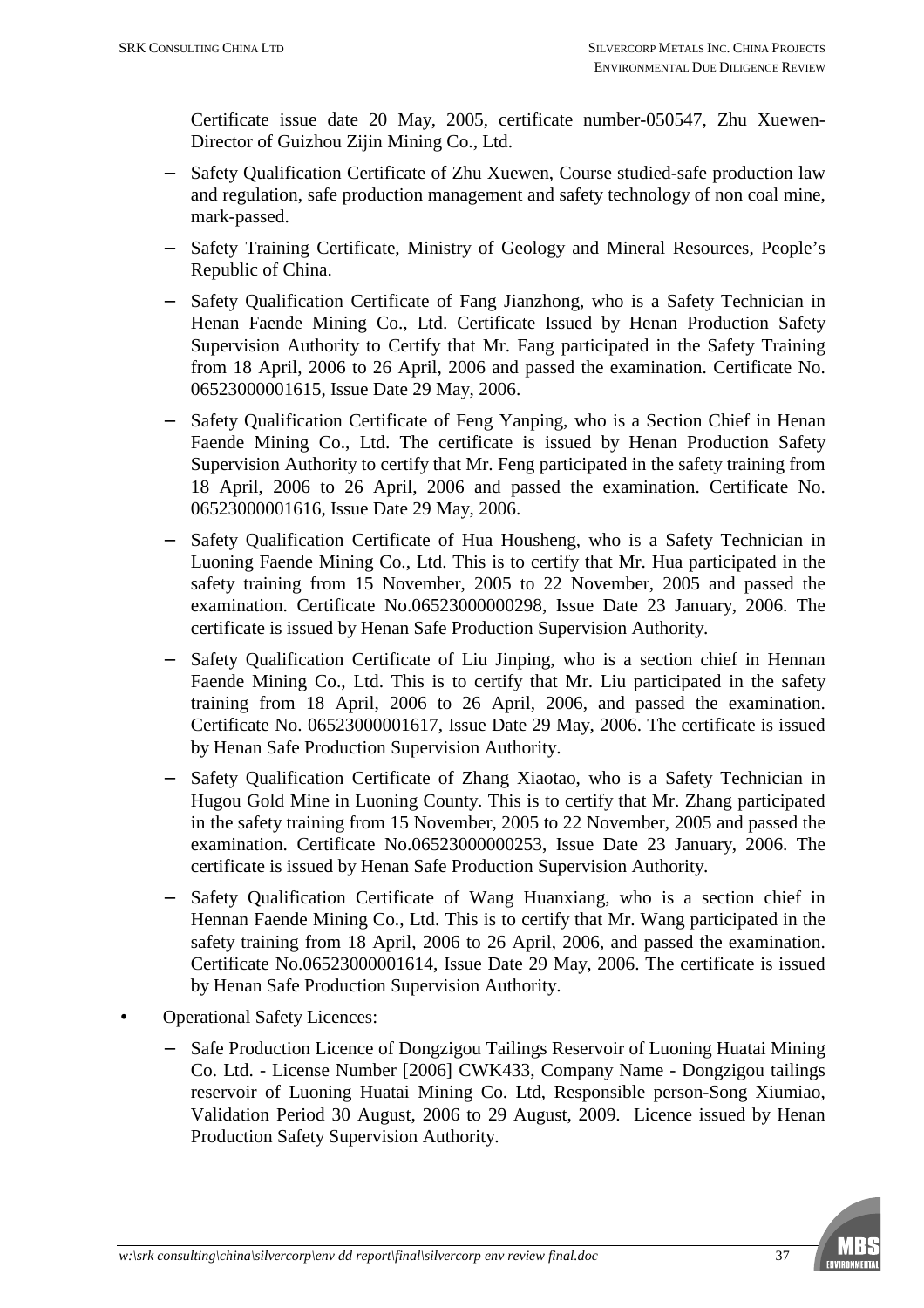Certificate issue date 20 May, 2005, certificate number-050547, Zhu Xuewen-Director of Guizhou Zijin Mining Co., Ltd.

- Safety Qualification Certificate of Zhu Xuewen, Course studied-safe production law and regulation, safe production management and safety technology of non coal mine, mark-passed.
- Safety Training Certificate, Ministry of Geology and Mineral Resources, People's Republic of China.
- Safety Qualification Certificate of Fang Jianzhong, who is a Safety Technician in Henan Faende Mining Co., Ltd. Certificate Issued by Henan Production Safety Supervision Authority to Certify that Mr. Fang participated in the Safety Training from 18 April, 2006 to 26 April, 2006 and passed the examination. Certificate No. 06523000001615, Issue Date 29 May, 2006.
- Safety Qualification Certificate of Feng Yanping, who is a Section Chief in Henan Faende Mining Co., Ltd. The certificate is issued by Henan Production Safety Supervision Authority to certify that Mr. Feng participated in the safety training from 18 April, 2006 to 26 April, 2006 and passed the examination. Certificate No. 06523000001616, Issue Date 29 May, 2006.
- Safety Qualification Certificate of Hua Housheng, who is a Safety Technician in Luoning Faende Mining Co., Ltd. This is to certify that Mr. Hua participated in the safety training from 15 November, 2005 to 22 November, 2005 and passed the examination. Certificate No.06523000000298, Issue Date 23 January, 2006. The certificate is issued by Henan Safe Production Supervision Authority.
- Safety Qualification Certificate of Liu Jinping, who is a section chief in Hennan Faende Mining Co., Ltd. This is to certify that Mr. Liu participated in the safety training from 18 April, 2006 to 26 April, 2006, and passed the examination. Certificate No. 06523000001617, Issue Date 29 May, 2006. The certificate is issued by Henan Safe Production Supervision Authority.
- Safety Qualification Certificate of Zhang Xiaotao, who is a Safety Technician in Hugou Gold Mine in Luoning County. This is to certify that Mr. Zhang participated in the safety training from 15 November, 2005 to 22 November, 2005 and passed the examination. Certificate No.06523000000253, Issue Date 23 January, 2006. The certificate is issued by Henan Safe Production Supervision Authority.
- Safety Qualification Certificate of Wang Huanxiang, who is a section chief in Hennan Faende Mining Co., Ltd. This is to certify that Mr. Wang participated in the safety training from 18 April, 2006 to 26 April, 2006, and passed the examination. Certificate No.06523000001614, Issue Date 29 May, 2006. The certificate is issued by Henan Safe Production Supervision Authority.

- Operational Safety Licences:
  - Safe Production Licence of Dongzigou Tailings Reservoir of Luoning Huatai Mining Co. Ltd. - License Number [2006] CWK433, Company Name - Dongzigou tailings reservoir of Luoning Huatai Mining Co. Ltd, Responsible person-Song Xiumiao, Validation Period 30 August, 2006 to 29 August, 2009. Licence issued by Henan Production Safety Supervision Authority.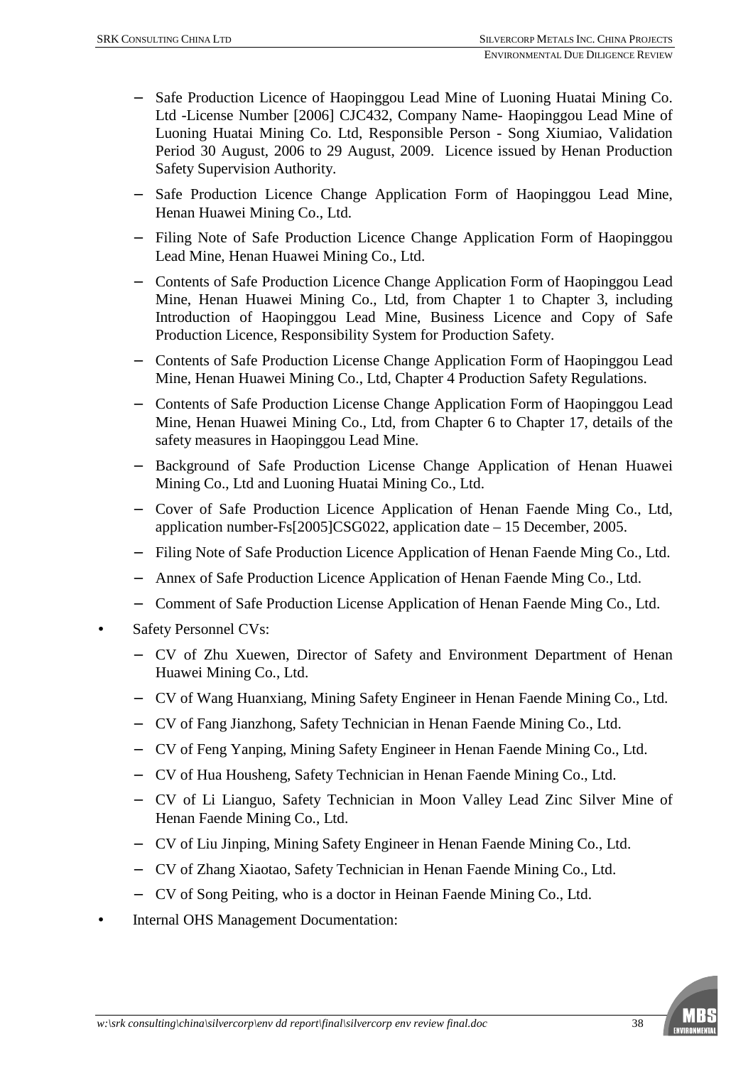- Safe Production Licence of Haopinggou Lead Mine of Luoning Huatai Mining Co. Ltd -License Number [2006] CJC432, Company Name- Haopinggou Lead Mine of Luoning Huatai Mining Co. Ltd, Responsible Person - Song Xiumiao, Validation Period 30 August, 2006 to 29 August, 2009. Licence issued by Henan Production Safety Supervision Authority.
  - Safe Production Licence Change Application Form of Haopinggou Lead Mine, Henan Huawei Mining Co., Ltd.
  - Filing Note of Safe Production Licence Change Application Form of Haopinggou Lead Mine, Henan Huawei Mining Co., Ltd.
  - Contents of Safe Production Licence Change Application Form of Haopinggou Lead Mine, Henan Huawei Mining Co., Ltd, from Chapter 1 to Chapter 3, including Introduction of Haopinggou Lead Mine, Business Licence and Copy of Safe Production Licence, Responsibility System for Production Safety.
  - Contents of Safe Production License Change Application Form of Haopinggou Lead Mine, Henan Huawei Mining Co., Ltd, Chapter 4 Production Safety Regulations.
  - Contents of Safe Production License Change Application Form of Haopinggou Lead Mine, Henan Huawei Mining Co., Ltd, from Chapter 6 to Chapter 17, details of the safety measures in Haopinggou Lead Mine.
  - Background of Safe Production License Change Application of Henan Huawei Mining Co., Ltd and Luoning Huatai Mining Co., Ltd.
  - Cover of Safe Production Licence Application of Henan Faende Ming Co., Ltd, application number-Fs[2005]CSG022, application date – 15 December, 2005.
  - Filing Note of Safe Production Licence Application of Henan Faende Ming Co., Ltd.
  - Annex of Safe Production Licence Application of Henan Faende Ming Co., Ltd.
  - Comment of Safe Production License Application of Henan Faende Ming Co., Ltd.
- Safety Personnel CVs:
  - CV of Zhu Xuewen, Director of Safety and Environment Department of Henan Huawei Mining Co., Ltd.
  - CV of Wang Huanxiang, Mining Safety Engineer in Henan Faende Mining Co., Ltd.
  - CV of Fang Jianzhong, Safety Technician in Henan Faende Mining Co., Ltd.
  - CV of Feng Yanping, Mining Safety Engineer in Henan Faende Mining Co., Ltd.
  - CV of Hua Housheng, Safety Technician in Henan Faende Mining Co., Ltd.
  - CV of Li Lianguo, Safety Technician in Moon Valley Lead Zinc Silver Mine of Henan Faende Mining Co., Ltd.
  - CV of Liu Jinping, Mining Safety Engineer in Henan Faende Mining Co., Ltd.
  - CV of Zhang Xiaotao, Safety Technician in Henan Faende Mining Co., Ltd.
  - CV of Song Peiting, who is a doctor in Heinan Faende Mining Co., Ltd.
- Internal OHS Management Documentation: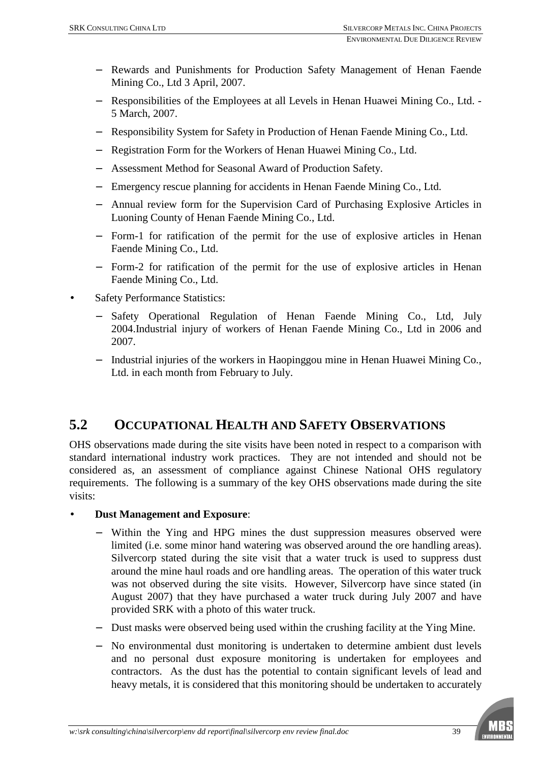- Rewards and Punishments for Production Safety Management of Henan Faende Mining Co., Ltd 3 April, 2007.
   - Responsibilities of the Employees at all Levels in Henan Huawei Mining Co., Ltd. - 5 March, 2007.
   - Responsibility System for Safety in Production of Henan Faende Mining Co., Ltd.
   - Registration Form for the Workers of Henan Huawei Mining Co., Ltd.
   - Assessment Method for Seasonal Award of Production Safety.
   - Emergency rescue planning for accidents in Henan Faende Mining Co., Ltd.
   - Annual review form for the Supervision Card of Purchasing Explosive Articles in Luoning County of Henan Faende Mining Co., Ltd.
   - Form-1 for ratification of the permit for the use of explosive articles in Henan Faende Mining Co., Ltd.
   - Form-2 for ratification of the permit for the use of explosive articles in Henan Faende Mining Co., Ltd.

- Safety Performance Statistics:
   - Safety Operational Regulation of Henan Faende Mining Co., Ltd, July 2004.Industrial injury of workers of Henan Faende Mining Co., Ltd in 2006 and 2007.
   - Industrial injuries of the workers in Haopinggou mine in Henan Huawei Mining Co., Ltd. in each month from February to July.

## 5.2 OCCUPATIONAL HEALTH AND SAFETY OBSERVATIONS

OHS observations made during the site visits have been noted in respect to a comparison with standard international industry work practices. They are not intended and should not be considered as, an assessment of compliance against Chinese National OHS regulatory requirements. The following is a summary of the key OHS observations made during the site visits:

- **Dust Management and Exposure**:
   - Within the Ying and HPG mines the dust suppression measures observed were limited (i.e. some minor hand watering was observed around the ore handling areas). Silvercorp stated during the site visit that a water truck is used to suppress dust around the mine haul roads and ore handling areas. The operation of this water truck was not observed during the site visits. However, Silvercorp have since stated (in August 2007) that they have purchased a water truck during July 2007 and have provided SRK with a photo of this water truck.
   - Dust masks were observed being used within the crushing facility at the Ying Mine.
   - No environmental dust monitoring is undertaken to determine ambient dust levels and no personal dust exposure monitoring is undertaken for employees and contractors. As the dust has the potential to contain significant levels of lead and heavy metals, it is considered that this monitoring should be undertaken to accurately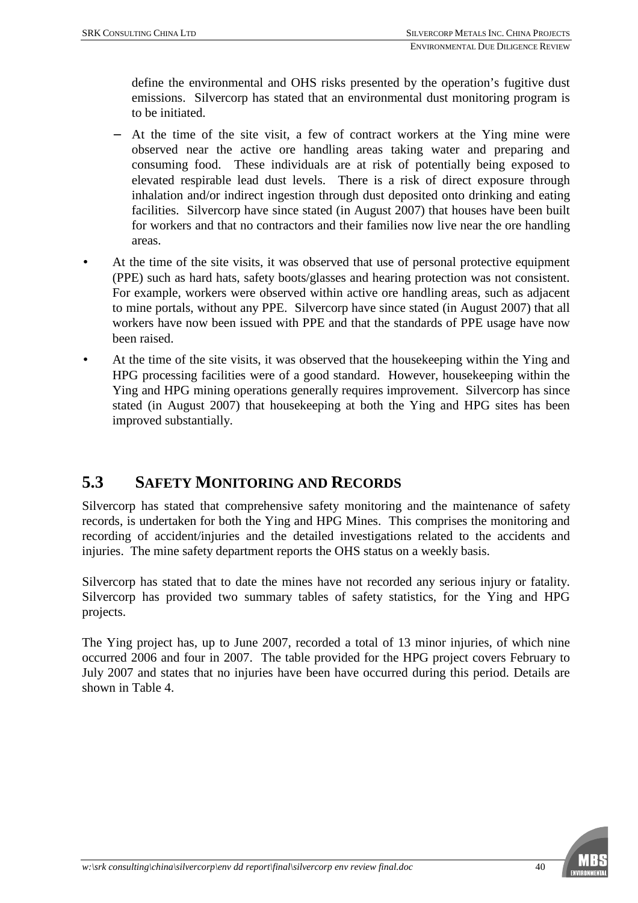define the environmental and OHS risks presented by the operation's fugitive dust emissions. Silvercorp has stated that an environmental dust monitoring program is to be initiated.

  - At the time of the site visit, a few of contract workers at the Ying mine were observed near the active ore handling areas taking water and preparing and consuming food. These individuals are at risk of potentially being exposed to elevated respirable lead dust levels. There is a risk of direct exposure through inhalation and/or indirect ingestion through dust deposited onto drinking and eating facilities. Silvercorp have since stated (in August 2007) that houses have been built for workers and that no contractors and their families now live near the ore handling areas.

- At the time of the site visits, it was observed that use of personal protective equipment (PPE) such as hard hats, safety boots/glasses and hearing protection was not consistent. For example, workers were observed within active ore handling areas, such as adjacent to mine portals, without any PPE. Silvercorp have since stated (in August 2007) that all workers have now been issued with PPE and that the standards of PPE usage have now been raised.
- At the time of the site visits, it was observed that the housekeeping within the Ying and HPG processing facilities were of a good standard. However, housekeeping within the Ying and HPG mining operations generally requires improvement. Silvercorp has since stated (in August 2007) that housekeeping at both the Ying and HPG sites has been improved substantially.

## 5.3 SAFETY MONITORING AND RECORDS

Silvercorp has stated that comprehensive safety monitoring and the maintenance of safety records, is undertaken for both the Ying and HPG Mines. This comprises the monitoring and recording of accident/injuries and the detailed investigations related to the accidents and injuries. The mine safety department reports the OHS status on a weekly basis.

Silvercorp has stated that to date the mines have not recorded any serious injury or fatality. Silvercorp has provided two summary tables of safety statistics, for the Ying and HPG projects.

The Ying project has, up to June 2007, recorded a total of 13 minor injuries, of which nine occurred 2006 and four in 2007. The table provided for the HPG project covers February to July 2007 and states that no injuries have been have occurred during this period. Details are shown in Table 4.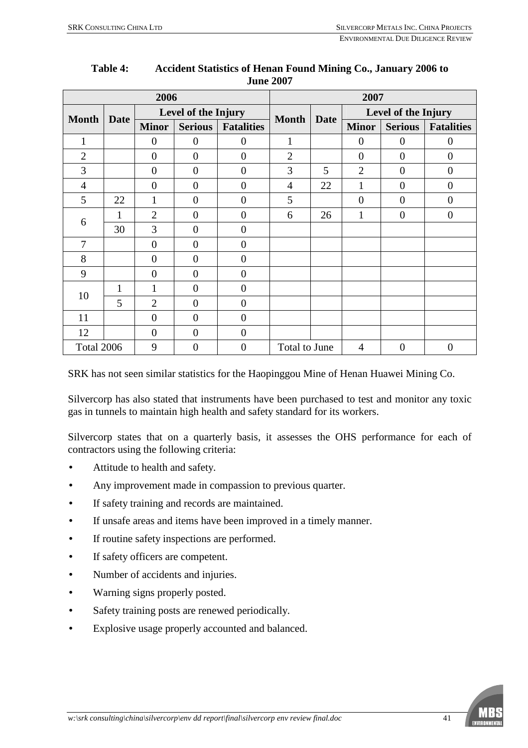**Table 4: Accident Statistics of Henan Found Mining Co., January 2006 to June 2007**

| 2006 | | | | | 2007 | | | | |
|---|---|---|---|---|---|---|---|---|---|
| Month | Date | Level of the Injury | | | Month | Date | Level of the Injury | | |
| | | Minor | Serious | Fatalities | | | Minor | Serious | Fatalities |
| 1 | | 0 | 0 | 0 | 1 | | 0 | 0 | 0 |
| 2 | | 0 | 0 | 0 | 2 | | 0 | 0 | 0 |
| 3 | | 0 | 0 | 0 | 3 | 5 | 2 | 0 | 0 |
| 4 | | 0 | 0 | 0 | 4 | 22 | 1 | 0 | 0 |
| 5 | 22 | 1 | 0 | 0 | 5 | | 0 | 0 | 0 |
| 6 | 1 | 2 | 0 | 0 | 6 | 26 | 1 | 0 | 0 |
| | 30 | 3 | 0 | 0 | | | | | |
| 7 | | 0 | 0 | 0 | | | | | |
| 8 | | 0 | 0 | 0 | | | | | |
| 9 | | 0 | 0 | 0 | | | | | |
| 10 | 1 | 1 | 0 | 0 | | | | | |
| | 5 | 2 | 0 | 0 | | | | | |
| 11 | | 0 | 0 | 0 | | | | | |
| 12 | | 0 | 0 | 0 | | | | | |
| Total 2006 | | 9 | 0 | 0 | Total to June | | 4 | 0 | 0 |

SRK has not seen similar statistics for the Haopinggou Mine of Henan Huawei Mining Co.

Silvercorp has also stated that instruments have been purchased to test and monitor any toxic gas in tunnels to maintain high health and safety standard for its workers.

Silvercorp states that on a quarterly basis, it assesses the OHS performance for each of contractors using the following criteria:

- Attitude to health and safety.
- Any improvement made in compassion to previous quarter.
- If safety training and records are maintained.
- If unsafe areas and items have been improved in a timely manner.
- If routine safety inspections are performed.
- If safety officers are competent.
- Number of accidents and injuries.
- Warning signs properly posted.
- Safety training posts are renewed periodically.
- Explosive usage properly accounted and balanced.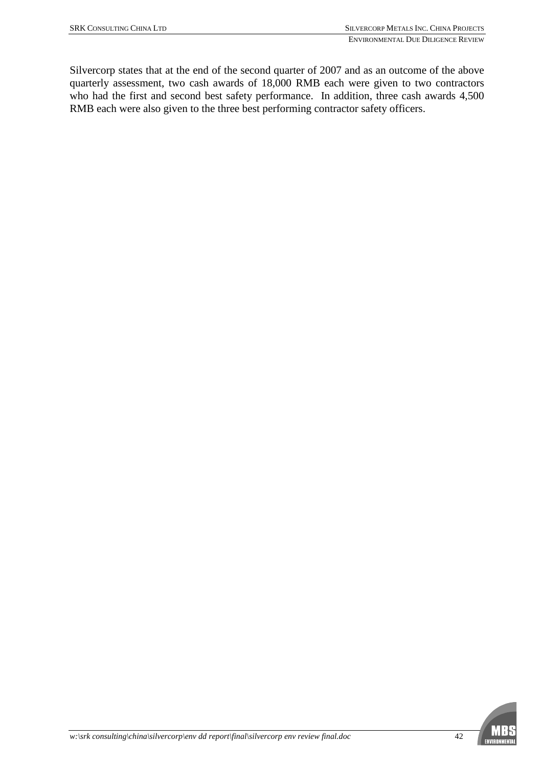Silvercorp states that at the end of the second quarter of 2007 and as an outcome of the above quarterly assessment, two cash awards of 18,000 RMB each were given to two contractors who had the first and second best safety performance. In addition, three cash awards 4,500 RMB each were also given to the three best performing contractor safety officers.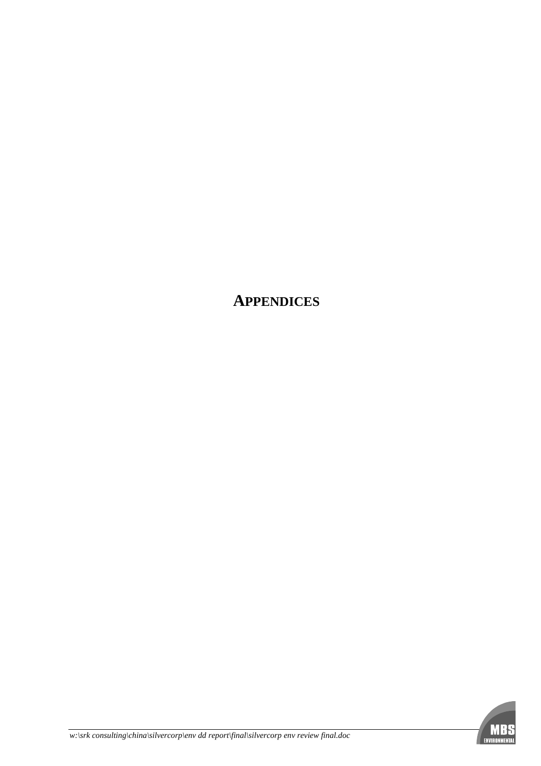# APPENDICES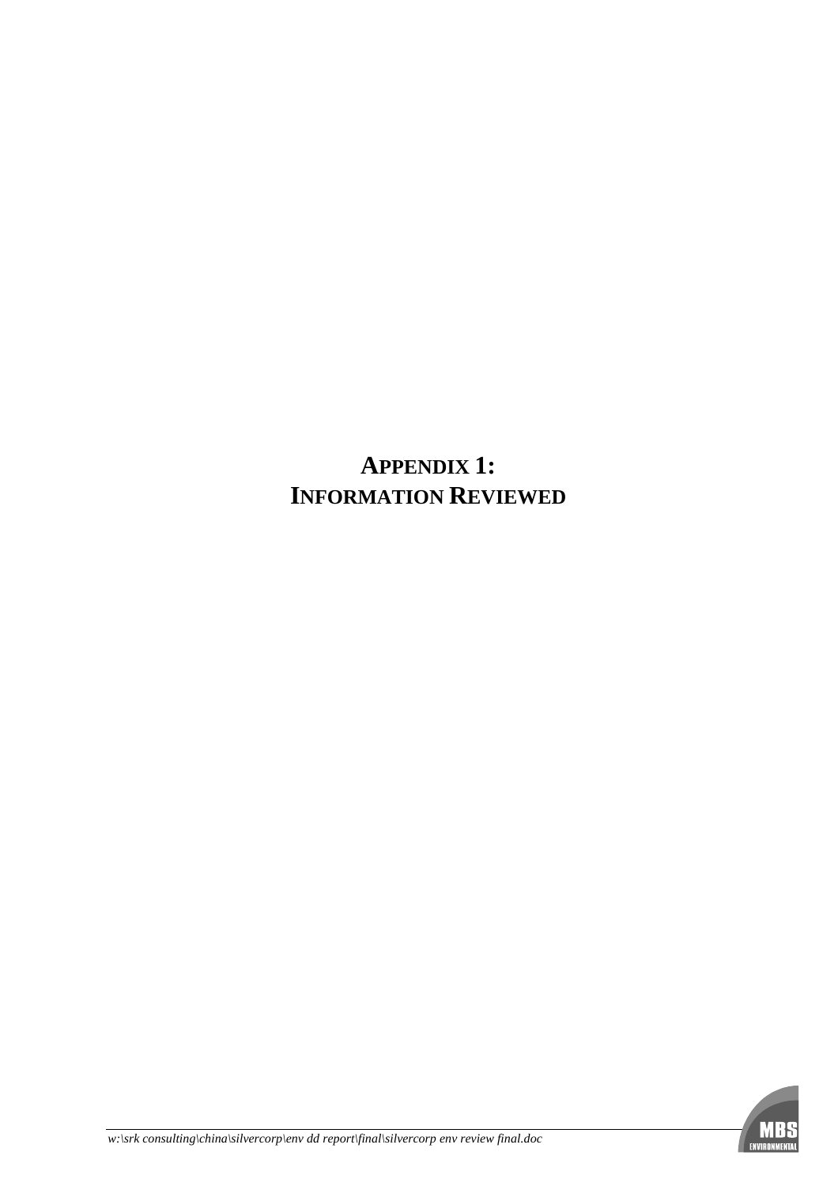# APPENDIX 1:
# INFORMATION REVIEWED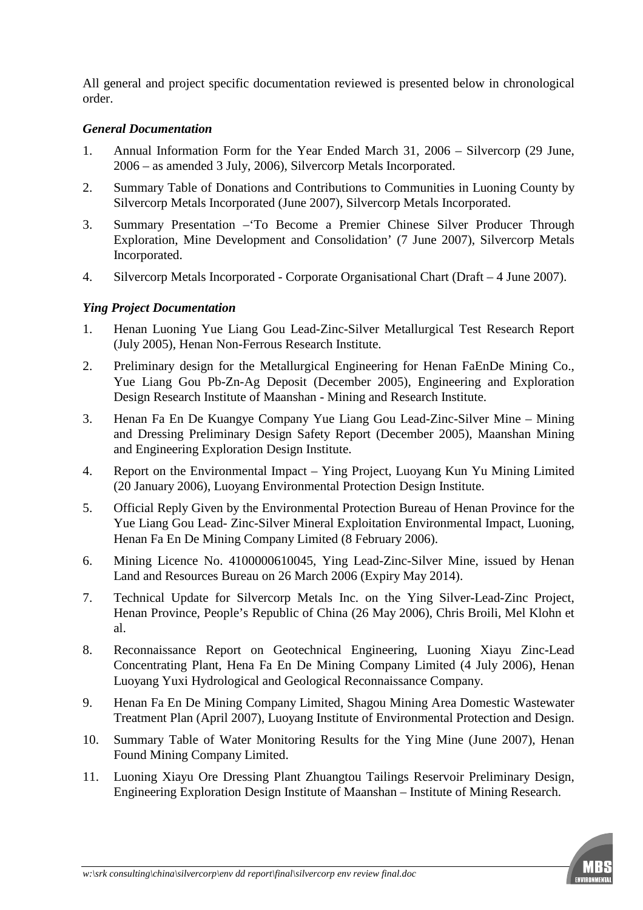All general and project specific documentation reviewed is presented below in chronological order.

### *General Documentation*

1. Annual Information Form for the Year Ended March 31, 2006 – Silvercorp (29 June, 2006 – as amended 3 July, 2006), Silvercorp Metals Incorporated.
2. Summary Table of Donations and Contributions to Communities in Luoning County by Silvercorp Metals Incorporated (June 2007), Silvercorp Metals Incorporated.
3. Summary Presentation –'To Become a Premier Chinese Silver Producer Through Exploration, Mine Development and Consolidation' (7 June 2007), Silvercorp Metals Incorporated.
4. Silvercorp Metals Incorporated - Corporate Organisational Chart (Draft – 4 June 2007).

### *Ying Project Documentation*

1. Henan Luoning Yue Liang Gou Lead-Zinc-Silver Metallurgical Test Research Report (July 2005), Henan Non-Ferrous Research Institute.
2. Preliminary design for the Metallurgical Engineering for Henan FaEnDe Mining Co., Yue Liang Gou Pb-Zn-Ag Deposit (December 2005), Engineering and Exploration Design Research Institute of Maanshan - Mining and Research Institute.
3. Henan Fa En De Kuangye Company Yue Liang Gou Lead-Zinc-Silver Mine – Mining and Dressing Preliminary Design Safety Report (December 2005), Maanshan Mining and Engineering Exploration Design Institute.
4. Report on the Environmental Impact – Ying Project, Luoyang Kun Yu Mining Limited (20 January 2006), Luoyang Environmental Protection Design Institute.
5. Official Reply Given by the Environmental Protection Bureau of Henan Province for the Yue Liang Gou Lead- Zinc-Silver Mineral Exploitation Environmental Impact, Luoning, Henan Fa En De Mining Company Limited (8 February 2006).
6. Mining Licence No. 4100000610045, Ying Lead-Zinc-Silver Mine, issued by Henan Land and Resources Bureau on 26 March 2006 (Expiry May 2014).
7. Technical Update for Silvercorp Metals Inc. on the Ying Silver-Lead-Zinc Project, Henan Province, People's Republic of China (26 May 2006), Chris Broili, Mel Klohn et al.
8. Reconnaissance Report on Geotechnical Engineering, Luoning Xiayu Zinc-Lead Concentrating Plant, Hena Fa En De Mining Company Limited (4 July 2006), Henan Luoyang Yuxi Hydrological and Geological Reconnaissance Company.
9. Henan Fa En De Mining Company Limited, Shagou Mining Area Domestic Wastewater Treatment Plan (April 2007), Luoyang Institute of Environmental Protection and Design.
10. Summary Table of Water Monitoring Results for the Ying Mine (June 2007), Henan Found Mining Company Limited.
11. Luoning Xiayu Ore Dressing Plant Zhuangtou Tailings Reservoir Preliminary Design, Engineering Exploration Design Institute of Maanshan – Institute of Mining Research.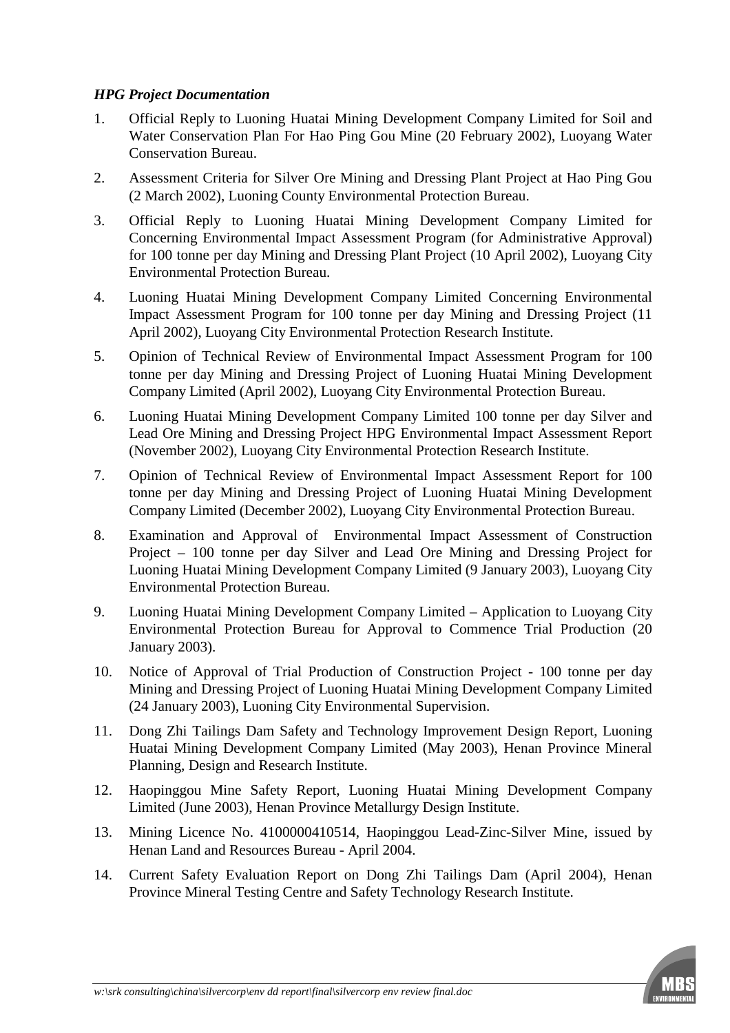*HPG Project Documentation*

1. Official Reply to Luoning Huatai Mining Development Company Limited for Soil and Water Conservation Plan For Hao Ping Gou Mine (20 February 2002), Luoyang Water Conservation Bureau.
2. Assessment Criteria for Silver Ore Mining and Dressing Plant Project at Hao Ping Gou (2 March 2002), Luoning County Environmental Protection Bureau.
3. Official Reply to Luoning Huatai Mining Development Company Limited for Concerning Environmental Impact Assessment Program (for Administrative Approval) for 100 tonne per day Mining and Dressing Plant Project (10 April 2002), Luoyang City Environmental Protection Bureau.
4. Luoning Huatai Mining Development Company Limited Concerning Environmental Impact Assessment Program for 100 tonne per day Mining and Dressing Project (11 April 2002), Luoyang City Environmental Protection Research Institute.
5. Opinion of Technical Review of Environmental Impact Assessment Program for 100 tonne per day Mining and Dressing Project of Luoning Huatai Mining Development Company Limited (April 2002), Luoyang City Environmental Protection Bureau.
6. Luoning Huatai Mining Development Company Limited 100 tonne per day Silver and Lead Ore Mining and Dressing Project HPG Environmental Impact Assessment Report (November 2002), Luoyang City Environmental Protection Research Institute.
7. Opinion of Technical Review of Environmental Impact Assessment Report for 100 tonne per day Mining and Dressing Project of Luoning Huatai Mining Development Company Limited (December 2002), Luoyang City Environmental Protection Bureau.
8. Examination and Approval of Environmental Impact Assessment of Construction Project – 100 tonne per day Silver and Lead Ore Mining and Dressing Project for Luoning Huatai Mining Development Company Limited (9 January 2003), Luoyang City Environmental Protection Bureau.
9. Luoning Huatai Mining Development Company Limited – Application to Luoyang City Environmental Protection Bureau for Approval to Commence Trial Production (20 January 2003).
10. Notice of Approval of Trial Production of Construction Project - 100 tonne per day Mining and Dressing Project of Luoning Huatai Mining Development Company Limited (24 January 2003), Luoning City Environmental Supervision.
11. Dong Zhi Tailings Dam Safety and Technology Improvement Design Report, Luoning Huatai Mining Development Company Limited (May 2003), Henan Province Mineral Planning, Design and Research Institute.
12. Haopinggou Mine Safety Report, Luoning Huatai Mining Development Company Limited (June 2003), Henan Province Metallurgy Design Institute.
13. Mining Licence No. 4100000410514, Haopinggou Lead-Zinc-Silver Mine, issued by Henan Land and Resources Bureau - April 2004.
14. Current Safety Evaluation Report on Dong Zhi Tailings Dam (April 2004), Henan Province Mineral Testing Centre and Safety Technology Research Institute.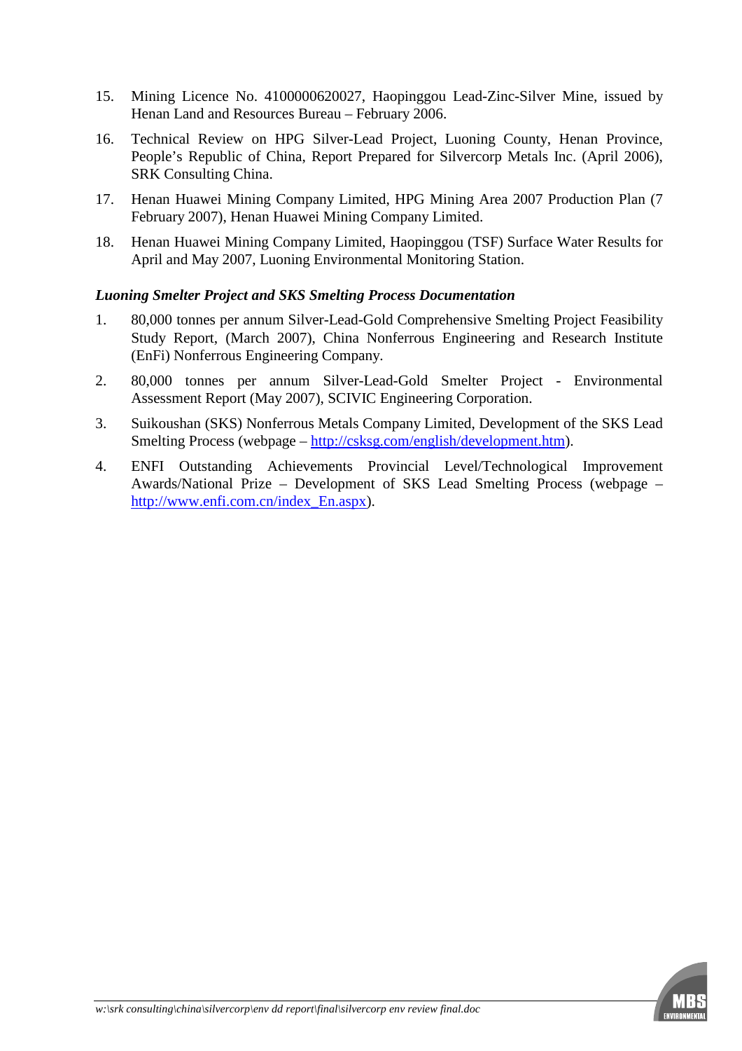15. Mining Licence No. 4100000620027, Haopinggou Lead-Zinc-Silver Mine, issued by Henan Land and Resources Bureau – February 2006.
16. Technical Review on HPG Silver-Lead Project, Luoning County, Henan Province, People's Republic of China, Report Prepared for Silvercorp Metals Inc. (April 2006), SRK Consulting China.
17. Henan Huawei Mining Company Limited, HPG Mining Area 2007 Production Plan (7 February 2007), Henan Huawei Mining Company Limited.
18. Henan Huawei Mining Company Limited, Haopinggou (TSF) Surface Water Results for April and May 2007, Luoning Environmental Monitoring Station.

***Luoning Smelter Project and SKS Smelting Process Documentation***

1. 80,000 tonnes per annum Silver-Lead-Gold Comprehensive Smelting Project Feasibility Study Report, (March 2007), China Nonferrous Engineering and Research Institute (EnFi) Nonferrous Engineering Company.
2. 80,000 tonnes per annum Silver-Lead-Gold Smelter Project - Environmental Assessment Report (May 2007), SCIVIC Engineering Corporation.
3. Suikoushan (SKS) Nonferrous Metals Company Limited, Development of the SKS Lead Smelting Process (webpage – http://csksg.com/english/development.htm).
4. ENFI Outstanding Achievements Provincial Level/Technological Improvement Awards/National Prize – Development of SKS Lead Smelting Process (webpage – http://www.enfi.com.cn/index_En.aspx).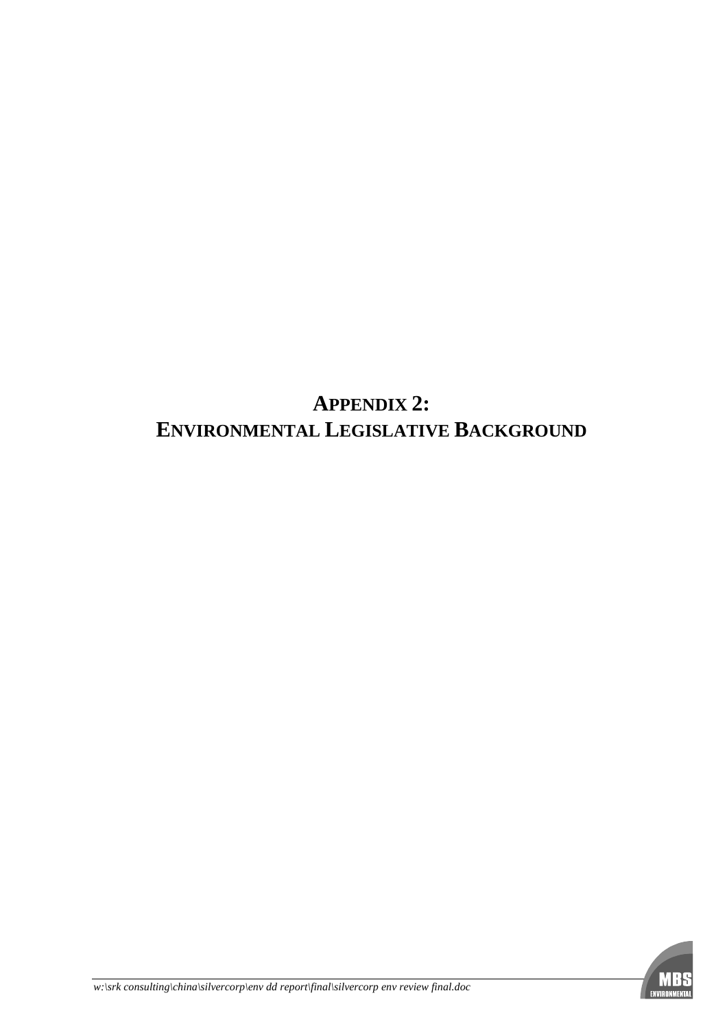# APPENDIX 2:
# ENVIRONMENTAL LEGISLATIVE BACKGROUND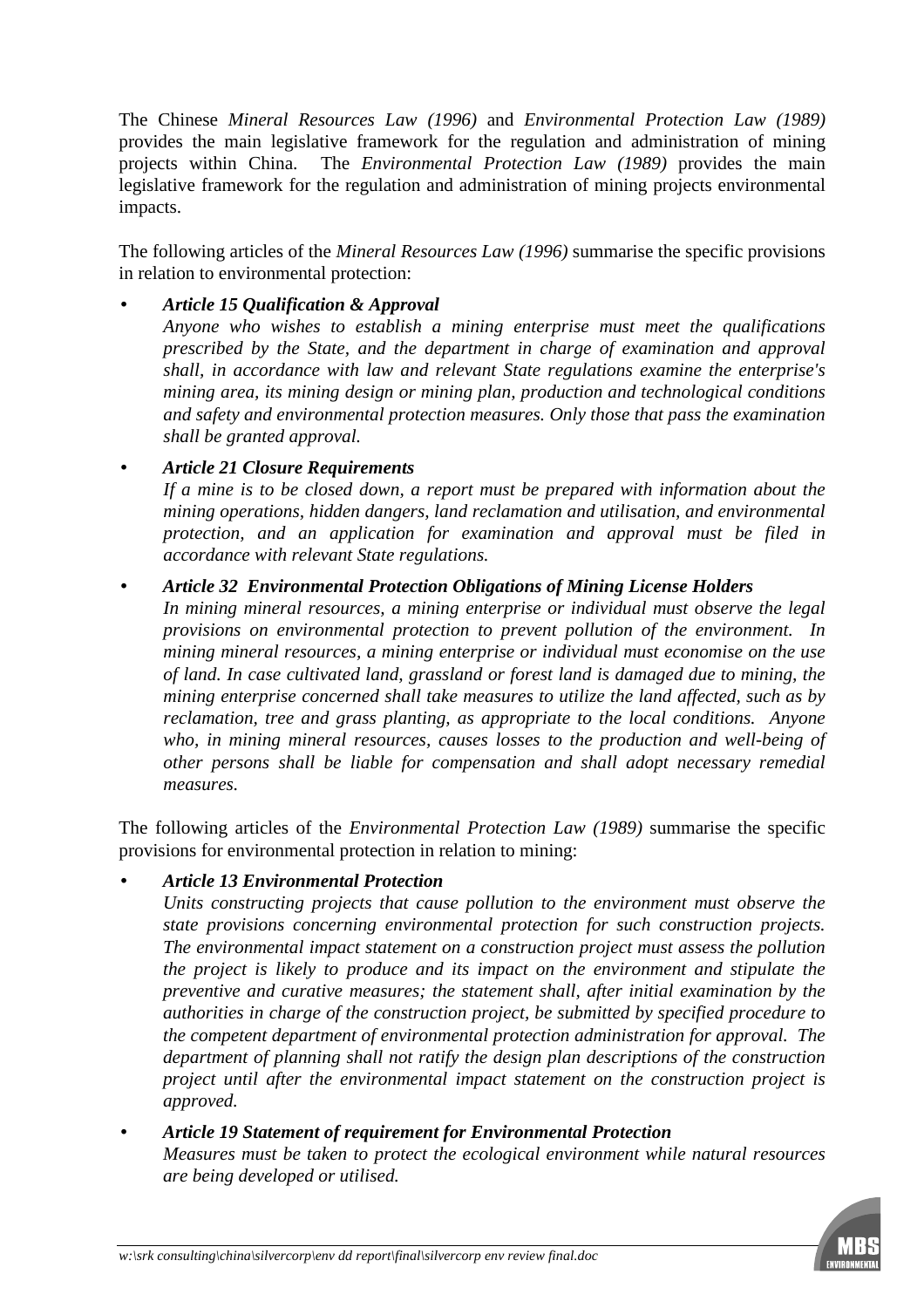The Chinese *Mineral Resources Law (1996)* and *Environmental Protection Law (1989)* provides the main legislative framework for the regulation and administration of mining projects within China. The *Environmental Protection Law (1989)* provides the main legislative framework for the regulation and administration of mining projects environmental impacts.

The following articles of the *Mineral Resources Law (1996)* summarise the specific provisions in relation to environmental protection:

- ***Article 15 Qualification & Approval***
  *Anyone who wishes to establish a mining enterprise must meet the qualifications prescribed by the State, and the department in charge of examination and approval shall, in accordance with law and relevant State regulations examine the enterprise's mining area, its mining design or mining plan, production and technological conditions and safety and environmental protection measures. Only those that pass the examination shall be granted approval.*

- ***Article 21 Closure Requirements***
  *If a mine is to be closed down, a report must be prepared with information about the mining operations, hidden dangers, land reclamation and utilisation, and environmental protection, and an application for examination and approval must be filed in accordance with relevant State regulations.*

- ***Article 32 Environmental Protection Obligations of Mining License Holders***
  *In mining mineral resources, a mining enterprise or individual must observe the legal provisions on environmental protection to prevent pollution of the environment. In mining mineral resources, a mining enterprise or individual must economise on the use of land. In case cultivated land, grassland or forest land is damaged due to mining, the mining enterprise concerned shall take measures to utilize the land affected, such as by reclamation, tree and grass planting, as appropriate to the local conditions. Anyone who, in mining mineral resources, causes losses to the production and well-being of other persons shall be liable for compensation and shall adopt necessary remedial measures.*

The following articles of the *Environmental Protection Law (1989)* summarise the specific provisions for environmental protection in relation to mining:

- ***Article 13 Environmental Protection***
  *Units constructing projects that cause pollution to the environment must observe the state provisions concerning environmental protection for such construction projects. The environmental impact statement on a construction project must assess the pollution the project is likely to produce and its impact on the environment and stipulate the preventive and curative measures; the statement shall, after initial examination by the authorities in charge of the construction project, be submitted by specified procedure to the competent department of environmental protection administration for approval. The department of planning shall not ratify the design plan descriptions of the construction project until after the environmental impact statement on the construction project is approved.*

- ***Article 19 Statement of requirement for Environmental Protection***
  *Measures must be taken to protect the ecological environment while natural resources are being developed or utilised.*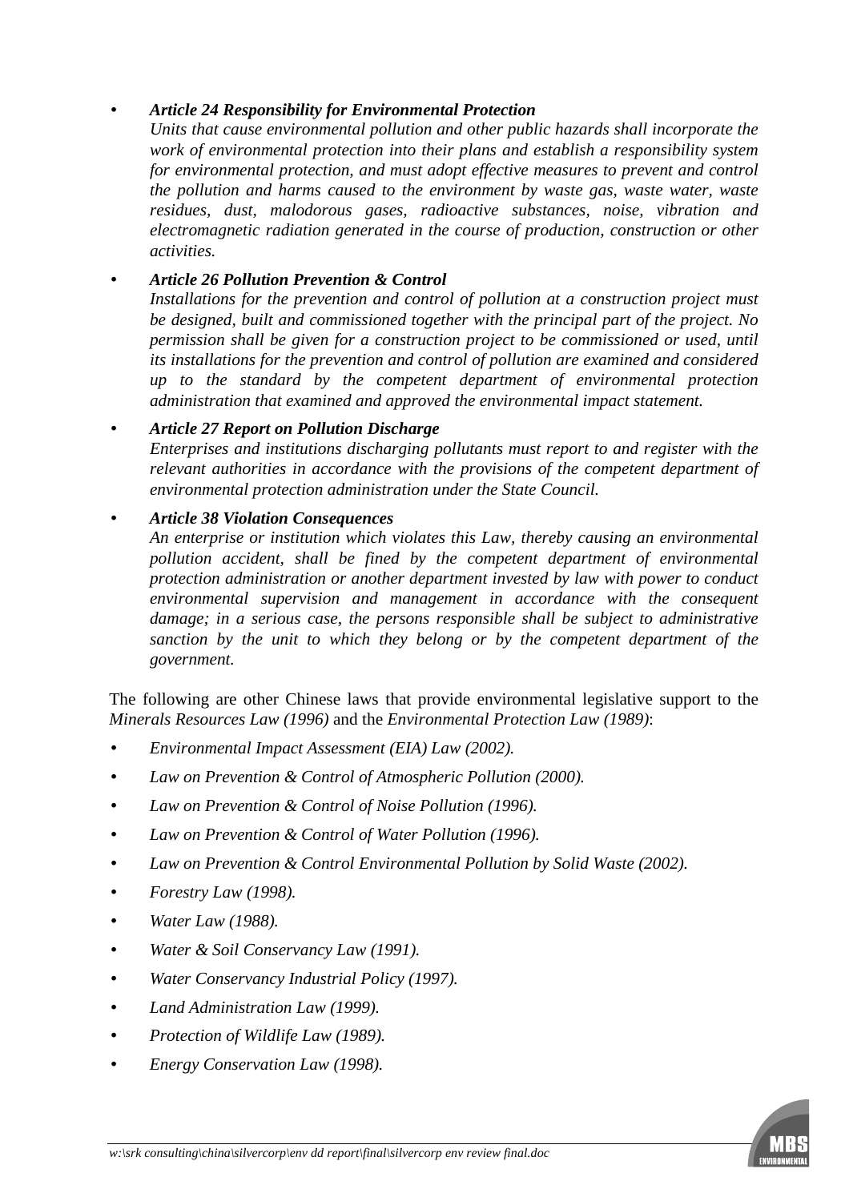- ***Article 24 Responsibility for Environmental Protection***
  *Units that cause environmental pollution and other public hazards shall incorporate the work of environmental protection into their plans and establish a responsibility system for environmental protection, and must adopt effective measures to prevent and control the pollution and harms caused to the environment by waste gas, waste water, waste residues, dust, malodorous gases, radioactive substances, noise, vibration and electromagnetic radiation generated in the course of production, construction or other activities.*

- ***Article 26 Pollution Prevention & Control***
  *Installations for the prevention and control of pollution at a construction project must be designed, built and commissioned together with the principal part of the project. No permission shall be given for a construction project to be commissioned or used, until its installations for the prevention and control of pollution are examined and considered up to the standard by the competent department of environmental protection administration that examined and approved the environmental impact statement.*

- ***Article 27 Report on Pollution Discharge***
  *Enterprises and institutions discharging pollutants must report to and register with the relevant authorities in accordance with the provisions of the competent department of environmental protection administration under the State Council.*

- ***Article 38 Violation Consequences***
  *An enterprise or institution which violates this Law, thereby causing an environmental pollution accident, shall be fined by the competent department of environmental protection administration or another department invested by law with power to conduct environmental supervision and management in accordance with the consequent damage; in a serious case, the persons responsible shall be subject to administrative sanction by the unit to which they belong or by the competent department of the government.*

The following are other Chinese laws that provide environmental legislative support to the *Minerals Resources Law (1996)* and the *Environmental Protection Law (1989)*:

- *Environmental Impact Assessment (EIA) Law (2002).*
- *Law on Prevention & Control of Atmospheric Pollution (2000).*
- *Law on Prevention & Control of Noise Pollution (1996).*
- *Law on Prevention & Control of Water Pollution (1996).*
- *Law on Prevention & Control Environmental Pollution by Solid Waste (2002).*
- *Forestry Law (1998).*
- *Water Law (1988).*
- *Water & Soil Conservancy Law (1991).*
- *Water Conservancy Industrial Policy (1997).*
- *Land Administration Law (1999).*
- *Protection of Wildlife Law (1989).*
- *Energy Conservation Law (1998).*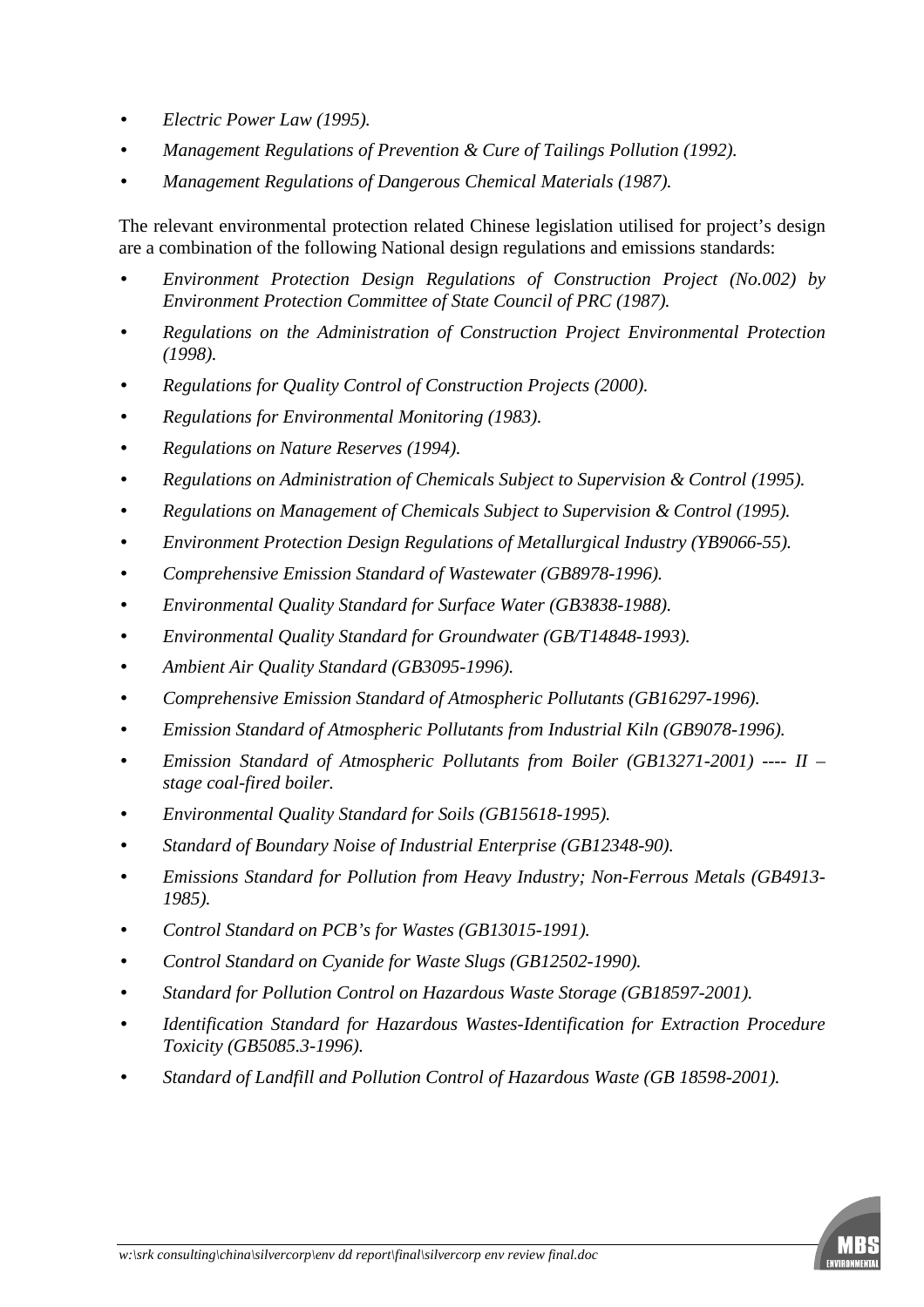- *Electric Power Law (1995).*
- *Management Regulations of Prevention & Cure of Tailings Pollution (1992).*
- *Management Regulations of Dangerous Chemical Materials (1987).*

The relevant environmental protection related Chinese legislation utilised for project's design are a combination of the following National design regulations and emissions standards:

- *Environment Protection Design Regulations of Construction Project (No.002) by Environment Protection Committee of State Council of PRC (1987).*
- *Regulations on the Administration of Construction Project Environmental Protection (1998).*
- *Regulations for Quality Control of Construction Projects (2000).*
- *Regulations for Environmental Monitoring (1983).*
- *Regulations on Nature Reserves (1994).*
- *Regulations on Administration of Chemicals Subject to Supervision & Control (1995).*
- *Regulations on Management of Chemicals Subject to Supervision & Control (1995).*
- *Environment Protection Design Regulations of Metallurgical Industry (YB9066-55).*
- *Comprehensive Emission Standard of Wastewater (GB8978-1996).*
- *Environmental Quality Standard for Surface Water (GB3838-1988).*
- *Environmental Quality Standard for Groundwater (GB/T14848-1993).*
- *Ambient Air Quality Standard (GB3095-1996).*
- *Comprehensive Emission Standard of Atmospheric Pollutants (GB16297-1996).*
- *Emission Standard of Atmospheric Pollutants from Industrial Kiln (GB9078-1996).*
- *Emission Standard of Atmospheric Pollutants from Boiler (GB13271-2001) ---- II – stage coal-fired boiler.*
- *Environmental Quality Standard for Soils (GB15618-1995).*
- *Standard of Boundary Noise of Industrial Enterprise (GB12348-90).*
- *Emissions Standard for Pollution from Heavy Industry; Non-Ferrous Metals (GB4913-1985).*
- *Control Standard on PCB's for Wastes (GB13015-1991).*
- *Control Standard on Cyanide for Waste Slugs (GB12502-1990).*
- *Standard for Pollution Control on Hazardous Waste Storage (GB18597-2001).*
- *Identification Standard for Hazardous Wastes-Identification for Extraction Procedure Toxicity (GB5085.3-1996).*
- *Standard of Landfill and Pollution Control of Hazardous Waste (GB 18598-2001).*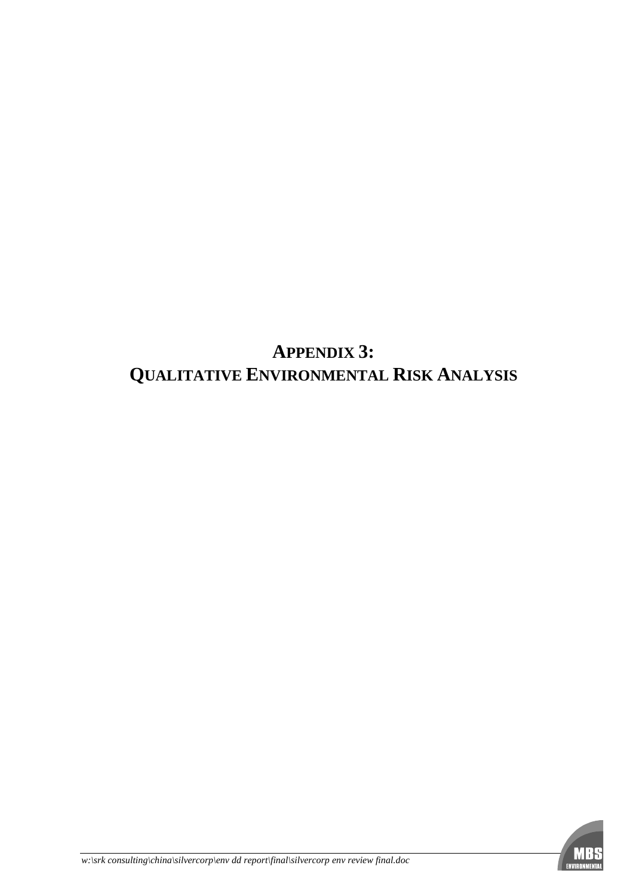# APPENDIX 3: QUALITATIVE ENVIRONMENTAL RISK ANALYSIS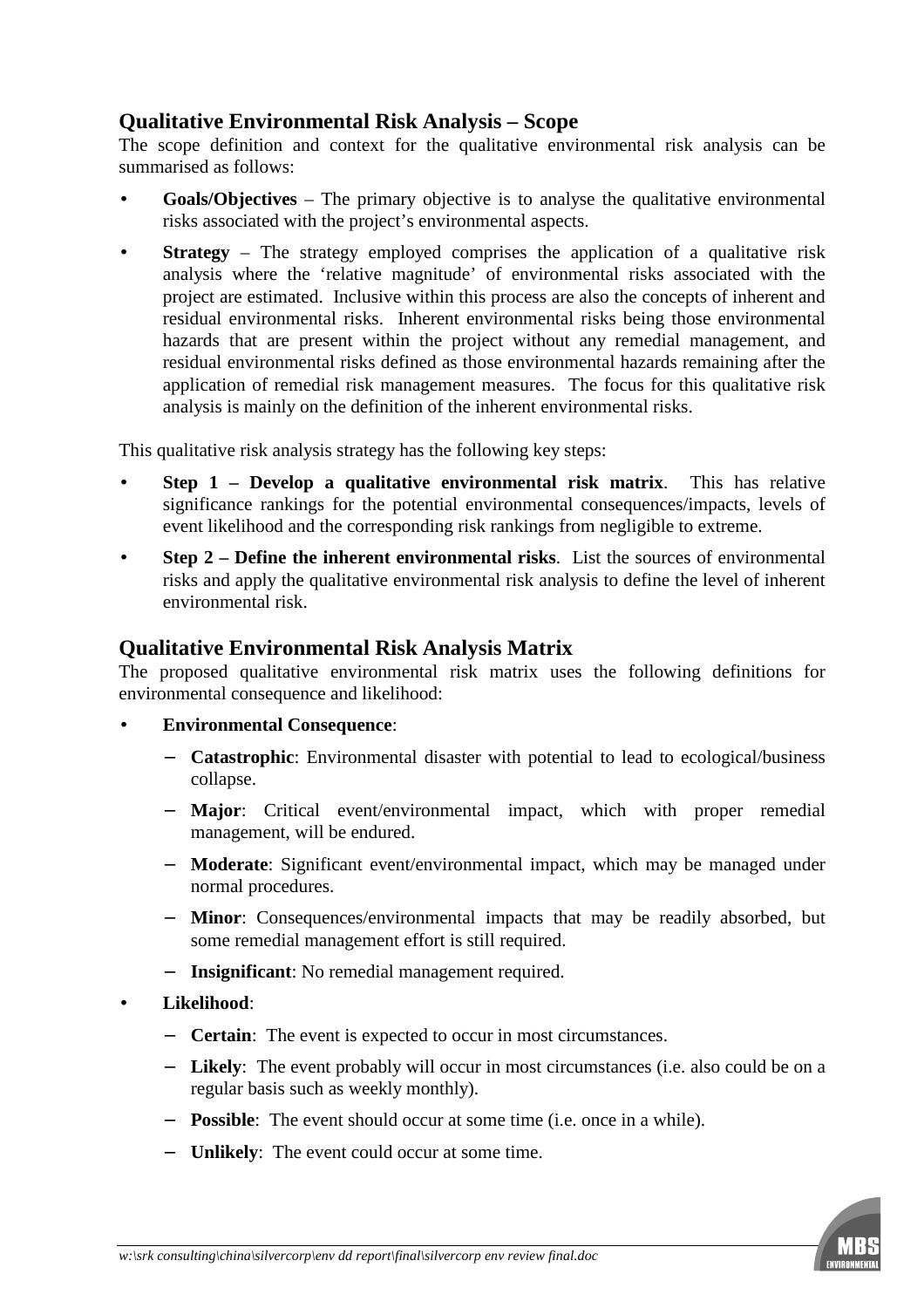## Qualitative Environmental Risk Analysis – Scope

The scope definition and context for the qualitative environmental risk analysis can be summarised as follows:

- **Goals/Objectives** – The primary objective is to analyse the qualitative environmental risks associated with the project's environmental aspects.
- **Strategy** – The strategy employed comprises the application of a qualitative risk analysis where the 'relative magnitude' of environmental risks associated with the project are estimated. Inclusive within this process are also the concepts of inherent and residual environmental risks. Inherent environmental risks being those environmental hazards that are present within the project without any remedial management, and residual environmental risks defined as those environmental hazards remaining after the application of remedial risk management measures. The focus for this qualitative risk analysis is mainly on the definition of the inherent environmental risks.

This qualitative risk analysis strategy has the following key steps:

- **Step 1 – Develop a qualitative environmental risk matrix**. This has relative significance rankings for the potential environmental consequences/impacts, levels of event likelihood and the corresponding risk rankings from negligible to extreme.
- **Step 2 – Define the inherent environmental risks**. List the sources of environmental risks and apply the qualitative environmental risk analysis to define the level of inherent environmental risk.

## Qualitative Environmental Risk Analysis Matrix

The proposed qualitative environmental risk matrix uses the following definitions for environmental consequence and likelihood:

- **Environmental Consequence**:
  - **Catastrophic**: Environmental disaster with potential to lead to ecological/business collapse.
  - **Major**: Critical event/environmental impact, which with proper remedial management, will be endured.
  - **Moderate**: Significant event/environmental impact, which may be managed under normal procedures.
  - **Minor**: Consequences/environmental impacts that may be readily absorbed, but some remedial management effort is still required.
  - **Insignificant**: No remedial management required.
- **Likelihood**:
  - **Certain**: The event is expected to occur in most circumstances.
  - **Likely**: The event probably will occur in most circumstances (i.e. also could be on a regular basis such as weekly monthly).
  - **Possible**: The event should occur at some time (i.e. once in a while).
  - **Unlikely**: The event could occur at some time.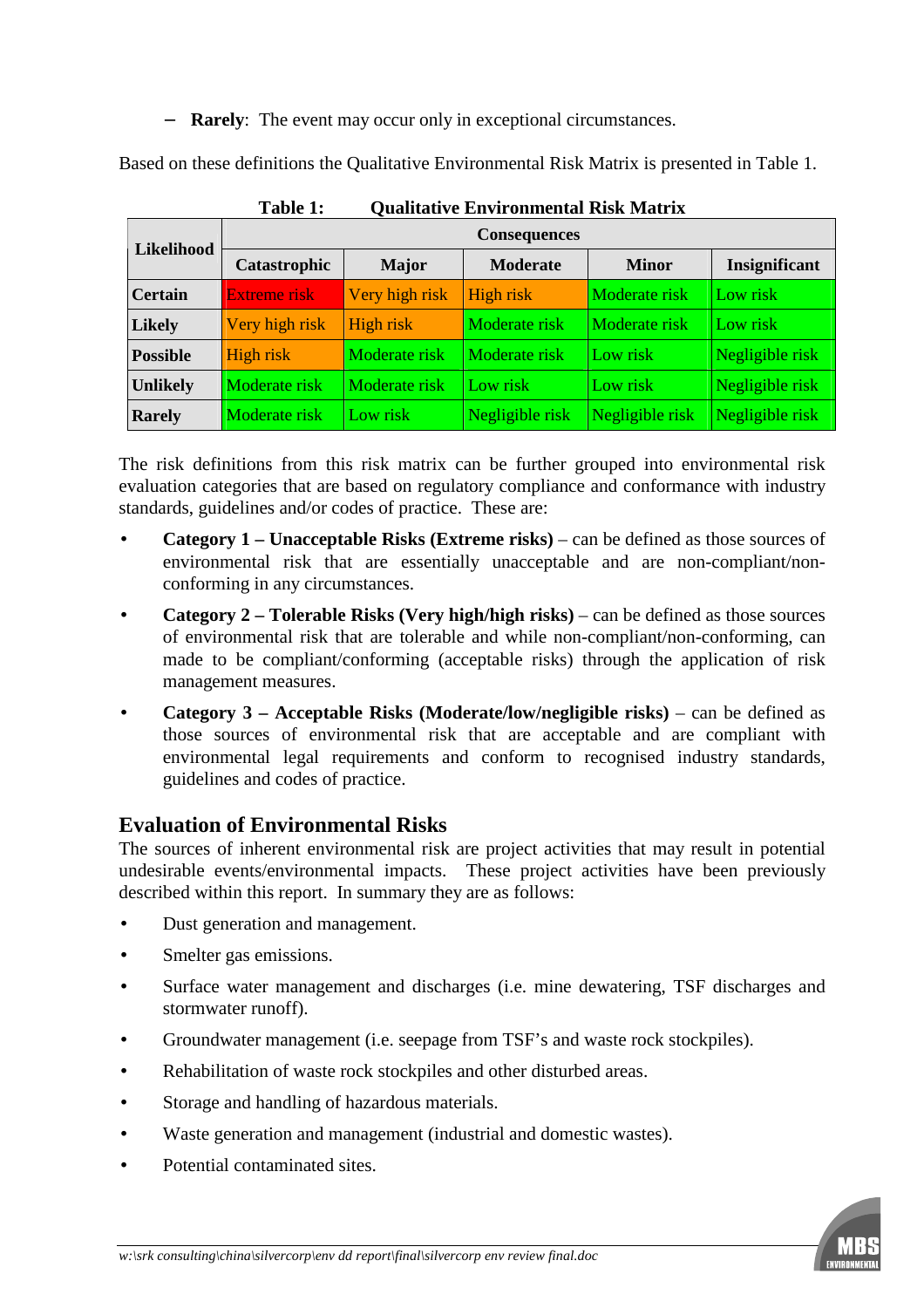– **Rarely**: The event may occur only in exceptional circumstances.

Based on these definitions the Qualitative Environmental Risk Matrix is presented in Table 1.

**Table 1: Qualitative Environmental Risk Matrix**

| Likelihood | Consequences | | | | |
|---|---|---|---|---|---|
| | **Catastrophic** | **Major** | **Moderate** | **Minor** | **Insignificant** |
| **Certain** | Extreme risk | Very high risk | High risk | Moderate risk | Low risk |
| **Likely** | Very high risk | High risk | Moderate risk | Moderate risk | Low risk |
| **Possible** | High risk | Moderate risk | Moderate risk | Low risk | Negligible risk |
| **Unlikely** | Moderate risk | Moderate risk | Low risk | Low risk | Negligible risk |
| **Rarely** | Moderate risk | Low risk | Negligible risk | Negligible risk | Negligible risk |

The risk definitions from this risk matrix can be further grouped into environmental risk evaluation categories that are based on regulatory compliance and conformance with industry standards, guidelines and/or codes of practice. These are:

- **Category 1 – Unacceptable Risks (Extreme risks)** – can be defined as those sources of environmental risk that are essentially unacceptable and are non-compliant/non-conforming in any circumstances.
- **Category 2 – Tolerable Risks (Very high/high risks)** – can be defined as those sources of environmental risk that are tolerable and while non-compliant/non-conforming, can made to be compliant/conforming (acceptable risks) through the application of risk management measures.
- **Category 3 – Acceptable Risks (Moderate/low/negligible risks)** – can be defined as those sources of environmental risk that are acceptable and are compliant with environmental legal requirements and conform to recognised industry standards, guidelines and codes of practice.

## Evaluation of Environmental Risks

The sources of inherent environmental risk are project activities that may result in potential undesirable events/environmental impacts. These project activities have been previously described within this report. In summary they are as follows:

- Dust generation and management.
- Smelter gas emissions.
- Surface water management and discharges (i.e. mine dewatering, TSF discharges and stormwater runoff).
- Groundwater management (i.e. seepage from TSF's and waste rock stockpiles).
- Rehabilitation of waste rock stockpiles and other disturbed areas.
- Storage and handling of hazardous materials.
- Waste generation and management (industrial and domestic wastes).
- Potential contaminated sites.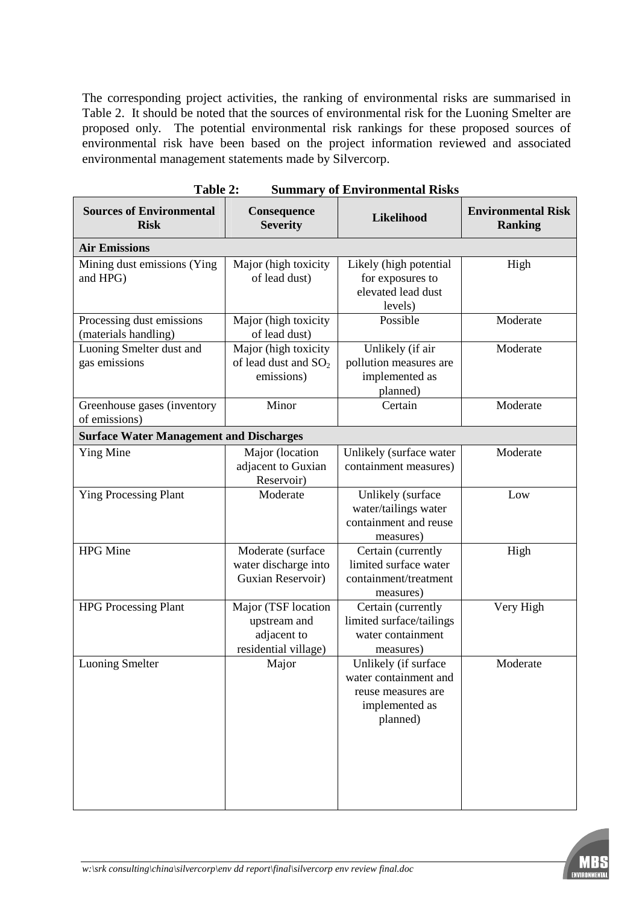The corresponding project activities, the ranking of environmental risks are summarised in Table 2. It should be noted that the sources of environmental risk for the Luoning Smelter are proposed only. The potential environmental risk rankings for these proposed sources of environmental risk have been based on the project information reviewed and associated environmental management statements made by Silvercorp.

**Table 2: Summary of Environmental Risks**

| Sources of Environmental Risk | Consequence Severity | Likelihood | Environmental Risk Ranking |
|---|---|---|---|
| **Air Emissions** | | | |
| Mining dust emissions (Ying and HPG) | Major (high toxicity of lead dust) | Likely (high potential for exposures to elevated lead dust levels) | High |
| Processing dust emissions (materials handling) | Major (high toxicity of lead dust) | Possible | Moderate |
| Luoning Smelter dust and gas emissions | Major (high toxicity of lead dust and $SO_2$ emissions) | Unlikely (if air pollution measures are implemented as planned) | Moderate |
| Greenhouse gases (inventory of emissions) | Minor | Certain | Moderate |
| **Surface Water Management and Discharges** | | | |
| Ying Mine | Major (location adjacent to Guxian Reservoir) | Unlikely (surface water containment measures) | Moderate |
| Ying Processing Plant | Moderate | Unlikely (surface water/tailings water containment and reuse measures) | Low |
| HPG Mine | Moderate (surface water discharge into Guxian Reservoir) | Certain (currently limited surface water containment/treatment measures) | High |
| HPG Processing Plant | Major (TSF location upstream and adjacent to residential village) | Certain (currently limited surface/tailings water containment measures) | Very High |
| Luoning Smelter | Major | Unlikely (if surface water containment and reuse measures are implemented as planned) | Moderate |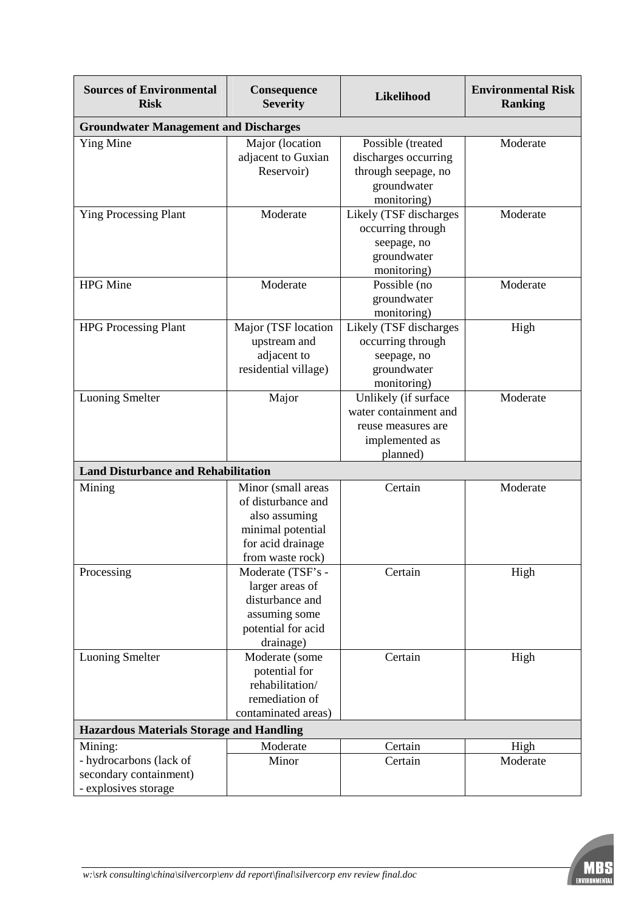| Sources of Environmental Risk | Consequence Severity | Likelihood | Environmental Risk Ranking |
|---|---|---|---|
| **Groundwater Management and Discharges** | | | |
| Ying Mine | Major (location adjacent to Guxian Reservoir) | Possible (treated discharges occurring through seepage, no groundwater monitoring) | Moderate |
| Ying Processing Plant | Moderate | Likely (TSF discharges occurring through seepage, no groundwater monitoring) | Moderate |
| HPG Mine | Moderate | Possible (no groundwater monitoring) | Moderate |
| HPG Processing Plant | Major (TSF location upstream and adjacent to residential village) | Likely (TSF discharges occurring through seepage, no groundwater monitoring) | High |
| Luoning Smelter | Major | Unlikely (if surface water containment and reuse measures are implemented as planned) | Moderate |
| **Land Disturbance and Rehabilitation** | | | |
| Mining | Minor (small areas of disturbance and also assuming minimal potential for acid drainage from waste rock) | Certain | Moderate |
| Processing | Moderate (TSF's - larger areas of disturbance and assuming some potential for acid drainage) | Certain | High |
| Luoning Smelter | Moderate (some potential for rehabilitation/ remediation of contaminated areas) | Certain | High |
| **Hazardous Materials Storage and Handling** | | | |
| Mining:<br>- hydrocarbons (lack of secondary containment) | Moderate | Certain | High |
| - explosives storage | Minor | Certain | Moderate |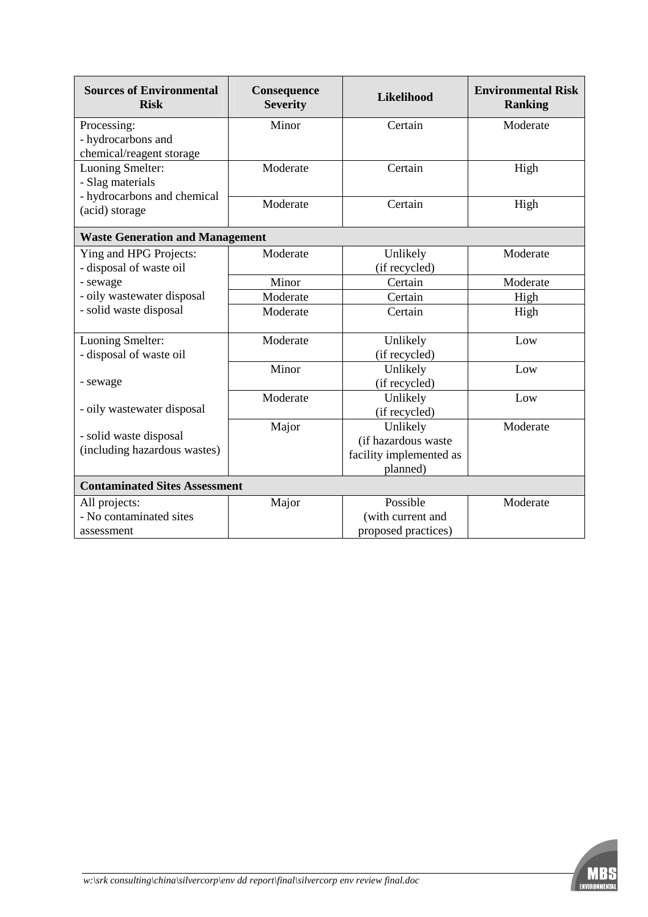| Sources of Environmental Risk | Consequence Severity | Likelihood | Environmental Risk Ranking |
|---|---|---|---|
| Processing:<br>- hydrocarbons and chemical/reagent storage | Minor | Certain | Moderate |
| Luoning Smelter:<br>- Slag materials | Moderate | Certain | High |
| - hydrocarbons and chemical (acid) storage | Moderate | Certain | High |
| **Waste Generation and Management** | | | |
| Ying and HPG Projects:<br>- disposal of waste oil | Moderate | Unlikely<br>(if recycled) | Moderate |
| - sewage | Minor | Certain | Moderate |
| - oily wastewater disposal | Moderate | Certain | High |
| - solid waste disposal | Moderate | Certain | High |
| Luoning Smelter:<br>- disposal of waste oil | Moderate | Unlikely<br>(if recycled) | Low |
| - sewage | Minor | Unlikely<br>(if recycled) | Low |
| - oily wastewater disposal | Moderate | Unlikely<br>(if recycled) | Low |
| - solid waste disposal (including hazardous wastes) | Major | Unlikely<br>(if hazardous waste facility implemented as planned) | Moderate |
| **Contaminated Sites Assessment** | | | |
| All projects:<br>- No contaminated sites assessment | Major | Possible<br>(with current and proposed practices) | Moderate |

*w:\srk consulting\china\silvercorp\env dd report\final\silvercorp env review final.doc*